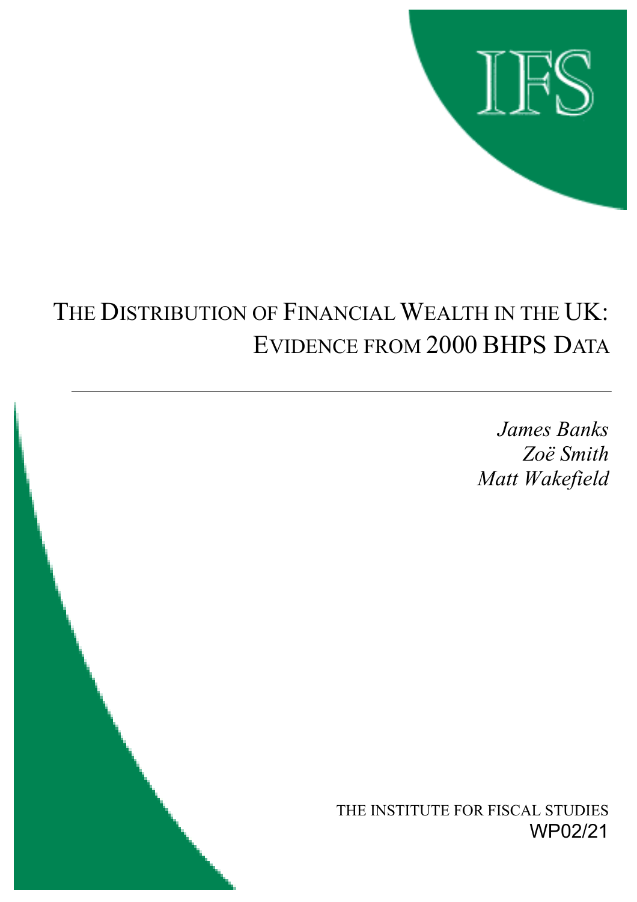IFS

# THE DISTRIBUTION OF FINANCIAL WEALTH IN THE UK: EVIDENCE FROM 2000 BHPS DATA

*James Banks*
*Zoë Smith*
*Matt Wakefield*

THE INSTITUTE FOR FISCAL STUDIES
WP02/21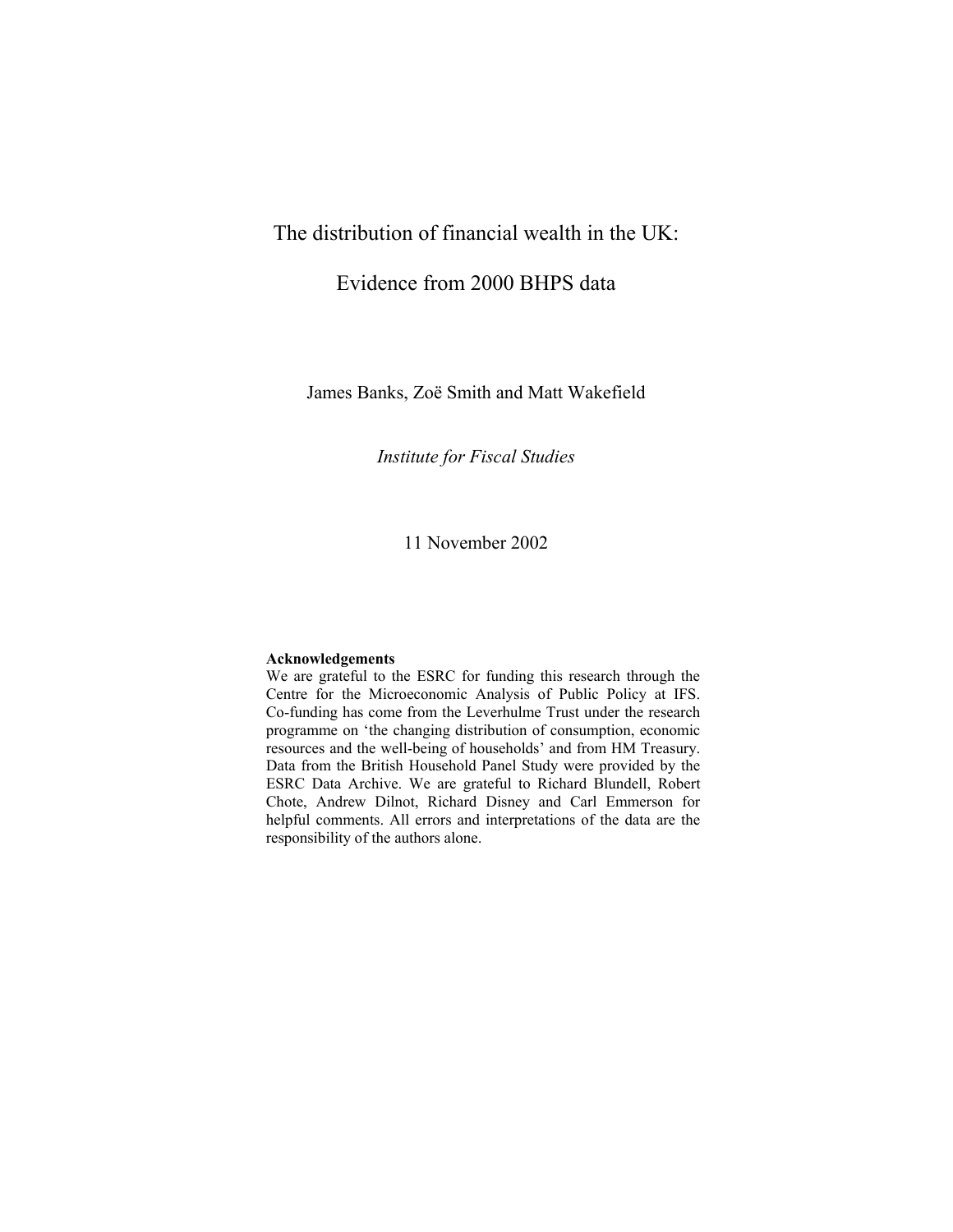# The distribution of financial wealth in the UK:

# Evidence from 2000 BHPS data

James Banks, Zoë Smith and Matt Wakefield

*Institute for Fiscal Studies*

11 November 2002

**Acknowledgements**

We are grateful to the ESRC for funding this research through the Centre for the Microeconomic Analysis of Public Policy at IFS. Co-funding has come from the Leverhulme Trust under the research programme on 'the changing distribution of consumption, economic resources and the well-being of households' and from HM Treasury. Data from the British Household Panel Study were provided by the ESRC Data Archive. We are grateful to Richard Blundell, Robert Chote, Andrew Dilnot, Richard Disney and Carl Emmerson for helpful comments. All errors and interpretations of the data are the responsibility of the authors alone.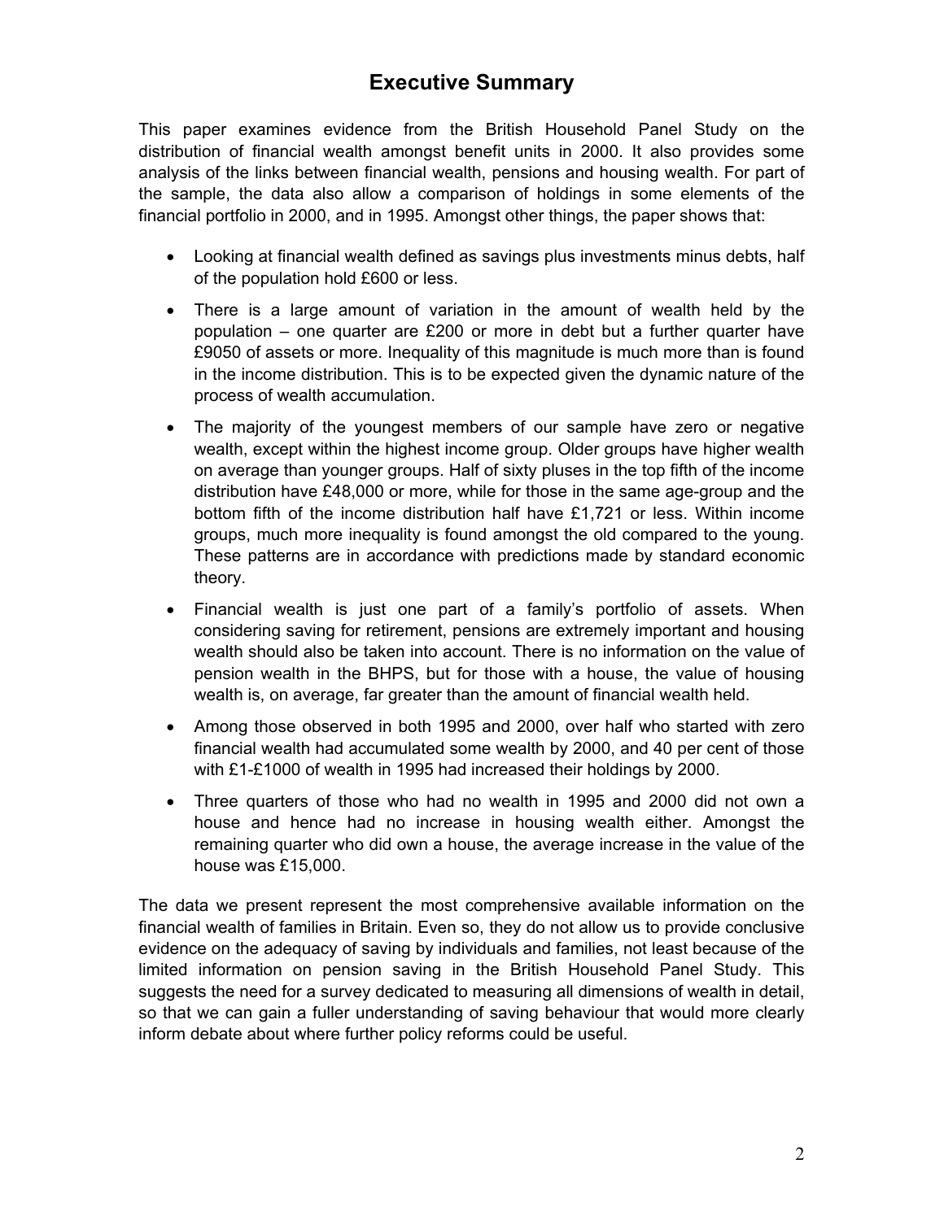# Executive Summary

This paper examines evidence from the British Household Panel Study on the distribution of financial wealth amongst benefit units in 2000. It also provides some analysis of the links between financial wealth, pensions and housing wealth. For part of the sample, the data also allow a comparison of holdings in some elements of the financial portfolio in 2000, and in 1995. Amongst other things, the paper shows that:

- Looking at financial wealth defined as savings plus investments minus debts, half of the population hold £600 or less.
- There is a large amount of variation in the amount of wealth held by the population – one quarter are £200 or more in debt but a further quarter have £9050 of assets or more. Inequality of this magnitude is much more than is found in the income distribution. This is to be expected given the dynamic nature of the process of wealth accumulation.
- The majority of the youngest members of our sample have zero or negative wealth, except within the highest income group. Older groups have higher wealth on average than younger groups. Half of sixty pluses in the top fifth of the income distribution have £48,000 or more, while for those in the same age-group and the bottom fifth of the income distribution half have £1,721 or less. Within income groups, much more inequality is found amongst the old compared to the young. These patterns are in accordance with predictions made by standard economic theory.
- Financial wealth is just one part of a family's portfolio of assets. When considering saving for retirement, pensions are extremely important and housing wealth should also be taken into account. There is no information on the value of pension wealth in the BHPS, but for those with a house, the value of housing wealth is, on average, far greater than the amount of financial wealth held.
- Among those observed in both 1995 and 2000, over half who started with zero financial wealth had accumulated some wealth by 2000, and 40 per cent of those with £1-£1000 of wealth in 1995 had increased their holdings by 2000.
- Three quarters of those who had no wealth in 1995 and 2000 did not own a house and hence had no increase in housing wealth either. Amongst the remaining quarter who did own a house, the average increase in the value of the house was £15,000.

The data we present represent the most comprehensive available information on the financial wealth of families in Britain. Even so, they do not allow us to provide conclusive evidence on the adequacy of saving by individuals and families, not least because of the limited information on pension saving in the British Household Panel Study. This suggests the need for a survey dedicated to measuring all dimensions of wealth in detail, so that we can gain a fuller understanding of saving behaviour that would more clearly inform debate about where further policy reforms could be useful.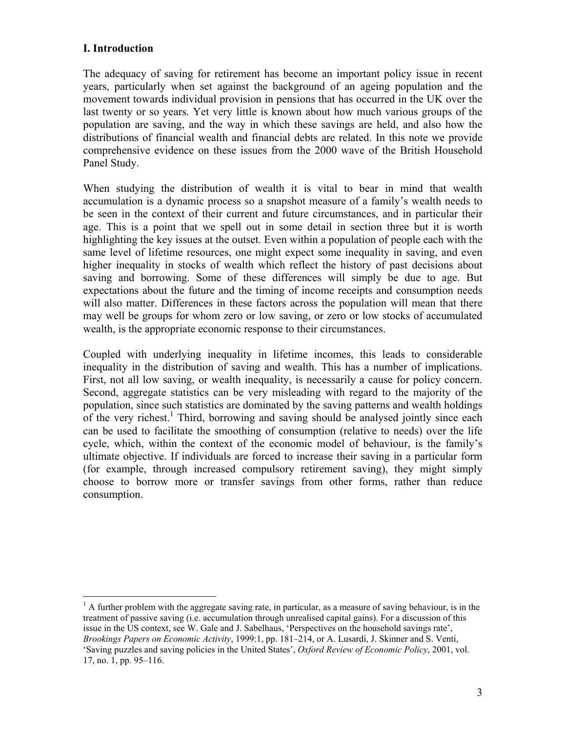## I. Introduction

The adequacy of saving for retirement has become an important policy issue in recent years, particularly when set against the background of an ageing population and the movement towards individual provision in pensions that has occurred in the UK over the last twenty or so years. Yet very little is known about how much various groups of the population are saving, and the way in which these savings are held, and also how the distributions of financial wealth and financial debts are related. In this note we provide comprehensive evidence on these issues from the 2000 wave of the British Household Panel Study.

When studying the distribution of wealth it is vital to bear in mind that wealth accumulation is a dynamic process so a snapshot measure of a family's wealth needs to be seen in the context of their current and future circumstances, and in particular their age. This is a point that we spell out in some detail in section three but it is worth highlighting the key issues at the outset. Even within a population of people each with the same level of lifetime resources, one might expect some inequality in saving, and even higher inequality in stocks of wealth which reflect the history of past decisions about saving and borrowing. Some of these differences will simply be due to age. But expectations about the future and the timing of income receipts and consumption needs will also matter. Differences in these factors across the population will mean that there may well be groups for whom zero or low saving, or zero or low stocks of accumulated wealth, is the appropriate economic response to their circumstances.

Coupled with underlying inequality in lifetime incomes, this leads to considerable inequality in the distribution of saving and wealth. This has a number of implications. First, not all low saving, or wealth inequality, is necessarily a cause for policy concern. Second, aggregate statistics can be very misleading with regard to the majority of the population, since such statistics are dominated by the saving patterns and wealth holdings of the very richest.[1] Third, borrowing and saving should be analysed jointly since each can be used to facilitate the smoothing of consumption (relative to needs) over the life cycle, which, within the context of the economic model of behaviour, is the family's ultimate objective. If individuals are forced to increase their saving in a particular form (for example, through increased compulsory retirement saving), they might simply choose to borrow more or transfer savings from other forms, rather than reduce consumption.

[1] A further problem with the aggregate saving rate, in particular, as a measure of saving behaviour, is in the treatment of passive saving (i.e. accumulation through unrealised capital gains). For a discussion of this issue in the US context, see W. Gale and J. Sabelhaus, 'Perspectives on the household savings rate', *Brookings Papers on Economic Activity*, 1999:1, pp. 181–214, or A. Lusardi, J. Skinner and S. Venti, 'Saving puzzles and saving policies in the United States', *Oxford Review of Economic Policy*, 2001, vol. 17, no. 1, pp. 95–116.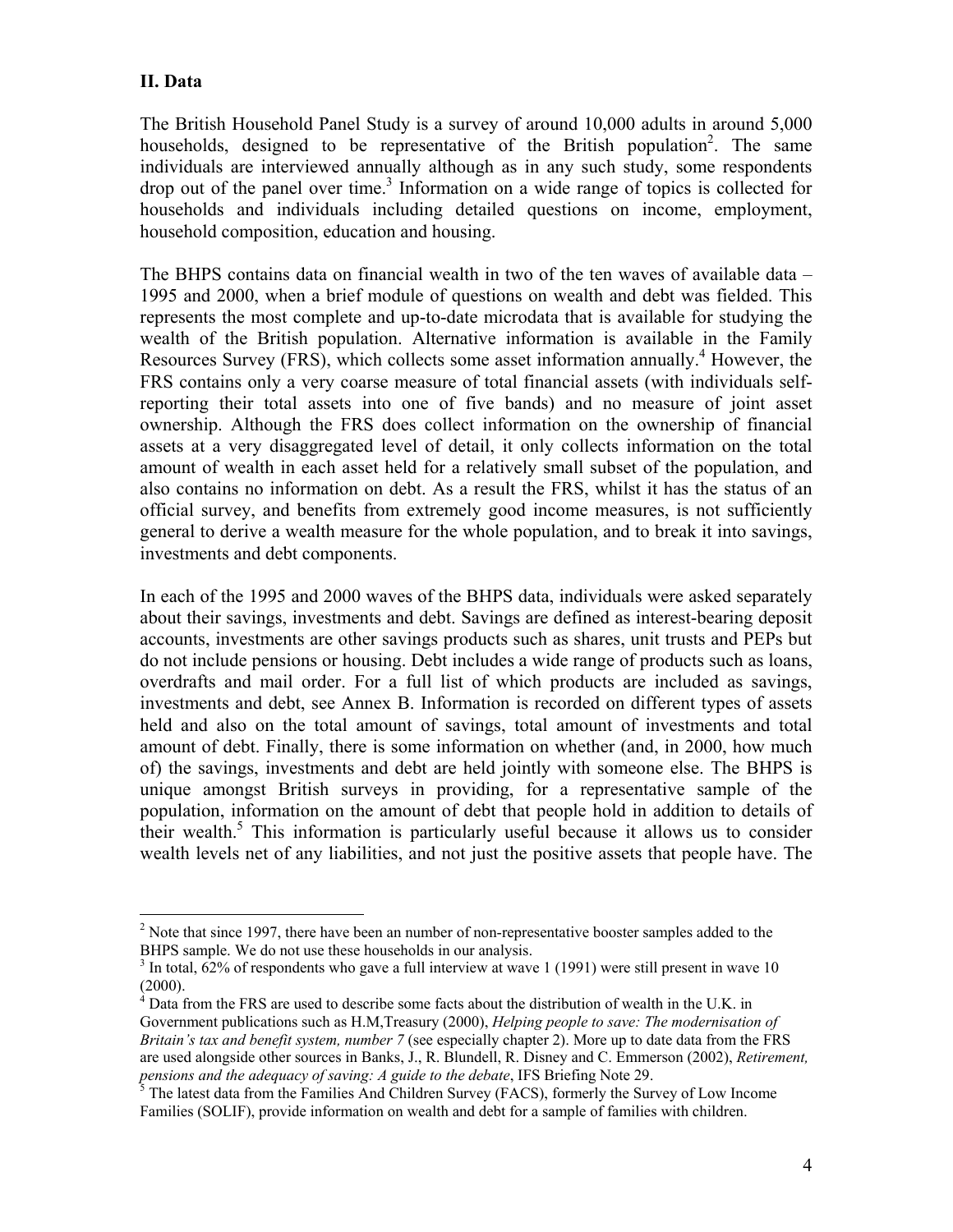## II. Data

The British Household Panel Study is a survey of around 10,000 adults in around 5,000 households, designed to be representative of the British population[2]. The same individuals are interviewed annually although as in any such study, some respondents drop out of the panel over time.[3] Information on a wide range of topics is collected for households and individuals including detailed questions on income, employment, household composition, education and housing.

The BHPS contains data on financial wealth in two of the ten waves of available data – 1995 and 2000, when a brief module of questions on wealth and debt was fielded. This represents the most complete and up-to-date microdata that is available for studying the wealth of the British population. Alternative information is available in the Family Resources Survey (FRS), which collects some asset information annually.[4] However, the FRS contains only a very coarse measure of total financial assets (with individuals self-reporting their total assets into one of five bands) and no measure of joint asset ownership. Although the FRS does collect information on the ownership of financial assets at a very disaggregated level of detail, it only collects information on the total amount of wealth in each asset held for a relatively small subset of the population, and also contains no information on debt. As a result the FRS, whilst it has the status of an official survey, and benefits from extremely good income measures, is not sufficiently general to derive a wealth measure for the whole population, and to break it into savings, investments and debt components.

In each of the 1995 and 2000 waves of the BHPS data, individuals were asked separately about their savings, investments and debt. Savings are defined as interest-bearing deposit accounts, investments are other savings products such as shares, unit trusts and PEPs but do not include pensions or housing. Debt includes a wide range of products such as loans, overdrafts and mail order. For a full list of which products are included as savings, investments and debt, see Annex B. Information is recorded on different types of assets held and also on the total amount of savings, total amount of investments and total amount of debt. Finally, there is some information on whether (and, in 2000, how much of) the savings, investments and debt are held jointly with someone else. The BHPS is unique amongst British surveys in providing, for a representative sample of the population, information on the amount of debt that people hold in addition to details of their wealth.[5] This information is particularly useful because it allows us to consider wealth levels net of any liabilities, and not just the positive assets that people have. The

---

[2] Note that since 1997, there have been an number of non-representative booster samples added to the BHPS sample. We do not use these households in our analysis.

[3] In total, 62% of respondents who gave a full interview at wave 1 (1991) were still present in wave 10 (2000).

[4] Data from the FRS are used to describe some facts about the distribution of wealth in the U.K. in Government publications such as H.M,Treasury (2000), *Helping people to save: The modernisation of Britain's tax and benefit system, number 7* (see especially chapter 2). More up to date data from the FRS are used alongside other sources in Banks, J., R. Blundell, R. Disney and C. Emmerson (2002), *Retirement, pensions and the adequacy of saving: A guide to the debate*, IFS Briefing Note 29.

[5] The latest data from the Families And Children Survey (FACS), formerly the Survey of Low Income Families (SOLIF), provide information on wealth and debt for a sample of families with children.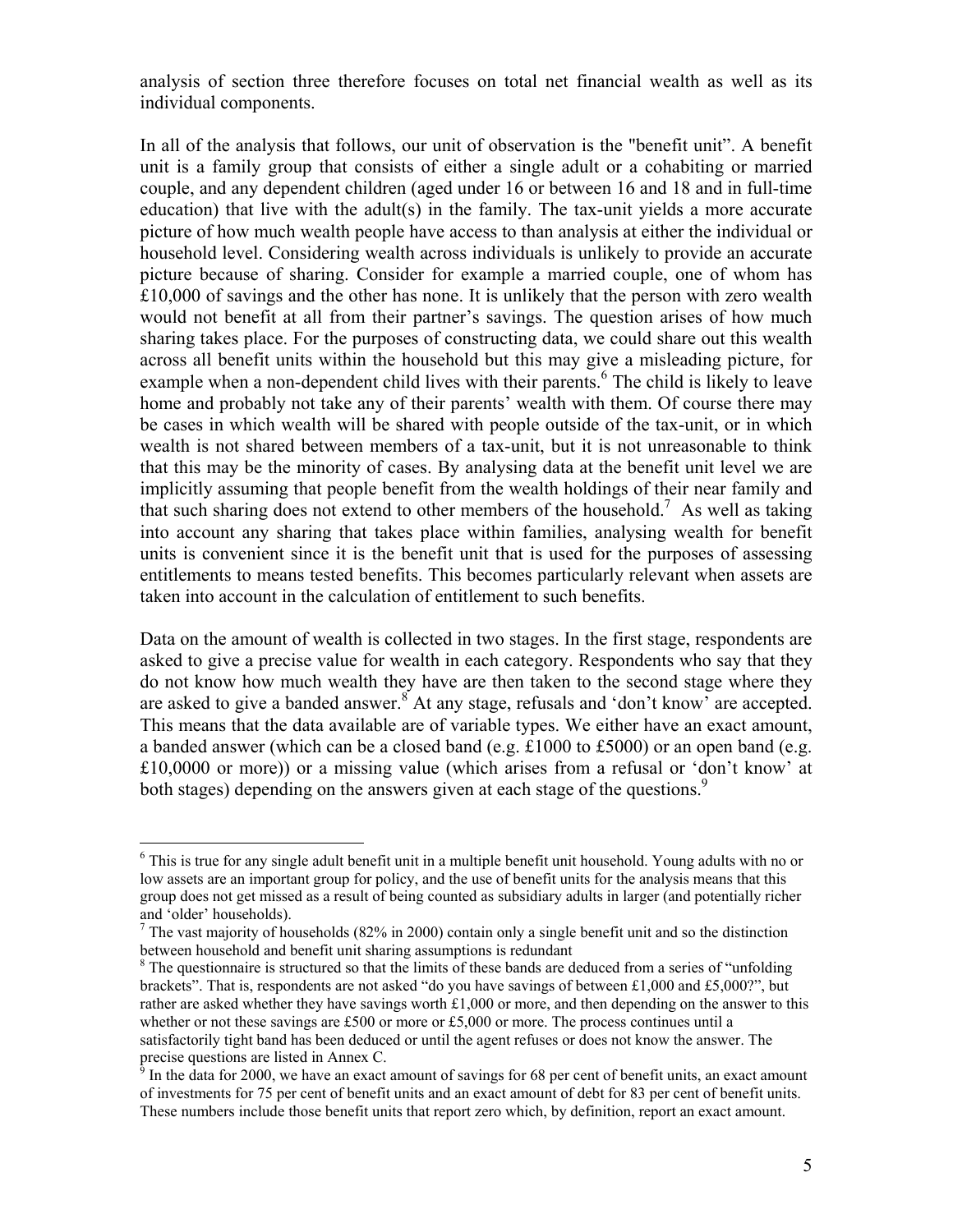analysis of section three therefore focuses on total net financial wealth as well as its individual components.

In all of the analysis that follows, our unit of observation is the "benefit unit". A benefit unit is a family group that consists of either a single adult or a cohabiting or married couple, and any dependent children (aged under 16 or between 16 and 18 and in full-time education) that live with the adult(s) in the family. The tax-unit yields a more accurate picture of how much wealth people have access to than analysis at either the individual or household level. Considering wealth across individuals is unlikely to provide an accurate picture because of sharing. Consider for example a married couple, one of whom has £10,000 of savings and the other has none. It is unlikely that the person with zero wealth would not benefit at all from their partner's savings. The question arises of how much sharing takes place. For the purposes of constructing data, we could share out this wealth across all benefit units within the household but this may give a misleading picture, for example when a non-dependent child lives with their parents.[6] The child is likely to leave home and probably not take any of their parents' wealth with them. Of course there may be cases in which wealth will be shared with people outside of the tax-unit, or in which wealth is not shared between members of a tax-unit, but it is not unreasonable to think that this may be the minority of cases. By analysing data at the benefit unit level we are implicitly assuming that people benefit from the wealth holdings of their near family and that such sharing does not extend to other members of the household.[7] As well as taking into account any sharing that takes place within families, analysing wealth for benefit units is convenient since it is the benefit unit that is used for the purposes of assessing entitlements to means tested benefits. This becomes particularly relevant when assets are taken into account in the calculation of entitlement to such benefits.

Data on the amount of wealth is collected in two stages. In the first stage, respondents are asked to give a precise value for wealth in each category. Respondents who say that they do not know how much wealth they have are then taken to the second stage where they are asked to give a banded answer.[8] At any stage, refusals and 'don't know' are accepted. This means that the data available are of variable types. We either have an exact amount, a banded answer (which can be a closed band (e.g. £1000 to £5000) or an open band (e.g. £10,0000 or more)) or a missing value (which arises from a refusal or 'don't know' at both stages) depending on the answers given at each stage of the questions.[9]

---

[6] This is true for any single adult benefit unit in a multiple benefit unit household. Young adults with no or low assets are an important group for policy, and the use of benefit units for the analysis means that this group does not get missed as a result of being counted as subsidiary adults in larger (and potentially richer and 'older' households).

[7] The vast majority of households (82% in 2000) contain only a single benefit unit and so the distinction between household and benefit unit sharing assumptions is redundant

[8] The questionnaire is structured so that the limits of these bands are deduced from a series of "unfolding brackets". That is, respondents are not asked "do you have savings of between £1,000 and £5,000?", but rather are asked whether they have savings worth £1,000 or more, and then depending on the answer to this whether or not these savings are £500 or more or £5,000 or more. The process continues until a satisfactorily tight band has been deduced or until the agent refuses or does not know the answer. The precise questions are listed in Annex C.

[9] In the data for 2000, we have an exact amount of savings for 68 per cent of benefit units, an exact amount of investments for 75 per cent of benefit units and an exact amount of debt for 83 per cent of benefit units. These numbers include those benefit units that report zero which, by definition, report an exact amount.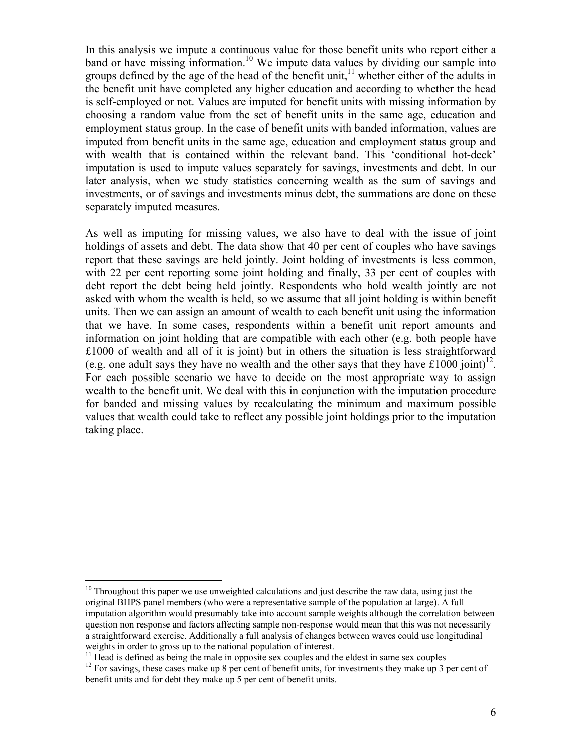In this analysis we impute a continuous value for those benefit units who report either a band or have missing information.[10] We impute data values by dividing our sample into groups defined by the age of the head of the benefit unit,[11] whether either of the adults in the benefit unit have completed any higher education and according to whether the head is self-employed or not. Values are imputed for benefit units with missing information by choosing a random value from the set of benefit units in the same age, education and employment status group. In the case of benefit units with banded information, values are imputed from benefit units in the same age, education and employment status group and with wealth that is contained within the relevant band. This 'conditional hot-deck' imputation is used to impute values separately for savings, investments and debt. In our later analysis, when we study statistics concerning wealth as the sum of savings and investments, or of savings and investments minus debt, the summations are done on these separately imputed measures.

As well as imputing for missing values, we also have to deal with the issue of joint holdings of assets and debt. The data show that 40 per cent of couples who have savings report that these savings are held jointly. Joint holding of investments is less common, with 22 per cent reporting some joint holding and finally, 33 per cent of couples with debt report the debt being held jointly. Respondents who hold wealth jointly are not asked with whom the wealth is held, so we assume that all joint holding is within benefit units. Then we can assign an amount of wealth to each benefit unit using the information that we have. In some cases, respondents within a benefit unit report amounts and information on joint holding that are compatible with each other (e.g. both people have £1000 of wealth and all of it is joint) but in others the situation is less straightforward (e.g. one adult says they have no wealth and the other says that they have £1000 joint)[12]. For each possible scenario we have to decide on the most appropriate way to assign wealth to the benefit unit. We deal with this in conjunction with the imputation procedure for banded and missing values by recalculating the minimum and maximum possible values that wealth could take to reflect any possible joint holdings prior to the imputation taking place.

---

[10] Throughout this paper we use unweighted calculations and just describe the raw data, using just the original BHPS panel members (who were a representative sample of the population at large). A full imputation algorithm would presumably take into account sample weights although the correlation between question non response and factors affecting sample non-response would mean that this was not necessarily a straightforward exercise. Additionally a full analysis of changes between waves could use longitudinal weights in order to gross up to the national population of interest.

[11] Head is defined as being the male in opposite sex couples and the eldest in same sex couples

[12] For savings, these cases make up 8 per cent of benefit units, for investments they make up 3 per cent of benefit units and for debt they make up 5 per cent of benefit units.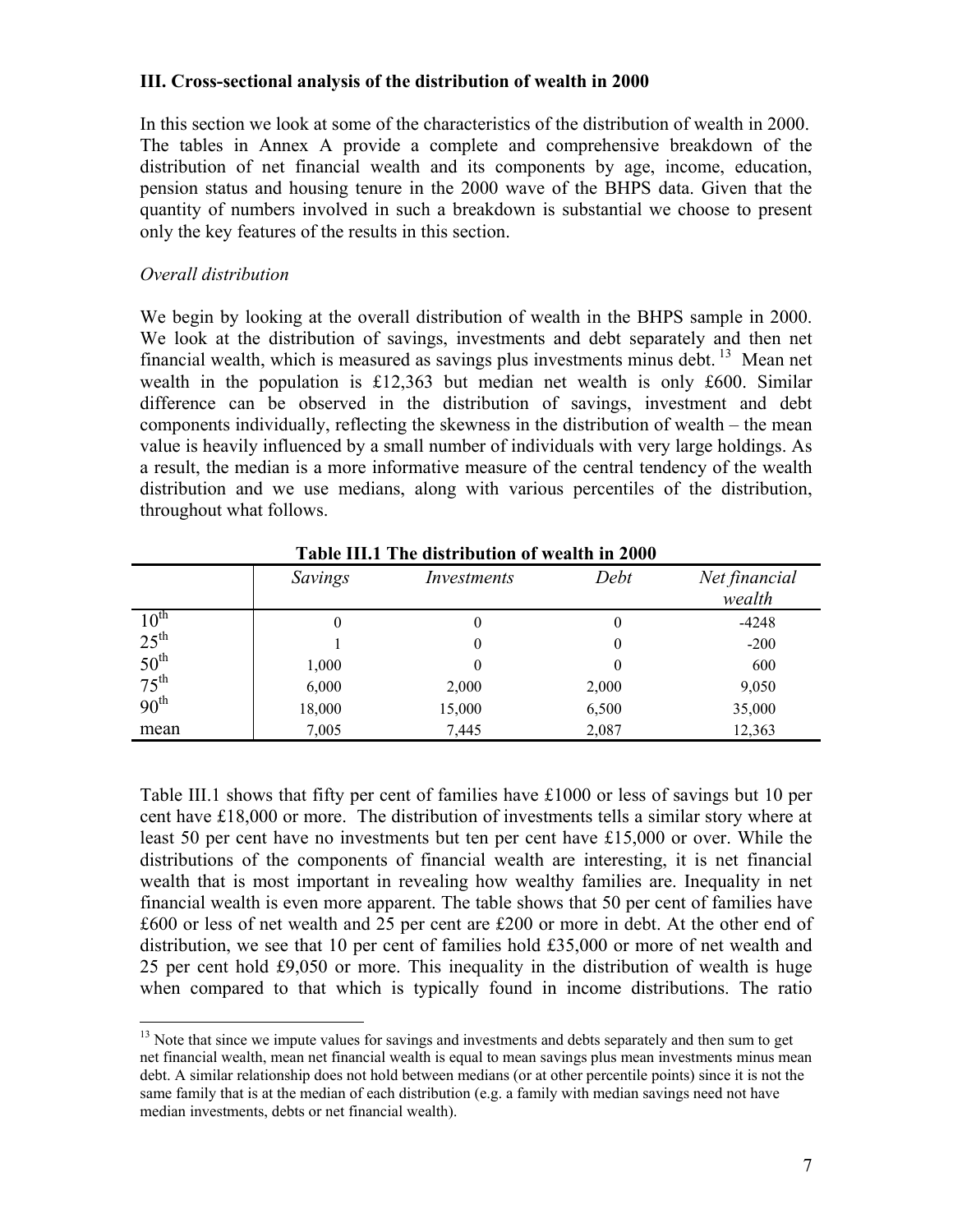### III. Cross-sectional analysis of the distribution of wealth in 2000

In this section we look at some of the characteristics of the distribution of wealth in 2000. The tables in Annex A provide a complete and comprehensive breakdown of the distribution of net financial wealth and its components by age, income, education, pension status and housing tenure in the 2000 wave of the BHPS data. Given that the quantity of numbers involved in such a breakdown is substantial we choose to present only the key features of the results in this section.

*Overall distribution*

We begin by looking at the overall distribution of wealth in the BHPS sample in 2000. We look at the distribution of savings, investments and debt separately and then net financial wealth, which is measured as savings plus investments minus debt. [13] Mean net wealth in the population is £12,363 but median net wealth is only £600. Similar difference can be observed in the distribution of savings, investment and debt components individually, reflecting the skewness in the distribution of wealth – the mean value is heavily influenced by a small number of individuals with very large holdings. As a result, the median is a more informative measure of the central tendency of the wealth distribution and we use medians, along with various percentiles of the distribution, throughout what follows.

**Table III.1 The distribution of wealth in 2000**

| | *Savings* | *Investments* | *Debt* | *Net financial wealth* |
|---|---|---|---|---|
| 10th | 0 | 0 | 0 | -4248 |
| 25th | 1 | 0 | 0 | -200 |
| 50th | 1,000 | 0 | 0 | 600 |
| 75th | 6,000 | 2,000 | 2,000 | 9,050 |
| 90th | 18,000 | 15,000 | 6,500 | 35,000 |
| mean | 7,005 | 7,445 | 2,087 | 12,363 |

Table III.1 shows that fifty per cent of families have £1000 or less of savings but 10 per cent have £18,000 or more. The distribution of investments tells a similar story where at least 50 per cent have no investments but ten per cent have £15,000 or over. While the distributions of the components of financial wealth are interesting, it is net financial wealth that is most important in revealing how wealthy families are. Inequality in net financial wealth is even more apparent. The table shows that 50 per cent of families have £600 or less of net wealth and 25 per cent are £200 or more in debt. At the other end of distribution, we see that 10 per cent of families hold £35,000 or more of net wealth and 25 per cent hold £9,050 or more. This inequality in the distribution of wealth is huge when compared to that which is typically found in income distributions. The ratio

[13] Note that since we impute values for savings and investments and debts separately and then sum to get net financial wealth, mean net financial wealth is equal to mean savings plus mean investments minus mean debt. A similar relationship does not hold between medians (or at other percentile points) since it is not the same family that is at the median of each distribution (e.g. a family with median savings need not have median investments, debts or net financial wealth).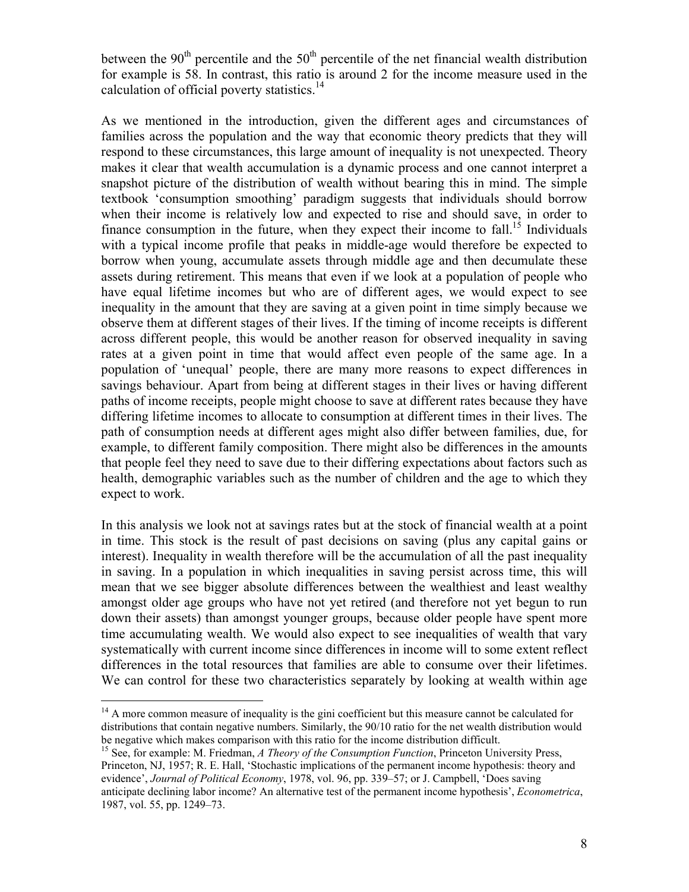between the 90th percentile and the 50th percentile of the net financial wealth distribution for example is 58. In contrast, this ratio is around 2 for the income measure used in the calculation of official poverty statistics.[14]

As we mentioned in the introduction, given the different ages and circumstances of families across the population and the way that economic theory predicts that they will respond to these circumstances, this large amount of inequality is not unexpected. Theory makes it clear that wealth accumulation is a dynamic process and one cannot interpret a snapshot picture of the distribution of wealth without bearing this in mind. The simple textbook 'consumption smoothing' paradigm suggests that individuals should borrow when their income is relatively low and expected to rise and should save, in order to finance consumption in the future, when they expect their income to fall.[15] Individuals with a typical income profile that peaks in middle-age would therefore be expected to borrow when young, accumulate assets through middle age and then decumulate these assets during retirement. This means that even if we look at a population of people who have equal lifetime incomes but who are of different ages, we would expect to see inequality in the amount that they are saving at a given point in time simply because we observe them at different stages of their lives. If the timing of income receipts is different across different people, this would be another reason for observed inequality in saving rates at a given point in time that would affect even people of the same age. In a population of 'unequal' people, there are many more reasons to expect differences in savings behaviour. Apart from being at different stages in their lives or having different paths of income receipts, people might choose to save at different rates because they have differing lifetime incomes to allocate to consumption at different times in their lives. The path of consumption needs at different ages might also differ between families, due, for example, to different family composition. There might also be differences in the amounts that people feel they need to save due to their differing expectations about factors such as health, demographic variables such as the number of children and the age to which they expect to work.

In this analysis we look not at savings rates but at the stock of financial wealth at a point in time. This stock is the result of past decisions on saving (plus any capital gains or interest). Inequality in wealth therefore will be the accumulation of all the past inequality in saving. In a population in which inequalities in saving persist across time, this will mean that we see bigger absolute differences between the wealthiest and least wealthy amongst older age groups who have not yet retired (and therefore not yet begun to run down their assets) than amongst younger groups, because older people have spent more time accumulating wealth. We would also expect to see inequalities of wealth that vary systematically with current income since differences in income will to some extent reflect differences in the total resources that families are able to consume over their lifetimes. We can control for these two characteristics separately by looking at wealth within age

---

[14] A more common measure of inequality is the gini coefficient but this measure cannot be calculated for distributions that contain negative numbers. Similarly, the 90/10 ratio for the net wealth distribution would be negative which makes comparison with this ratio for the income distribution difficult.

[15] See, for example: M. Friedman, *A Theory of the Consumption Function*, Princeton University Press, Princeton, NJ, 1957; R. E. Hall, 'Stochastic implications of the permanent income hypothesis: theory and evidence', *Journal of Political Economy*, 1978, vol. 96, pp. 339–57; or J. Campbell, 'Does saving anticipate declining labor income? An alternative test of the permanent income hypothesis', *Econometrica*, 1987, vol. 55, pp. 1249–73.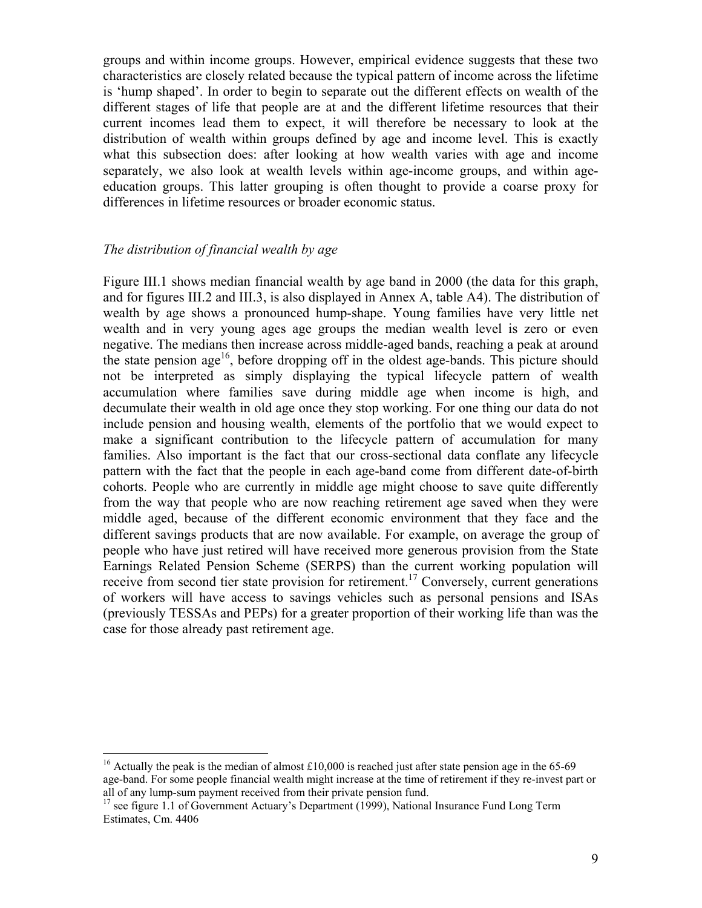groups and within income groups. However, empirical evidence suggests that these two characteristics are closely related because the typical pattern of income across the lifetime is 'hump shaped'. In order to begin to separate out the different effects on wealth of the different stages of life that people are at and the different lifetime resources that their current incomes lead them to expect, it will therefore be necessary to look at the distribution of wealth within groups defined by age and income level. This is exactly what this subsection does: after looking at how wealth varies with age and income separately, we also look at wealth levels within age-income groups, and within age-education groups. This latter grouping is often thought to provide a coarse proxy for differences in lifetime resources or broader economic status.

*The distribution of financial wealth by age*

Figure III.1 shows median financial wealth by age band in 2000 (the data for this graph, and for figures III.2 and III.3, is also displayed in Annex A, table A4). The distribution of wealth by age shows a pronounced hump-shape. Young families have very little net wealth and in very young ages age groups the median wealth level is zero or even negative. The medians then increase across middle-aged bands, reaching a peak at around the state pension age[16], before dropping off in the oldest age-bands. This picture should not be interpreted as simply displaying the typical lifecycle pattern of wealth accumulation where families save during middle age when income is high, and decumulate their wealth in old age once they stop working. For one thing our data do not include pension and housing wealth, elements of the portfolio that we would expect to make a significant contribution to the lifecycle pattern of accumulation for many families. Also important is the fact that our cross-sectional data conflate any lifecycle pattern with the fact that the people in each age-band come from different date-of-birth cohorts. People who are currently in middle age might choose to save quite differently from the way that people who are now reaching retirement age saved when they were middle aged, because of the different economic environment that they face and the different savings products that are now available. For example, on average the group of people who have just retired will have received more generous provision from the State Earnings Related Pension Scheme (SERPS) than the current working population will receive from second tier state provision for retirement.[17] Conversely, current generations of workers will have access to savings vehicles such as personal pensions and ISAs (previously TESSAs and PEPs) for a greater proportion of their working life than was the case for those already past retirement age.

---

[16] Actually the peak is the median of almost £10,000 is reached just after state pension age in the 65-69 age-band. For some people financial wealth might increase at the time of retirement if they re-invest part or all of any lump-sum payment received from their private pension fund.

[17] see figure 1.1 of Government Actuary's Department (1999), National Insurance Fund Long Term Estimates, Cm. 4406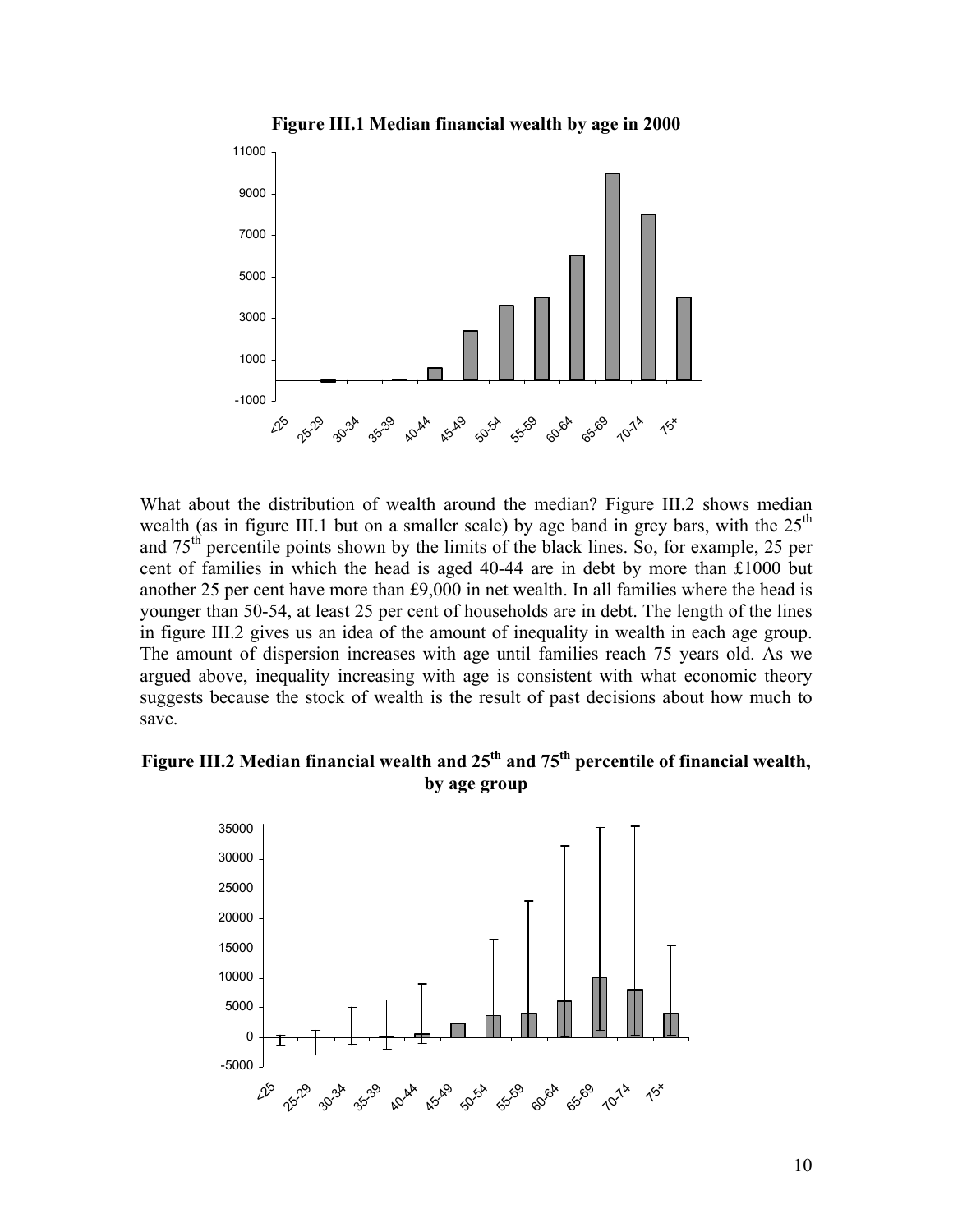**Figure III.1 Median financial wealth by age in 2000**

What about the distribution of wealth around the median? Figure III.2 shows median wealth (as in figure III.1 but on a smaller scale) by age band in grey bars, with the 25th and 75th percentile points shown by the limits of the black lines. So, for example, 25 per cent of families in which the head is aged 40-44 are in debt by more than £1000 but another 25 per cent have more than £9,000 in net wealth. In all families where the head is younger than 50-54, at least 25 per cent of households are in debt. The length of the lines in figure III.2 gives us an idea of the amount of inequality in wealth in each age group. The amount of dispersion increases with age until families reach 75 years old. As we argued above, inequality increasing with age is consistent with what economic theory suggests because the stock of wealth is the result of past decisions about how much to save.

**Figure III.2 Median financial wealth and 25th and 75th percentile of financial wealth, by age group**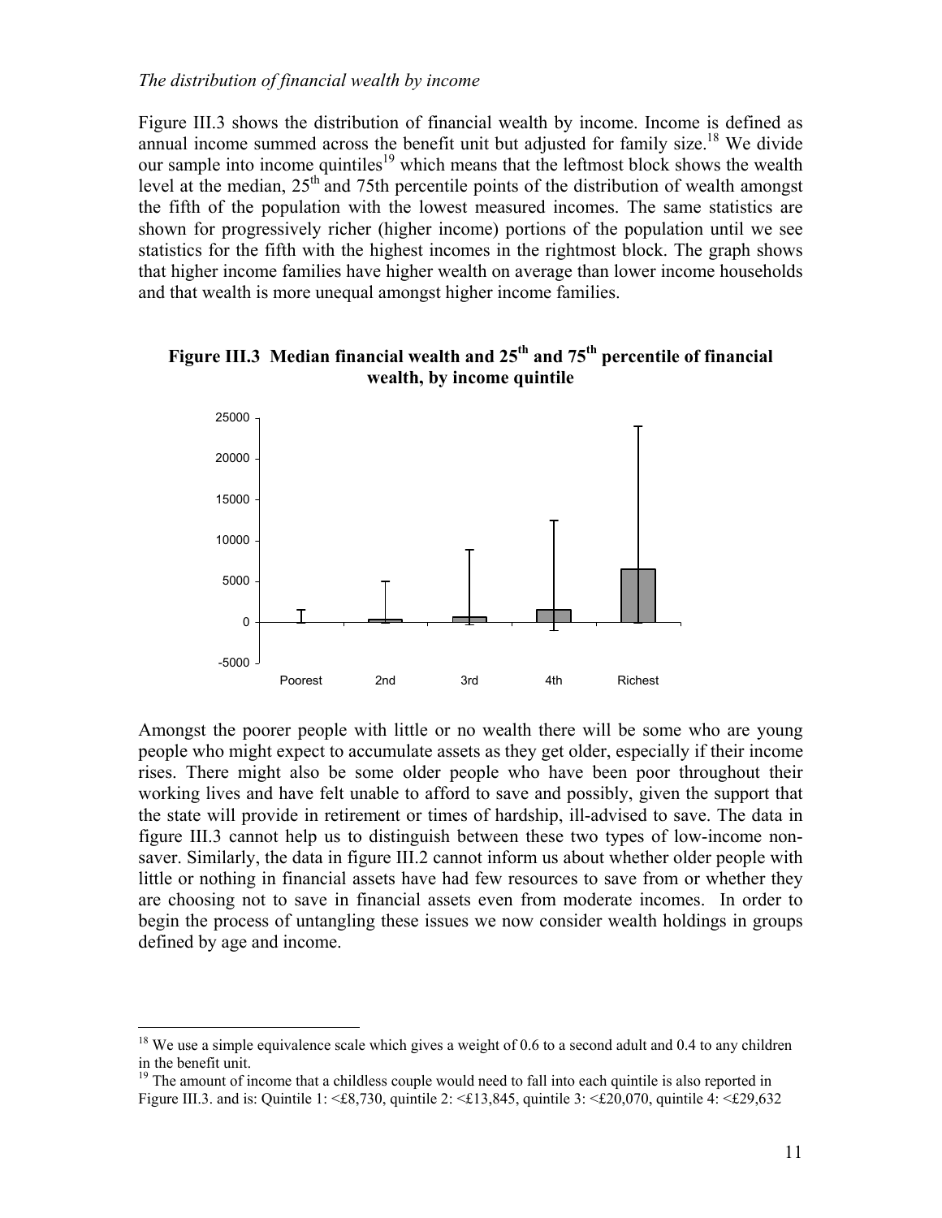*The distribution of financial wealth by income*

Figure III.3 shows the distribution of financial wealth by income. Income is defined as annual income summed across the benefit unit but adjusted for family size.[18] We divide our sample into income quintiles[19] which means that the leftmost block shows the wealth level at the median, 25th and 75th percentile points of the distribution of wealth amongst the fifth of the population with the lowest measured incomes. The same statistics are shown for progressively richer (higher income) portions of the population until we see statistics for the fifth with the highest incomes in the rightmost block. The graph shows that higher income families have higher wealth on average than lower income households and that wealth is more unequal amongst higher income families.

**Figure III.3 Median financial wealth and 25th and 75th percentile of financial wealth, by income quintile**

Amongst the poorer people with little or no wealth there will be some who are young people who might expect to accumulate assets as they get older, especially if their income rises. There might also be some older people who have been poor throughout their working lives and have felt unable to afford to save and possibly, given the support that the state will provide in retirement or times of hardship, ill-advised to save. The data in figure III.3 cannot help us to distinguish between these two types of low-income non-saver. Similarly, the data in figure III.2 cannot inform us about whether older people with little or nothing in financial assets have had few resources to save from or whether they are choosing not to save in financial assets even from moderate incomes. In order to begin the process of untangling these issues we now consider wealth holdings in groups defined by age and income.

---

[18] We use a simple equivalence scale which gives a weight of 0.6 to a second adult and 0.4 to any children in the benefit unit.

[19] The amount of income that a childless couple would need to fall into each quintile is also reported in Figure III.3. and is: Quintile 1: <£8,730, quintile 2: <£13,845, quintile 3: <£20,070, quintile 4: <£29,632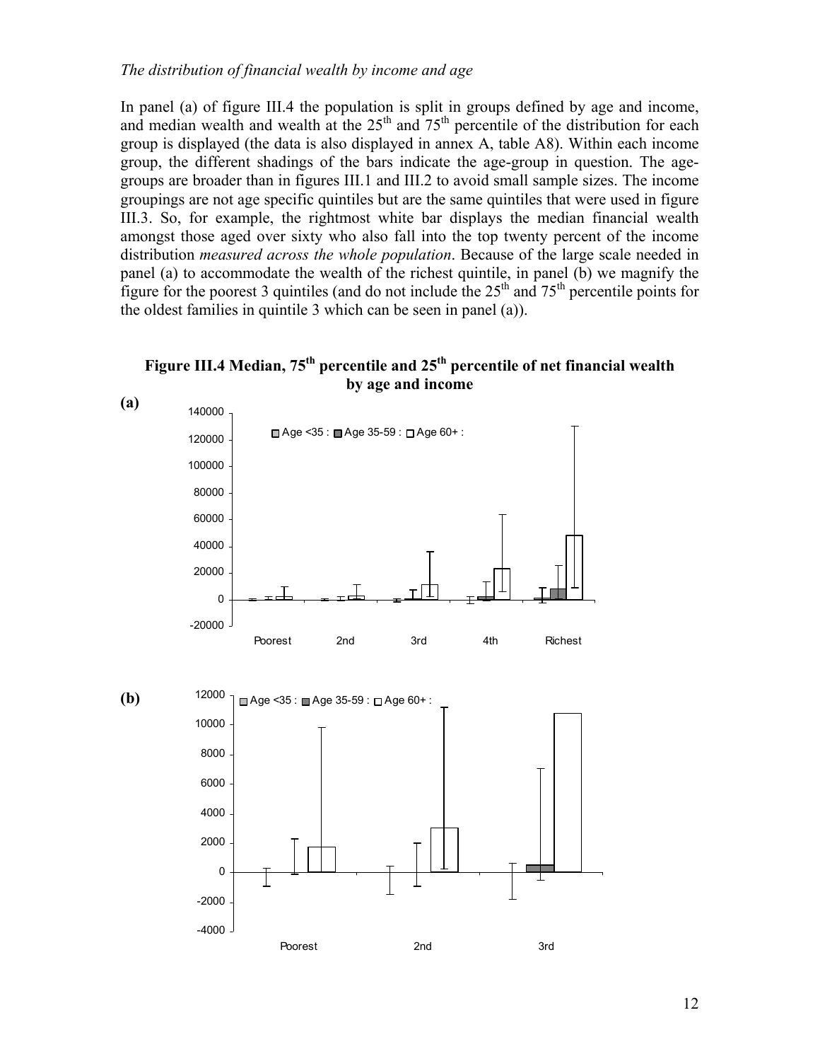*The distribution of financial wealth by income and age*

In panel (a) of figure III.4 the population is split in groups defined by age and income, and median wealth and wealth at the 25th and 75th percentile of the distribution for each group is displayed (the data is also displayed in annex A, table A8). Within each income group, the different shadings of the bars indicate the age-group in question. The age-groups are broader than in figures III.1 and III.2 to avoid small sample sizes. The income groupings are not age specific quintiles but are the same quintiles that were used in figure III.3. So, for example, the rightmost white bar displays the median financial wealth amongst those aged over sixty who also fall into the top twenty percent of the income distribution *measured across the whole population*. Because of the large scale needed in panel (a) to accommodate the wealth of the richest quintile, in panel (b) we magnify the figure for the poorest 3 quintiles (and do not include the 25th and 75th percentile points for the oldest families in quintile 3 which can be seen in panel (a)).

**Figure III.4 Median, 75th percentile and 25th percentile of net financial wealth by age and income**

(a)

(b)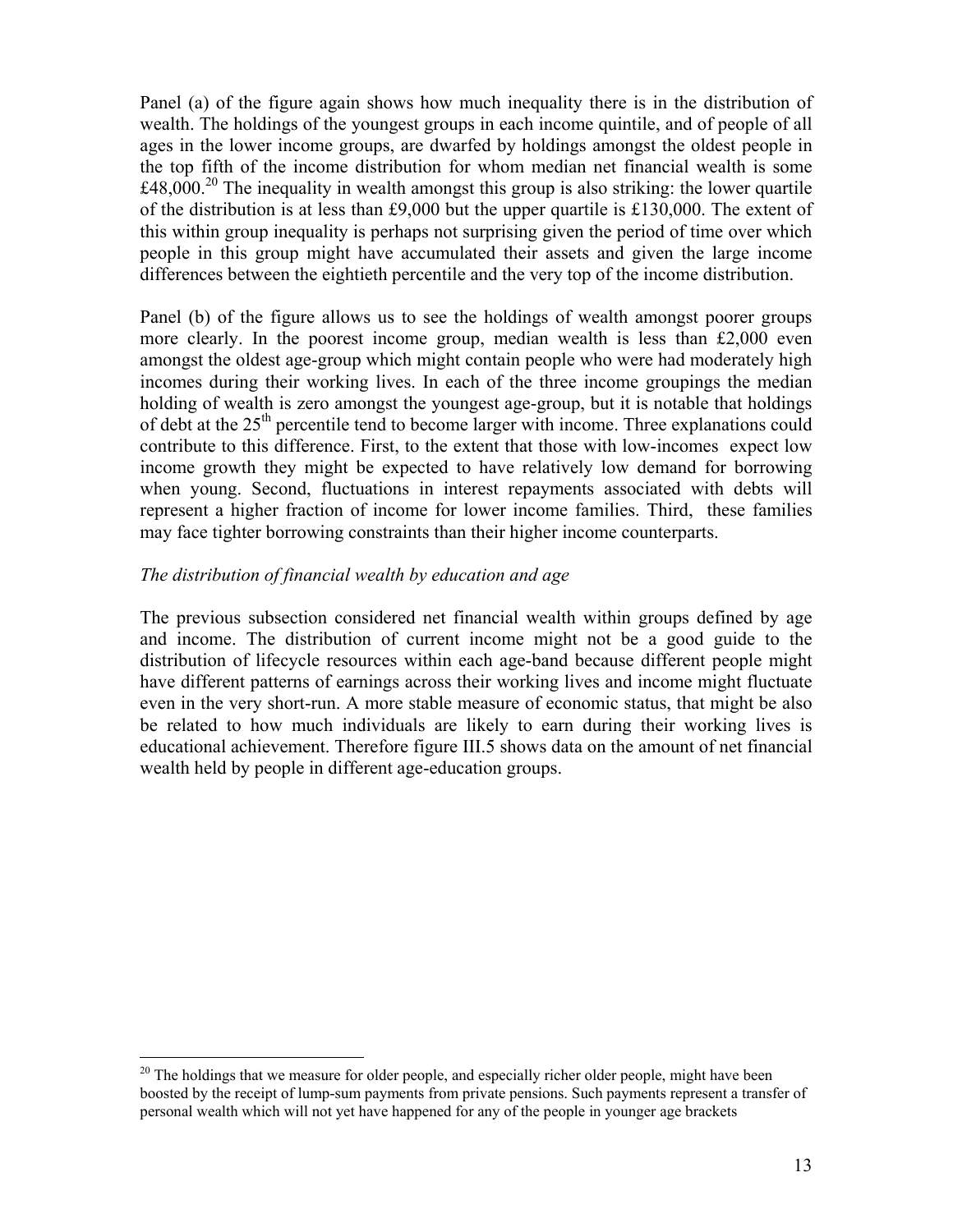Panel (a) of the figure again shows how much inequality there is in the distribution of wealth. The holdings of the youngest groups in each income quintile, and of people of all ages in the lower income groups, are dwarfed by holdings amongst the oldest people in the top fifth of the income distribution for whom median net financial wealth is some £48,000.[20] The inequality in wealth amongst this group is also striking: the lower quartile of the distribution is at less than £9,000 but the upper quartile is £130,000. The extent of this within group inequality is perhaps not surprising given the period of time over which people in this group might have accumulated their assets and given the large income differences between the eightieth percentile and the very top of the income distribution.

Panel (b) of the figure allows us to see the holdings of wealth amongst poorer groups more clearly. In the poorest income group, median wealth is less than £2,000 even amongst the oldest age-group which might contain people who were had moderately high incomes during their working lives. In each of the three income groupings the median holding of wealth is zero amongst the youngest age-group, but it is notable that holdings of debt at the 25[th] percentile tend to become larger with income. Three explanations could contribute to this difference. First, to the extent that those with low-incomes expect low income growth they might be expected to have relatively low demand for borrowing when young. Second, fluctuations in interest repayments associated with debts will represent a higher fraction of income for lower income families. Third, these families may face tighter borrowing constraints than their higher income counterparts.

*The distribution of financial wealth by education and age*

The previous subsection considered net financial wealth within groups defined by age and income. The distribution of current income might not be a good guide to the distribution of lifecycle resources within each age-band because different people might have different patterns of earnings across their working lives and income might fluctuate even in the very short-run. A more stable measure of economic status, that might be also be related to how much individuals are likely to earn during their working lives is educational achievement. Therefore figure III.5 shows data on the amount of net financial wealth held by people in different age-education groups.

[20] The holdings that we measure for older people, and especially richer older people, might have been boosted by the receipt of lump-sum payments from private pensions. Such payments represent a transfer of personal wealth which will not yet have happened for any of the people in younger age brackets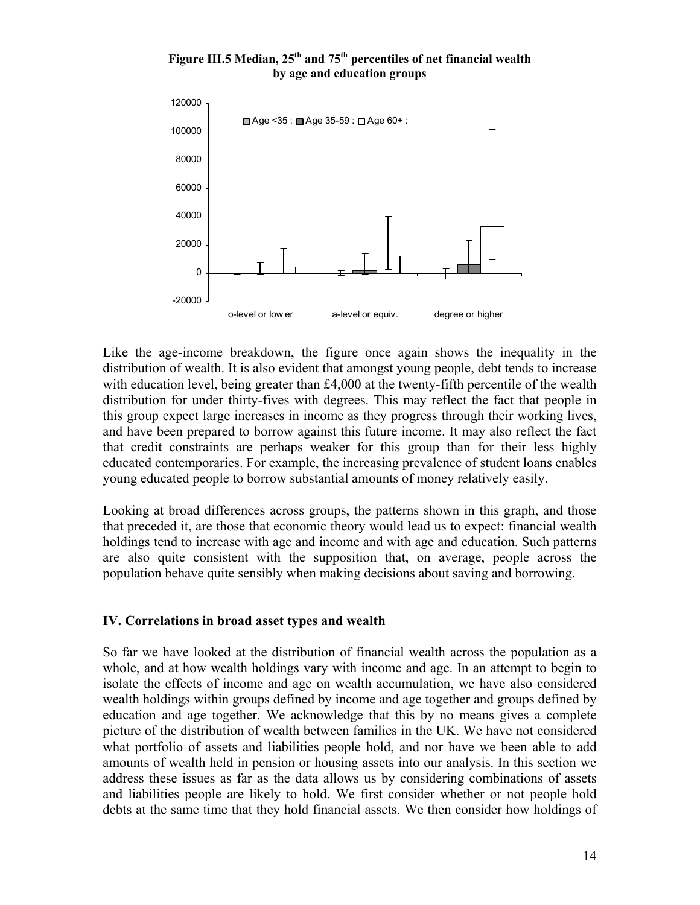**Figure III.5 Median, 25[th] and 75[th] percentiles of net financial wealth by age and education groups**

Like the age-income breakdown, the figure once again shows the inequality in the distribution of wealth. It is also evident that amongst young people, debt tends to increase with education level, being greater than £4,000 at the twenty-fifth percentile of the wealth distribution for under thirty-fives with degrees. This may reflect the fact that people in this group expect large increases in income as they progress through their working lives, and have been prepared to borrow against this future income. It may also reflect the fact that credit constraints are perhaps weaker for this group than for their less highly educated contemporaries. For example, the increasing prevalence of student loans enables young educated people to borrow substantial amounts of money relatively easily.

Looking at broad differences across groups, the patterns shown in this graph, and those that preceded it, are those that economic theory would lead us to expect: financial wealth holdings tend to increase with age and income and with age and education. Such patterns are also quite consistent with the supposition that, on average, people across the population behave quite sensibly when making decisions about saving and borrowing.

## IV. Correlations in broad asset types and wealth

So far we have looked at the distribution of financial wealth across the population as a whole, and at how wealth holdings vary with income and age. In an attempt to begin to isolate the effects of income and age on wealth accumulation, we have also considered wealth holdings within groups defined by income and age together and groups defined by education and age together. We acknowledge that this by no means gives a complete picture of the distribution of wealth between families in the UK. We have not considered what portfolio of assets and liabilities people hold, and nor have we been able to add amounts of wealth held in pension or housing assets into our analysis. In this section we address these issues as far as the data allows us by considering combinations of assets and liabilities people are likely to hold. We first consider whether or not people hold debts at the same time that they hold financial assets. We then consider how holdings of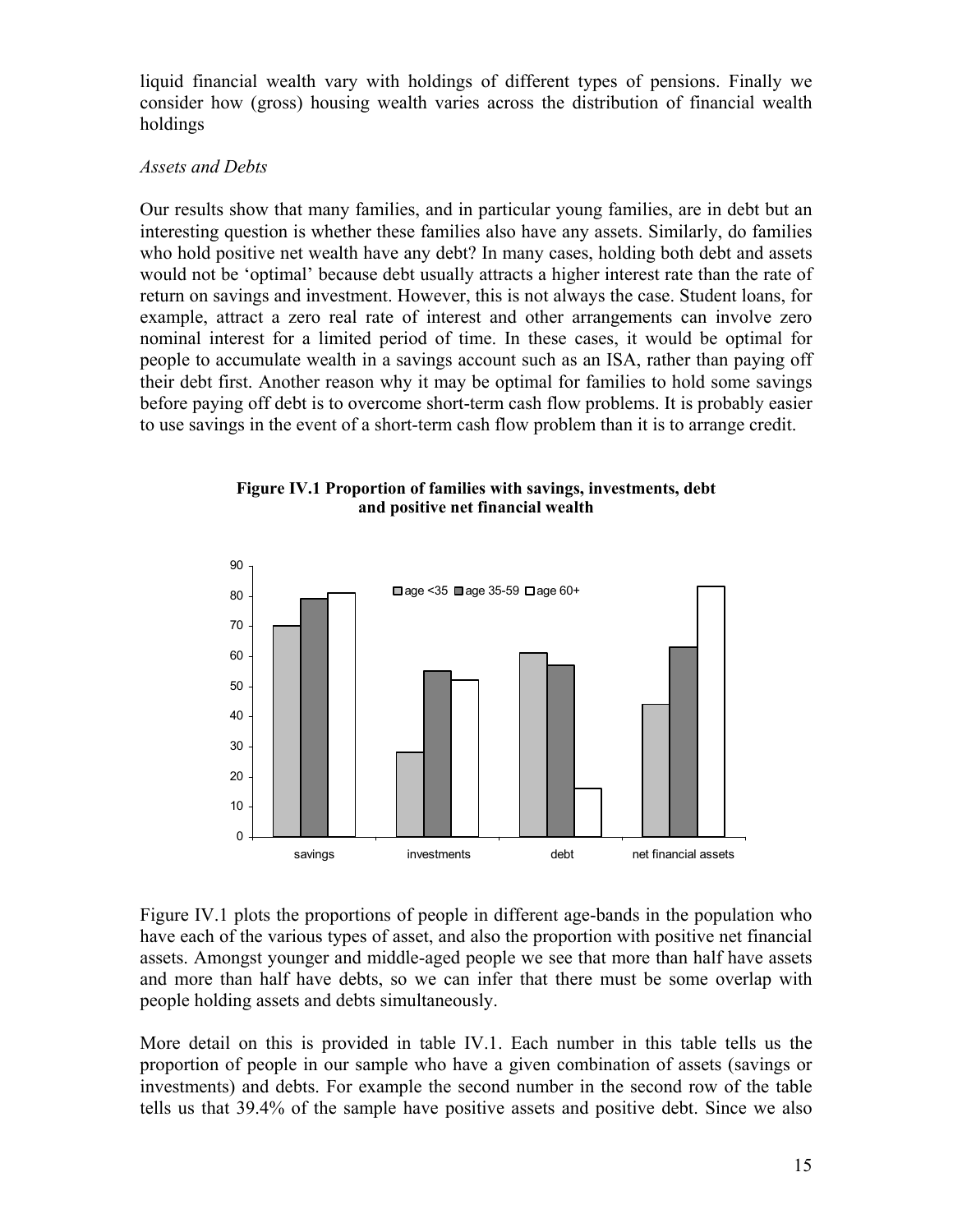liquid financial wealth vary with holdings of different types of pensions. Finally we consider how (gross) housing wealth varies across the distribution of financial wealth holdings

*Assets and Debts*

Our results show that many families, and in particular young families, are in debt but an interesting question is whether these families also have any assets. Similarly, do families who hold positive net wealth have any debt? In many cases, holding both debt and assets would not be 'optimal' because debt usually attracts a higher interest rate than the rate of return on savings and investment. However, this is not always the case. Student loans, for example, attract a zero real rate of interest and other arrangements can involve zero nominal interest for a limited period of time. In these cases, it would be optimal for people to accumulate wealth in a savings account such as an ISA, rather than paying off their debt first. Another reason why it may be optimal for families to hold some savings before paying off debt is to overcome short-term cash flow problems. It is probably easier to use savings in the event of a short-term cash flow problem than it is to arrange credit.

**Figure IV.1 Proportion of families with savings, investments, debt and positive net financial wealth**

Figure IV.1 plots the proportions of people in different age-bands in the population who have each of the various types of asset, and also the proportion with positive net financial assets. Amongst younger and middle-aged people we see that more than half have assets and more than half have debts, so we can infer that there must be some overlap with people holding assets and debts simultaneously.

More detail on this is provided in table IV.1. Each number in this table tells us the proportion of people in our sample who have a given combination of assets (savings or investments) and debts. For example the second number in the second row of the table tells us that 39.4% of the sample have positive assets and positive debt. Since we also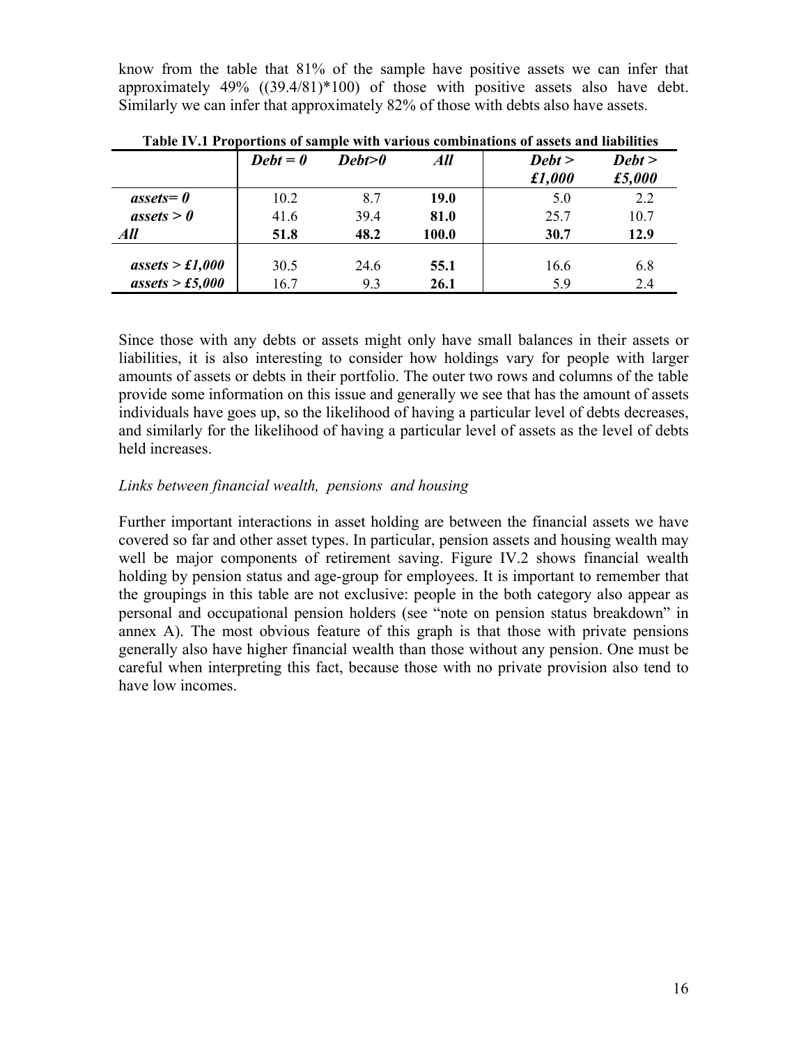know from the table that 81% of the sample have positive assets we can infer that approximately 49% ((39.4/81)*100) of those with positive assets also have debt. Similarly we can infer that approximately 82% of those with debts also have assets.

**Table IV.1 Proportions of sample with various combinations of assets and liabilities**

| | ***Debt = 0*** | ***Debt>0*** | ***All*** | ***Debt > £1,000*** | ***Debt > £5,000*** |
|---|---|---|---|---|---|
| ***assets= 0*** | 10.2 | 8.7 | **19.0** | 5.0 | 2.2 |
| ***assets > 0*** | 41.6 | 39.4 | **81.0** | 25.7 | 10.7 |
| ***All*** | **51.8** | **48.2** | **100.0** | **30.7** | **12.9** |
| ***assets > £1,000*** | 30.5 | 24.6 | **55.1** | 16.6 | 6.8 |
| ***assets > £5,000*** | 16.7 | 9.3 | **26.1** | 5.9 | 2.4 |

Since those with any debts or assets might only have small balances in their assets or liabilities, it is also interesting to consider how holdings vary for people with larger amounts of assets or debts in their portfolio. The outer two rows and columns of the table provide some information on this issue and generally we see that has the amount of assets individuals have goes up, so the likelihood of having a particular level of debts decreases, and similarly for the likelihood of having a particular level of assets as the level of debts held increases.

*Links between financial wealth, pensions and housing*

Further important interactions in asset holding are between the financial assets we have covered so far and other asset types. In particular, pension assets and housing wealth may well be major components of retirement saving. Figure IV.2 shows financial wealth holding by pension status and age-group for employees. It is important to remember that the groupings in this table are not exclusive: people in the both category also appear as personal and occupational pension holders (see "note on pension status breakdown" in annex A). The most obvious feature of this graph is that those with private pensions generally also have higher financial wealth than those without any pension. One must be careful when interpreting this fact, because those with no private provision also tend to have low incomes.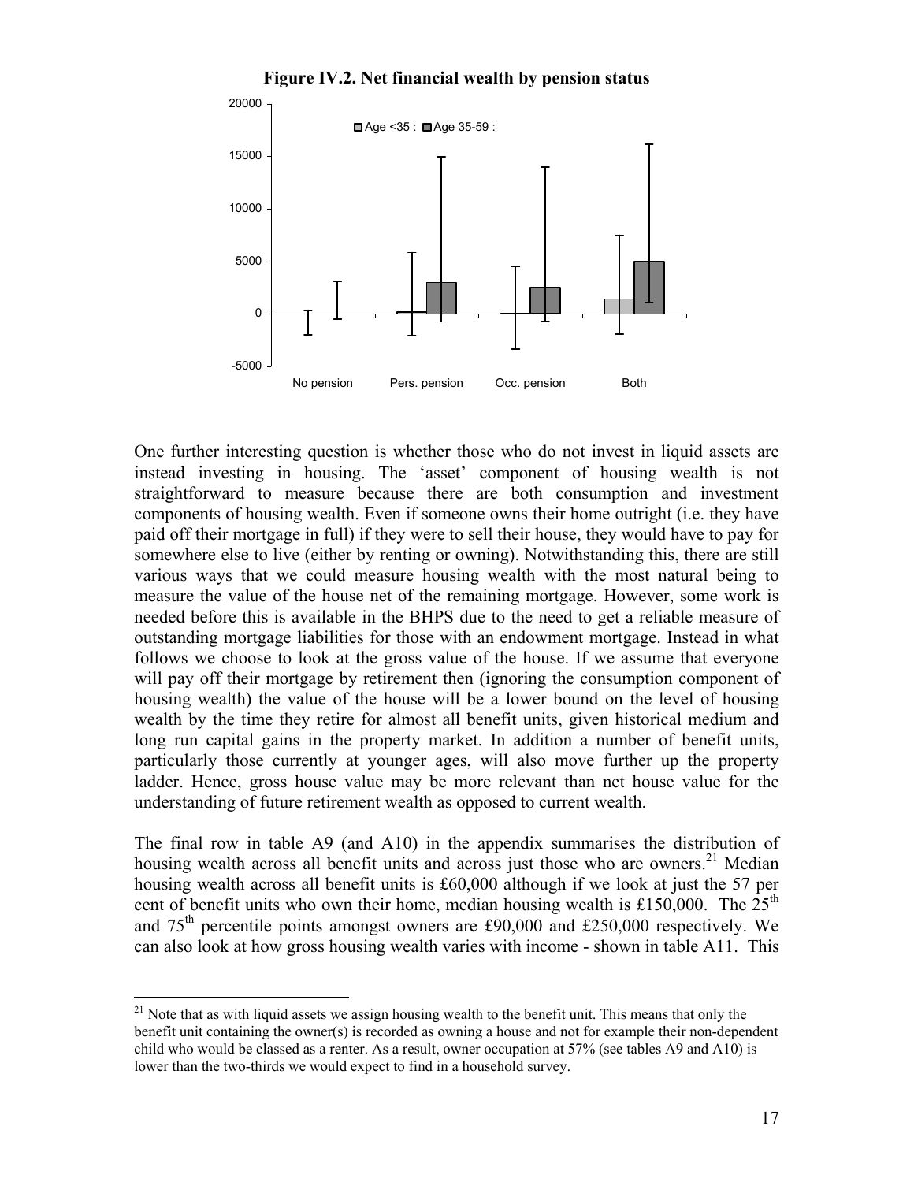**Figure IV.2. Net financial wealth by pension status**

One further interesting question is whether those who do not invest in liquid assets are instead investing in housing. The 'asset' component of housing wealth is not straightforward to measure because there are both consumption and investment components of housing wealth. Even if someone owns their home outright (i.e. they have paid off their mortgage in full) if they were to sell their house, they would have to pay for somewhere else to live (either by renting or owning). Notwithstanding this, there are still various ways that we could measure housing wealth with the most natural being to measure the value of the house net of the remaining mortgage. However, some work is needed before this is available in the BHPS due to the need to get a reliable measure of outstanding mortgage liabilities for those with an endowment mortgage. Instead in what follows we choose to look at the gross value of the house. If we assume that everyone will pay off their mortgage by retirement then (ignoring the consumption component of housing wealth) the value of the house will be a lower bound on the level of housing wealth by the time they retire for almost all benefit units, given historical medium and long run capital gains in the property market. In addition a number of benefit units, particularly those currently at younger ages, will also move further up the property ladder. Hence, gross house value may be more relevant than net house value for the understanding of future retirement wealth as opposed to current wealth.

The final row in table A9 (and A10) in the appendix summarises the distribution of housing wealth across all benefit units and across just those who are owners.[21] Median housing wealth across all benefit units is £60,000 although if we look at just the 57 per cent of benefit units who own their home, median housing wealth is £150,000. The 25th and 75th percentile points amongst owners are £90,000 and £250,000 respectively. We can also look at how gross housing wealth varies with income - shown in table A11. This

[21] Note that as with liquid assets we assign housing wealth to the benefit unit. This means that only the benefit unit containing the owner(s) is recorded as owning a house and not for example their non-dependent child who would be classed as a renter. As a result, owner occupation at 57% (see tables A9 and A10) is lower than the two-thirds we would expect to find in a household survey.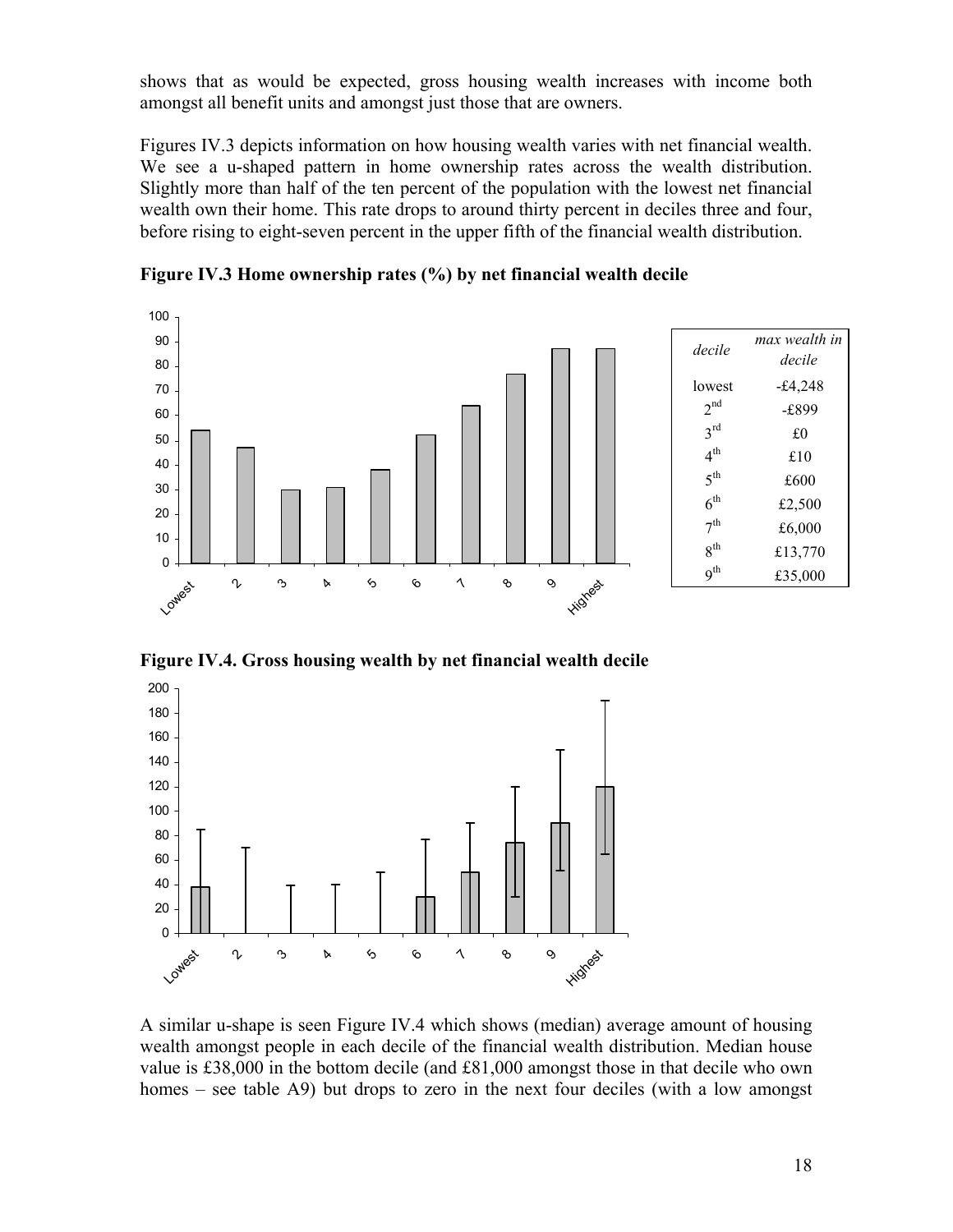shows that as would be expected, gross housing wealth increases with income both amongst all benefit units and amongst just those that are owners.

Figures IV.3 depicts information on how housing wealth varies with net financial wealth. We see a u-shaped pattern in home ownership rates across the wealth distribution. Slightly more than half of the ten percent of the population with the lowest net financial wealth own their home. This rate drops to around thirty percent in deciles three and four, before rising to eight-seven percent in the upper fifth of the financial wealth distribution.

**Figure IV.3 Home ownership rates (%) by net financial wealth decile**

| *decile* | *max wealth in decile* |
|---|---|
| lowest | -£4,248 |
| 2nd | -£899 |
| 3rd | £0 |
| 4th | £10 |
| 5th | £600 |
| 6th | £2,500 |
| 7th | £6,000 |
| 8th | £13,770 |
| 9th | £35,000 |

**Figure IV.4. Gross housing wealth by net financial wealth decile**

A similar u-shape is seen Figure IV.4 which shows (median) average amount of housing wealth amongst people in each decile of the financial wealth distribution. Median house value is £38,000 in the bottom decile (and £81,000 amongst those in that decile who own homes – see table A9) but drops to zero in the next four deciles (with a low amongst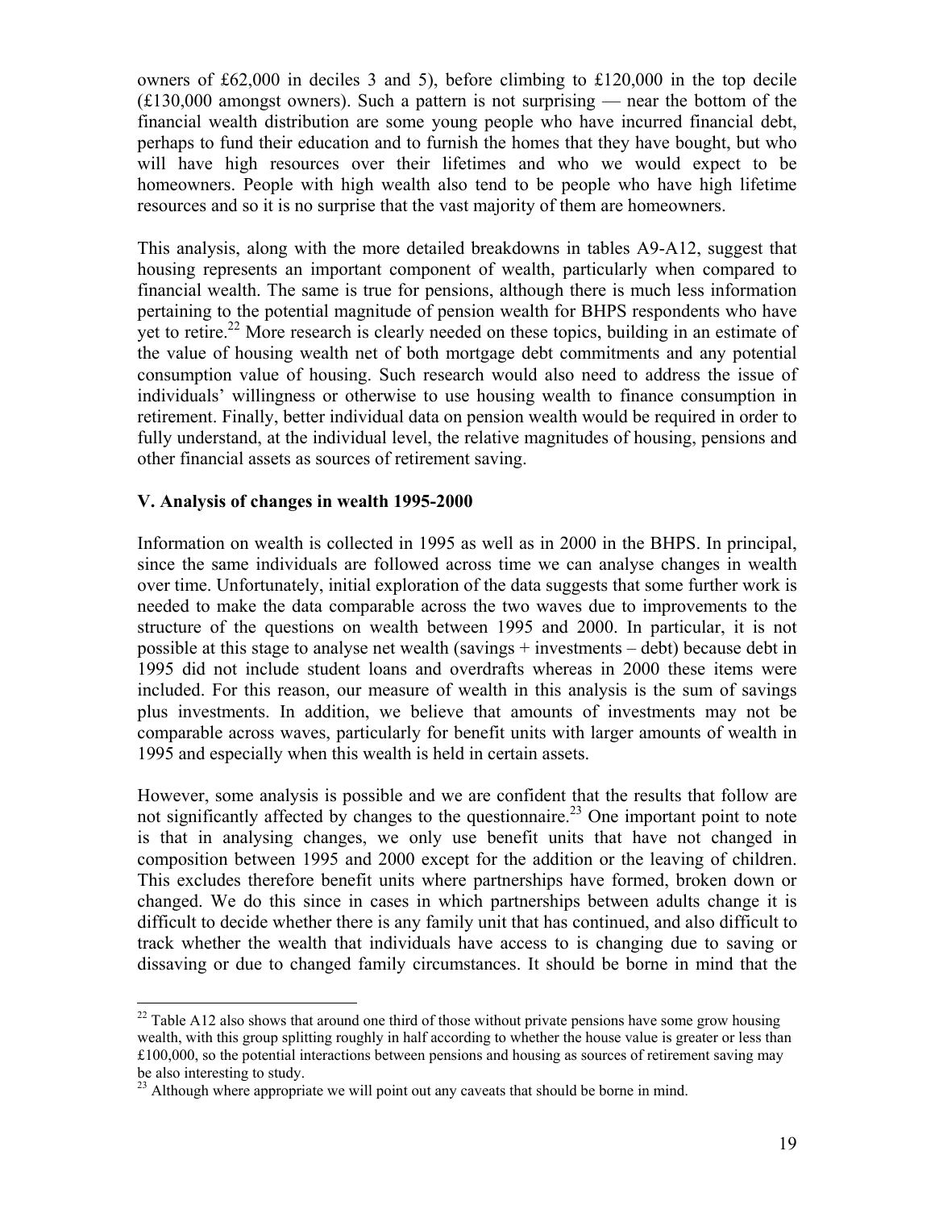owners of £62,000 in deciles 3 and 5), before climbing to £120,000 in the top decile (£130,000 amongst owners). Such a pattern is not surprising — near the bottom of the financial wealth distribution are some young people who have incurred financial debt, perhaps to fund their education and to furnish the homes that they have bought, but who will have high resources over their lifetimes and who we would expect to be homeowners. People with high wealth also tend to be people who have high lifetime resources and so it is no surprise that the vast majority of them are homeowners.

This analysis, along with the more detailed breakdowns in tables A9-A12, suggest that housing represents an important component of wealth, particularly when compared to financial wealth. The same is true for pensions, although there is much less information pertaining to the potential magnitude of pension wealth for BHPS respondents who have yet to retire.[22] More research is clearly needed on these topics, building in an estimate of the value of housing wealth net of both mortgage debt commitments and any potential consumption value of housing. Such research would also need to address the issue of individuals' willingness or otherwise to use housing wealth to finance consumption in retirement. Finally, better individual data on pension wealth would be required in order to fully understand, at the individual level, the relative magnitudes of housing, pensions and other financial assets as sources of retirement saving.

## V. Analysis of changes in wealth 1995-2000

Information on wealth is collected in 1995 as well as in 2000 in the BHPS. In principal, since the same individuals are followed across time we can analyse changes in wealth over time. Unfortunately, initial exploration of the data suggests that some further work is needed to make the data comparable across the two waves due to improvements to the structure of the questions on wealth between 1995 and 2000. In particular, it is not possible at this stage to analyse net wealth (savings + investments – debt) because debt in 1995 did not include student loans and overdrafts whereas in 2000 these items were included. For this reason, our measure of wealth in this analysis is the sum of savings plus investments. In addition, we believe that amounts of investments may not be comparable across waves, particularly for benefit units with larger amounts of wealth in 1995 and especially when this wealth is held in certain assets.

However, some analysis is possible and we are confident that the results that follow are not significantly affected by changes to the questionnaire.[23] One important point to note is that in analysing changes, we only use benefit units that have not changed in composition between 1995 and 2000 except for the addition or the leaving of children. This excludes therefore benefit units where partnerships have formed, broken down or changed. We do this since in cases in which partnerships between adults change it is difficult to decide whether there is any family unit that has continued, and also difficult to track whether the wealth that individuals have access to is changing due to saving or dissaving or due to changed family circumstances. It should be borne in mind that the

---

[22] Table A12 also shows that around one third of those without private pensions have some grow housing wealth, with this group splitting roughly in half according to whether the house value is greater or less than £100,000, so the potential interactions between pensions and housing as sources of retirement saving may be also interesting to study.

[23] Although where appropriate we will point out any caveats that should be borne in mind.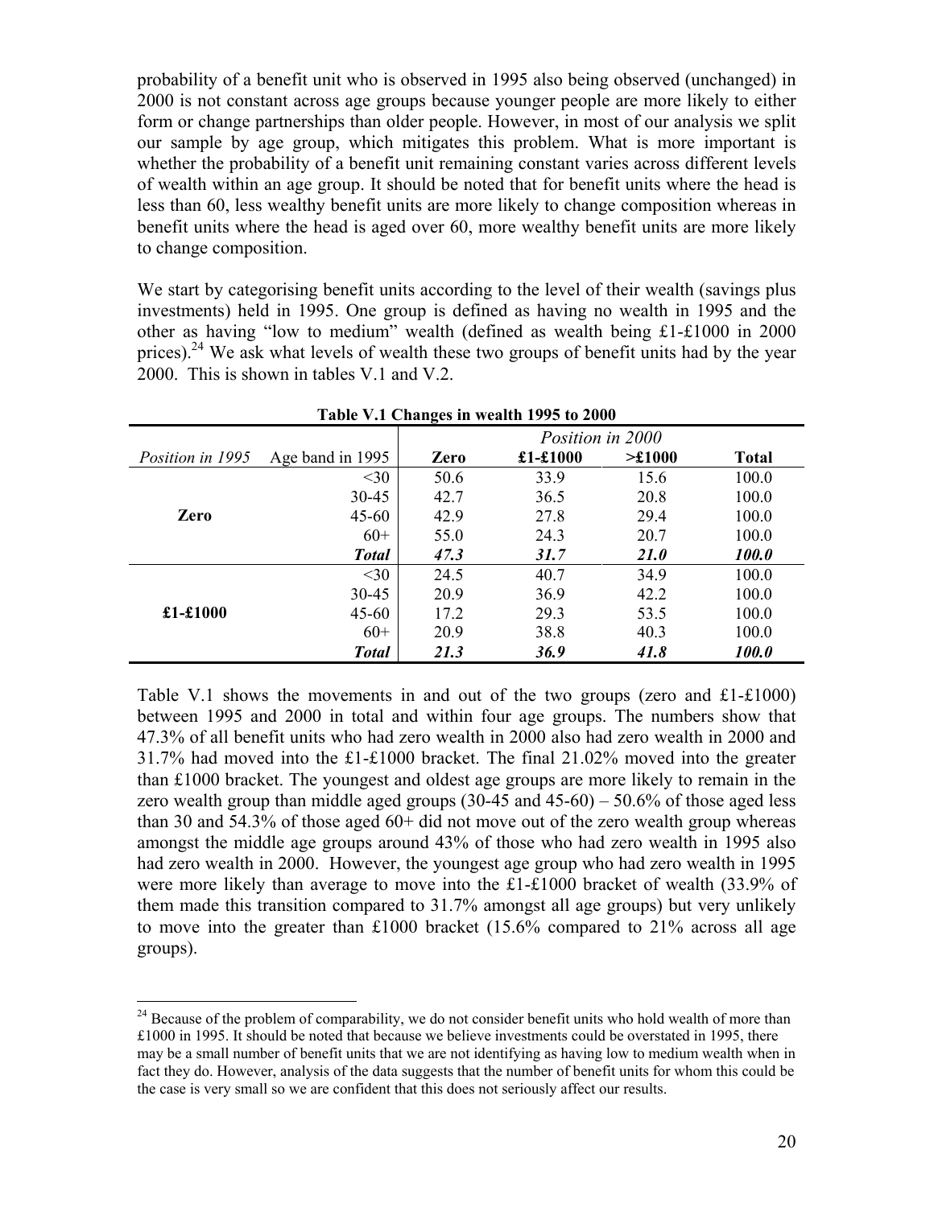probability of a benefit unit who is observed in 1995 also being observed (unchanged) in 2000 is not constant across age groups because younger people are more likely to either form or change partnerships than older people. However, in most of our analysis we split our sample by age group, which mitigates this problem. What is more important is whether the probability of a benefit unit remaining constant varies across different levels of wealth within an age group. It should be noted that for benefit units where the head is less than 60, less wealthy benefit units are more likely to change composition whereas in benefit units where the head is aged over 60, more wealthy benefit units are more likely to change composition.

We start by categorising benefit units according to the level of their wealth (savings plus investments) held in 1995. One group is defined as having no wealth in 1995 and the other as having "low to medium" wealth (defined as wealth being £1-£1000 in 2000 prices).[24] We ask what levels of wealth these two groups of benefit units had by the year 2000. This is shown in tables V.1 and V.2.

**Table V.1 Changes in wealth 1995 to 2000**

| | | *Position in 2000* | | | |
|---|---|---|---|---|---|
| *Position in 1995* | Age band in 1995 | **Zero** | **£1-£1000** | **>£1000** | **Total** |
| | <30 | 50.6 | 33.9 | 15.6 | 100.0 |
| | 30-45 | 42.7 | 36.5 | 20.8 | 100.0 |
| **Zero** | 45-60 | 42.9 | 27.8 | 29.4 | 100.0 |
| | 60+ | 55.0 | 24.3 | 20.7 | 100.0 |
| | ***Total*** | ***47.3*** | ***31.7*** | ***21.0*** | ***100.0*** |
| | <30 | 24.5 | 40.7 | 34.9 | 100.0 |
| | 30-45 | 20.9 | 36.9 | 42.2 | 100.0 |
| **£1-£1000** | 45-60 | 17.2 | 29.3 | 53.5 | 100.0 |
| | 60+ | 20.9 | 38.8 | 40.3 | 100.0 |
| | ***Total*** | ***21.3*** | ***36.9*** | ***41.8*** | ***100.0*** |

Table V.1 shows the movements in and out of the two groups (zero and £1-£1000) between 1995 and 2000 in total and within four age groups. The numbers show that 47.3% of all benefit units who had zero wealth in 2000 also had zero wealth in 2000 and 31.7% had moved into the £1-£1000 bracket. The final 21.02% moved into the greater than £1000 bracket. The youngest and oldest age groups are more likely to remain in the zero wealth group than middle aged groups (30-45 and 45-60) – 50.6% of those aged less than 30 and 54.3% of those aged 60+ did not move out of the zero wealth group whereas amongst the middle age groups around 43% of those who had zero wealth in 1995 also had zero wealth in 2000. However, the youngest age group who had zero wealth in 1995 were more likely than average to move into the £1-£1000 bracket of wealth (33.9% of them made this transition compared to 31.7% amongst all age groups) but very unlikely to move into the greater than £1000 bracket (15.6% compared to 21% across all age groups).

[24] Because of the problem of comparability, we do not consider benefit units who hold wealth of more than £1000 in 1995. It should be noted that because we believe investments could be overstated in 1995, there may be a small number of benefit units that we are not identifying as having low to medium wealth when in fact they do. However, analysis of the data suggests that the number of benefit units for whom this could be the case is very small so we are confident that this does not seriously affect our results.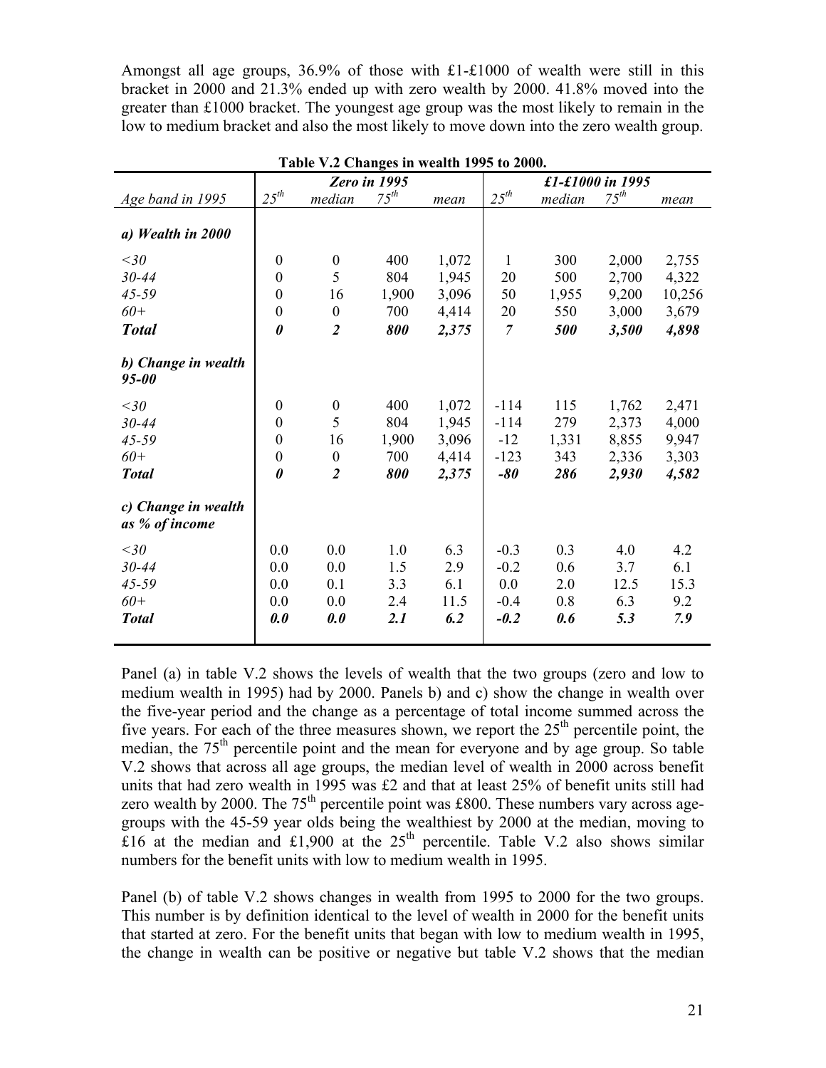Amongst all age groups, 36.9% of those with £1-£1000 of wealth were still in this bracket in 2000 and 21.3% ended up with zero wealth by 2000. 41.8% moved into the greater than £1000 bracket. The youngest age group was the most likely to remain in the low to medium bracket and also the most likely to move down into the zero wealth group.

**Table V.2 Changes in wealth 1995 to 2000.**

| | *Zero in 1995* | | | | *£1-£1000 in 1995* | | | |
|---|---|---|---|---|---|---|---|---|
| *Age band in 1995* | $25^{th}$ | *median* | $75^{th}$ | *mean* | $25^{th}$ | *median* | $75^{th}$ | *mean* |
| ***a) Wealth in 2000*** | | | | | | | | |
| *<30* | 0 | 0 | 400 | 1,072 | 1 | 300 | 2,000 | 2,755 |
| *30-44* | 0 | 5 | 804 | 1,945 | 20 | 500 | 2,700 | 4,322 |
| *45-59* | 0 | 16 | 1,900 | 3,096 | 50 | 1,955 | 9,200 | 10,256 |
| *60+* | 0 | 0 | 700 | 4,414 | 20 | 550 | 3,000 | 3,679 |
| ***Total*** | ***0*** | ***2*** | ***800*** | ***2,375*** | *7* | ***500*** | ***3,500*** | ***4,898*** |
| ***b) Change in wealth 95-00*** | | | | | | | | |
| *<30* | 0 | 0 | 400 | 1,072 | -114 | 115 | 1,762 | 2,471 |
| *30-44* | 0 | 5 | 804 | 1,945 | -114 | 279 | 2,373 | 4,000 |
| *45-59* | 0 | 16 | 1,900 | 3,096 | -12 | 1,331 | 8,855 | 9,947 |
| *60+* | 0 | 0 | 700 | 4,414 | -123 | 343 | 2,336 | 3,303 |
| ***Total*** | ***0*** | ***2*** | ***800*** | ***2,375*** | ***-80*** | ***286*** | ***2,930*** | ***4,582*** |
| ***c) Change in wealth as % of income*** | | | | | | | | |
| *<30* | 0.0 | 0.0 | 1.0 | 6.3 | -0.3 | 0.3 | 4.0 | 4.2 |
| *30-44* | 0.0 | 0.0 | 1.5 | 2.9 | -0.2 | 0.6 | 3.7 | 6.1 |
| *45-59* | 0.0 | 0.1 | 3.3 | 6.1 | 0.0 | 2.0 | 12.5 | 15.3 |
| *60+* | 0.0 | 0.0 | 2.4 | 11.5 | -0.4 | 0.8 | 6.3 | 9.2 |
| ***Total*** | ***0.0*** | ***0.0*** | ***2.1*** | ***6.2*** | ***-0.2*** | ***0.6*** | ***5.3*** | ***7.9*** |

Panel (a) in table V.2 shows the levels of wealth that the two groups (zero and low to medium wealth in 1995) had by 2000. Panels b) and c) show the change in wealth over the five-year period and the change as a percentage of total income summed across the five years. For each of the three measures shown, we report the 25th percentile point, the median, the 75th percentile point and the mean for everyone and by age group. So table V.2 shows that across all age groups, the median level of wealth in 2000 across benefit units that had zero wealth in 1995 was £2 and that at least 25% of benefit units still had zero wealth by 2000. The 75th percentile point was £800. These numbers vary across age-groups with the 45-59 year olds being the wealthiest by 2000 at the median, moving to £16 at the median and £1,900 at the 25th percentile. Table V.2 also shows similar numbers for the benefit units with low to medium wealth in 1995.

Panel (b) of table V.2 shows changes in wealth from 1995 to 2000 for the two groups. This number is by definition identical to the level of wealth in 2000 for the benefit units that started at zero. For the benefit units that began with low to medium wealth in 1995, the change in wealth can be positive or negative but table V.2 shows that the median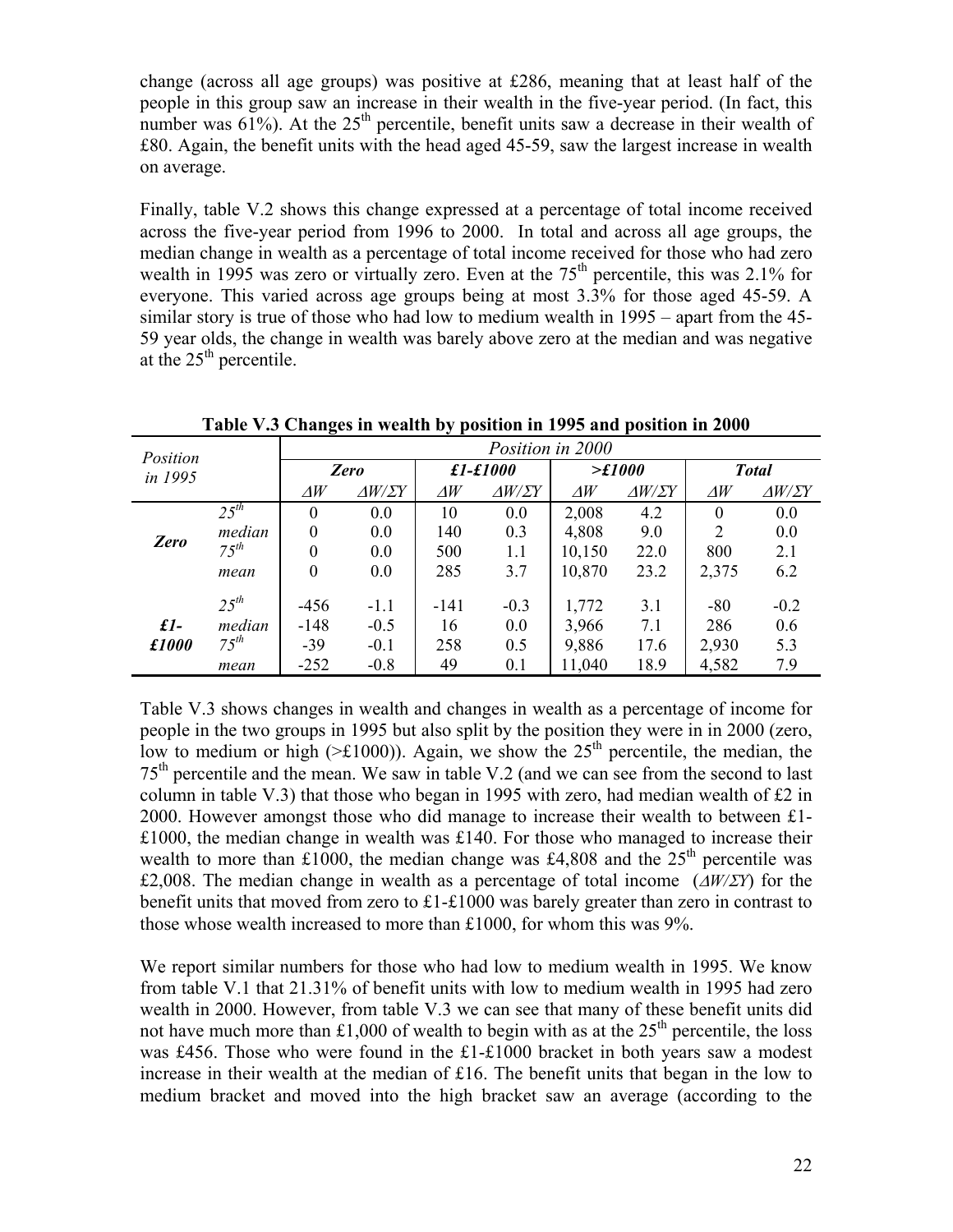change (across all age groups) was positive at £286, meaning that at least half of the people in this group saw an increase in their wealth in the five-year period. (In fact, this number was 61%). At the 25th percentile, benefit units saw a decrease in their wealth of £80. Again, the benefit units with the head aged 45-59, saw the largest increase in wealth on average.

Finally, table V.2 shows this change expressed at a percentage of total income received across the five-year period from 1996 to 2000. In total and across all age groups, the median change in wealth as a percentage of total income received for those who had zero wealth in 1995 was zero or virtually zero. Even at the 75th percentile, this was 2.1% for everyone. This varied across age groups being at most 3.3% for those aged 45-59. A similar story is true of those who had low to medium wealth in 1995 – apart from the 45-59 year olds, the change in wealth was barely above zero at the median and was negative at the 25th percentile.

**Table V.3 Changes in wealth by position in 1995 and position in 2000**

| *Position in 1995* | | *Position in 2000* | | | | | | | |
|---|---|---|---|---|---|---|---|---|---|
| | | ***Zero*** | | ***£1-£1000*** | | ***>£1000*** | | ***Total*** | |
| | | $\Delta W$ | $\Delta W/\Sigma Y$ | $\Delta W$ | $\Delta W/\Sigma Y$ | $\Delta W$ | $\Delta W/\Sigma Y$ | $\Delta W$ | $\Delta W/\Sigma Y$ |
| ***Zero*** | *25th* | 0 | 0.0 | 10 | 0.0 | 2,008 | 4.2 | 0 | 0.0 |
| | *median* | 0 | 0.0 | 140 | 0.3 | 4,808 | 9.0 | 2 | 0.0 |
| | *75th* | 0 | 0.0 | 500 | 1.1 | 10,150 | 22.0 | 800 | 2.1 |
| | *mean* | 0 | 0.0 | 285 | 3.7 | 10,870 | 23.2 | 2,375 | 6.2 |
| ***£1-£1000*** | *25th* | -456 | -1.1 | -141 | -0.3 | 1,772 | 3.1 | -80 | -0.2 |
| | *median* | -148 | -0.5 | 16 | 0.0 | 3,966 | 7.1 | 286 | 0.6 |
| | *75th* | -39 | -0.1 | 258 | 0.5 | 9,886 | 17.6 | 2,930 | 5.3 |
| | *mean* | -252 | -0.8 | 49 | 0.1 | 11,040 | 18.9 | 4,582 | 7.9 |

Table V.3 shows changes in wealth and changes in wealth as a percentage of income for people in the two groups in 1995 but also split by the position they were in in 2000 (zero, low to medium or high (>£1000)). Again, we show the 25th percentile, the median, the 75th percentile and the mean. We saw in table V.2 (and we can see from the second to last column in table V.3) that those who began in 1995 with zero, had median wealth of £2 in 2000. However amongst those who did manage to increase their wealth to between £1-£1000, the median change in wealth was £140. For those who managed to increase their wealth to more than £1000, the median change was £4,808 and the 25th percentile was £2,008. The median change in wealth as a percentage of total income ($\Delta W/\Sigma Y$) for the benefit units that moved from zero to £1-£1000 was barely greater than zero in contrast to those whose wealth increased to more than £1000, for whom this was 9%.

We report similar numbers for those who had low to medium wealth in 1995. We know from table V.1 that 21.31% of benefit units with low to medium wealth in 1995 had zero wealth in 2000. However, from table V.3 we can see that many of these benefit units did not have much more than £1,000 of wealth to begin with as at the 25th percentile, the loss was £456. Those who were found in the £1-£1000 bracket in both years saw a modest increase in their wealth at the median of £16. The benefit units that began in the low to medium bracket and moved into the high bracket saw an average (according to the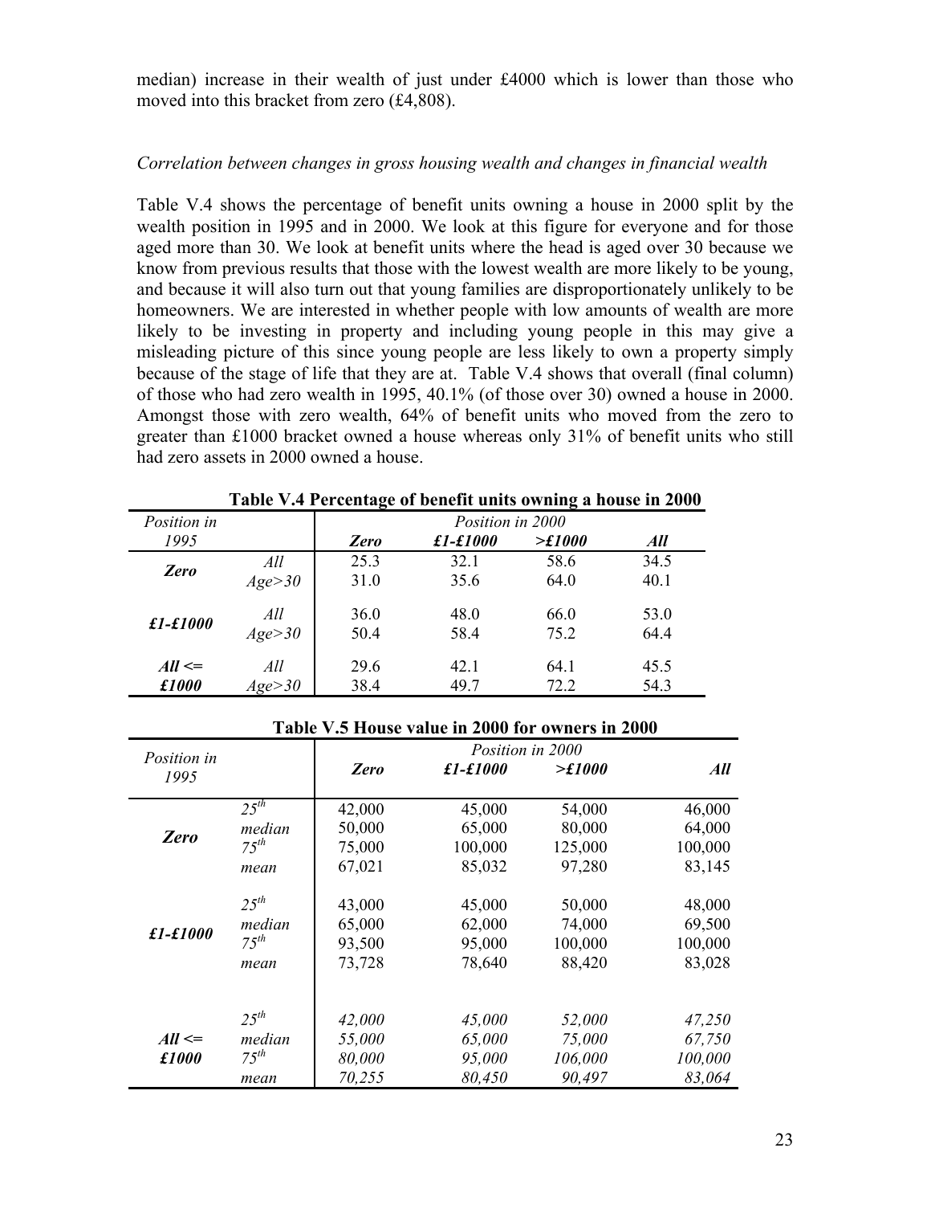median) increase in their wealth of just under £4000 which is lower than those who moved into this bracket from zero (£4,808).

*Correlation between changes in gross housing wealth and changes in financial wealth*

Table V.4 shows the percentage of benefit units owning a house in 2000 split by the wealth position in 1995 and in 2000. We look at this figure for everyone and for those aged more than 30. We look at benefit units where the head is aged over 30 because we know from previous results that those with the lowest wealth are more likely to be young, and because it will also turn out that young families are disproportionately unlikely to be homeowners. We are interested in whether people with low amounts of wealth are more likely to be investing in property and including young people in this may give a misleading picture of this since young people are less likely to own a property simply because of the stage of life that they are at. Table V.4 shows that overall (final column) of those who had zero wealth in 1995, 40.1% (of those over 30) owned a house in 2000. Amongst those with zero wealth, 64% of benefit units who moved from the zero to greater than £1000 bracket owned a house whereas only 31% of benefit units who still had zero assets in 2000 owned a house.

**Table V.4 Percentage of benefit units owning a house in 2000**

| *Position in 1995* | | *Position in 2000* | | | |
|---|---|---|---|---|---|
| | | ***Zero*** | ***£1-£1000*** | ***>£1000*** | ***All*** |
| ***Zero*** | *All* | 25.3 | 32.1 | 58.6 | 34.5 |
| | *Age>30* | 31.0 | 35.6 | 64.0 | 40.1 |
| ***£1-£1000*** | *All* | 36.0 | 48.0 | 66.0 | 53.0 |
| | *Age>30* | 50.4 | 58.4 | 75.2 | 64.4 |
| ***All <= £1000*** | *All* | 29.6 | 42.1 | 64.1 | 45.5 |
| | *Age>30* | 38.4 | 49.7 | 72.2 | 54.3 |

**Table V.5 House value in 2000 for owners in 2000**

| *Position in 1995* | | *Position in 2000* | | | |
|---|---|---|---|---|---|
| | | ***Zero*** | ***£1-£1000*** | ***>£1000*** | ***All*** |
| ***Zero*** | *25th* | 42,000 | 45,000 | 54,000 | 46,000 |
| | *median* | 50,000 | 65,000 | 80,000 | 64,000 |
| | *75th* | 75,000 | 100,000 | 125,000 | 100,000 |
| | *mean* | 67,021 | 85,032 | 97,280 | 83,145 |
| ***£1-£1000*** | *25th* | 43,000 | 45,000 | 50,000 | 48,000 |
| | *median* | 65,000 | 62,000 | 74,000 | 69,500 |
| | *75th* | 93,500 | 95,000 | 100,000 | 100,000 |
| | *mean* | 73,728 | 78,640 | 88,420 | 83,028 |
| ***All <= £1000*** | *25th* | *42,000* | *45,000* | *52,000* | *47,250* |
| | *median* | *55,000* | *65,000* | *75,000* | *67,750* |
| | *75th* | *80,000* | *95,000* | *106,000* | *100,000* |
| | *mean* | *70,255* | *80,450* | *90,497* | *83,064* |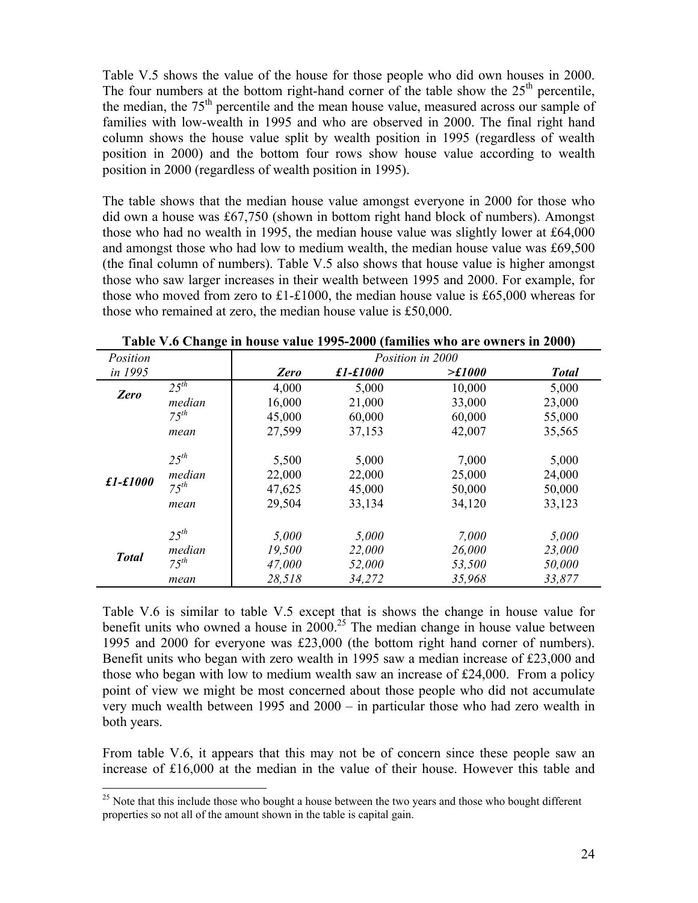Table V.5 shows the value of the house for those people who did own houses in 2000. The four numbers at the bottom right-hand corner of the table show the 25th percentile, the median, the 75th percentile and the mean house value, measured across our sample of families with low-wealth in 1995 and who are observed in 2000. The final right hand column shows the house value split by wealth position in 1995 (regardless of wealth position in 2000) and the bottom four rows show house value according to wealth position in 2000 (regardless of wealth position in 1995).

The table shows that the median house value amongst everyone in 2000 for those who did own a house was £67,750 (shown in bottom right hand block of numbers). Amongst those who had no wealth in 1995, the median house value was slightly lower at £64,000 and amongst those who had low to medium wealth, the median house value was £69,500 (the final column of numbers). Table V.5 also shows that house value is higher amongst those who saw larger increases in their wealth between 1995 and 2000. For example, for those who moved from zero to £1-£1000, the median house value is £65,000 whereas for those who remained at zero, the median house value is £50,000.

**Table V.6 Change in house value 1995-2000 (families who are owners in 2000)**

| *Position in 1995* | | *Position in 2000* | | | |
|---|---|---|---|---|---|
| | | ***Zero*** | ***£1-£1000*** | ***>£1000*** | ***Total*** |
| ***Zero*** | *25th* | 4,000 | 5,000 | 10,000 | 5,000 |
| | *median* | 16,000 | 21,000 | 33,000 | 23,000 |
| | *75th* | 45,000 | 60,000 | 60,000 | 55,000 |
| | *mean* | 27,599 | 37,153 | 42,007 | 35,565 |
| ***£1-£1000*** | *25th* | 5,500 | 5,000 | 7,000 | 5,000 |
| | *median* | 22,000 | 22,000 | 25,000 | 24,000 |
| | *75th* | 47,625 | 45,000 | 50,000 | 50,000 |
| | *mean* | 29,504 | 33,134 | 34,120 | 33,123 |
| ***Total*** | *25th* | *5,000* | *5,000* | *7,000* | *5,000* |
| | *median* | *19,500* | *22,000* | *26,000* | *23,000* |
| | *75th* | *47,000* | *52,000* | *53,500* | *50,000* |
| | *mean* | *28,518* | *34,272* | *35,968* | *33,877* |

Table V.6 is similar to table V.5 except that is shows the change in house value for benefit units who owned a house in 2000.[25] The median change in house value between 1995 and 2000 for everyone was £23,000 (the bottom right hand corner of numbers). Benefit units who began with zero wealth in 1995 saw a median increase of £23,000 and those who began with low to medium wealth saw an increase of £24,000. From a policy point of view we might be most concerned about those people who did not accumulate very much wealth between 1995 and 2000 – in particular those who had zero wealth in both years.

From table V.6, it appears that this may not be of concern since these people saw an increase of £16,000 at the median in the value of their house. However this table and

[25] Note that this include those who bought a house between the two years and those who bought different properties so not all of the amount shown in the table is capital gain.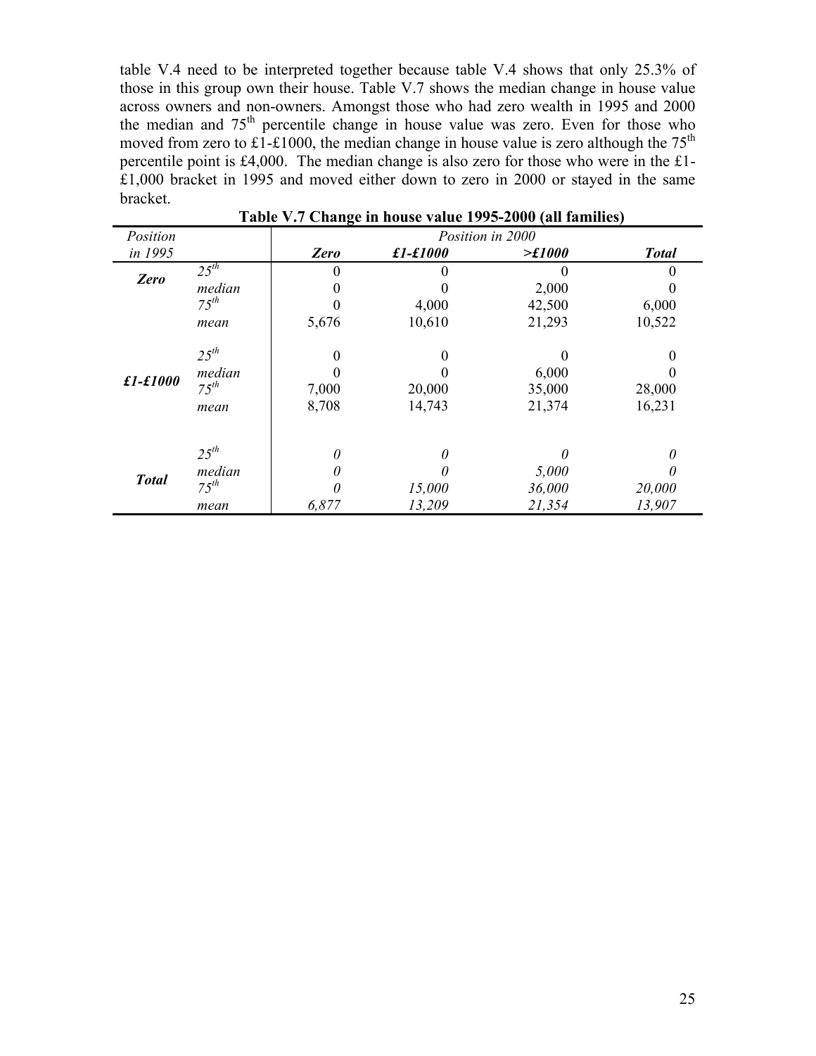table V.4 need to be interpreted together because table V.4 shows that only 25.3% of those in this group own their house. Table V.7 shows the median change in house value across owners and non-owners. Amongst those who had zero wealth in 1995 and 2000 the median and 75$^{th}$ percentile change in house value was zero. Even for those who moved from zero to £1-£1000, the median change in house value is zero although the 75$^{th}$ percentile point is £4,000. The median change is also zero for those who were in the £1-£1,000 bracket in 1995 and moved either down to zero in 2000 or stayed in the same bracket.

**Table V.7 Change in house value 1995-2000 (all families)**

| *Position in 1995* | | *Position in 2000* | | | |
|---|---|---|---|---|---|
| | | ***Zero*** | ***£1-£1000*** | ***>£1000*** | ***Total*** |
| ***Zero*** | *25$^{th}$* | 0 | 0 | 0 | 0 |
| | *median* | 0 | 0 | 2,000 | 0 |
| | *75$^{th}$* | 0 | 4,000 | 42,500 | 6,000 |
| | *mean* | 5,676 | 10,610 | 21,293 | 10,522 |
| ***£1-£1000*** | *25$^{th}$* | 0 | 0 | 0 | 0 |
| | *median* | 0 | 0 | 6,000 | 0 |
| | *75$^{th}$* | 7,000 | 20,000 | 35,000 | 28,000 |
| | *mean* | 8,708 | 14,743 | 21,374 | 16,231 |
| ***Total*** | *25$^{th}$* | *0* | *0* | *0* | *0* |
| | *median* | *0* | *0* | *5,000* | *0* |
| | *75$^{th}$* | *0* | *15,000* | *36,000* | *20,000* |
| | *mean* | *6,877* | *13,209* | *21,354* | *13,907* |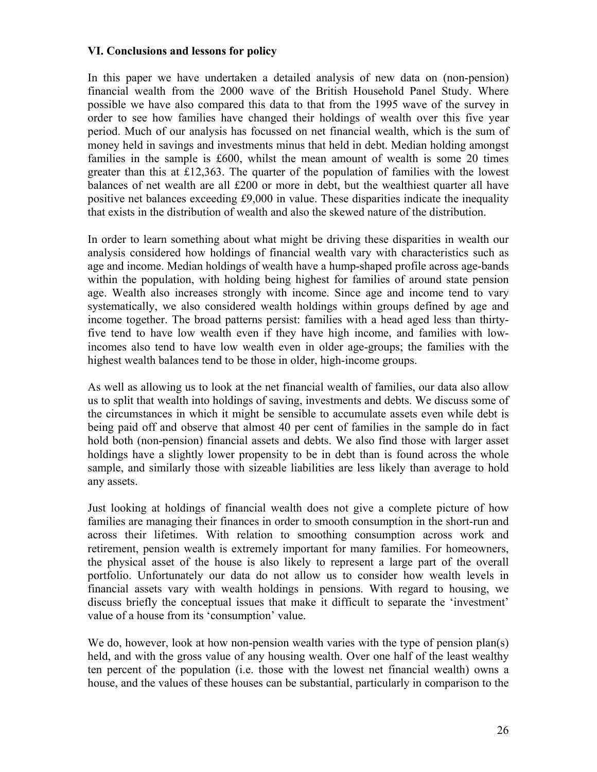### VI. Conclusions and lessons for policy

In this paper we have undertaken a detailed analysis of new data on (non-pension) financial wealth from the 2000 wave of the British Household Panel Study. Where possible we have also compared this data to that from the 1995 wave of the survey in order to see how families have changed their holdings of wealth over this five year period. Much of our analysis has focussed on net financial wealth, which is the sum of money held in savings and investments minus that held in debt. Median holding amongst families in the sample is £600, whilst the mean amount of wealth is some 20 times greater than this at £12,363. The quarter of the population of families with the lowest balances of net wealth are all £200 or more in debt, but the wealthiest quarter all have positive net balances exceeding £9,000 in value. These disparities indicate the inequality that exists in the distribution of wealth and also the skewed nature of the distribution.

In order to learn something about what might be driving these disparities in wealth our analysis considered how holdings of financial wealth vary with characteristics such as age and income. Median holdings of wealth have a hump-shaped profile across age-bands within the population, with holding being highest for families of around state pension age. Wealth also increases strongly with income. Since age and income tend to vary systematically, we also considered wealth holdings within groups defined by age and income together. The broad patterns persist: families with a head aged less than thirty-five tend to have low wealth even if they have high income, and families with low-incomes also tend to have low wealth even in older age-groups; the families with the highest wealth balances tend to be those in older, high-income groups.

As well as allowing us to look at the net financial wealth of families, our data also allow us to split that wealth into holdings of saving, investments and debts. We discuss some of the circumstances in which it might be sensible to accumulate assets even while debt is being paid off and observe that almost 40 per cent of families in the sample do in fact hold both (non-pension) financial assets and debts. We also find those with larger asset holdings have a slightly lower propensity to be in debt than is found across the whole sample, and similarly those with sizeable liabilities are less likely than average to hold any assets.

Just looking at holdings of financial wealth does not give a complete picture of how families are managing their finances in order to smooth consumption in the short-run and across their lifetimes. With relation to smoothing consumption across work and retirement, pension wealth is extremely important for many families. For homeowners, the physical asset of the house is also likely to represent a large part of the overall portfolio. Unfortunately our data do not allow us to consider how wealth levels in financial assets vary with wealth holdings in pensions. With regard to housing, we discuss briefly the conceptual issues that make it difficult to separate the 'investment' value of a house from its 'consumption' value.

We do, however, look at how non-pension wealth varies with the type of pension plan(s) held, and with the gross value of any housing wealth. Over one half of the least wealthy ten percent of the population (i.e. those with the lowest net financial wealth) owns a house, and the values of these houses can be substantial, particularly in comparison to the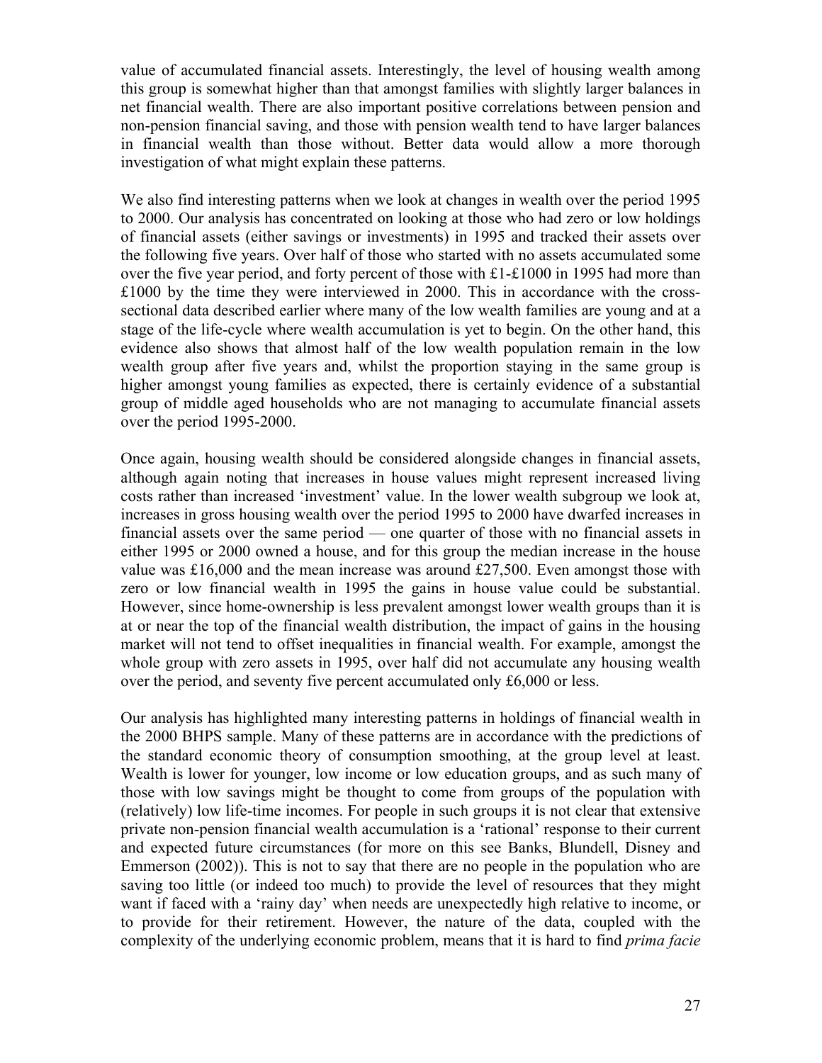value of accumulated financial assets. Interestingly, the level of housing wealth among this group is somewhat higher than that amongst families with slightly larger balances in net financial wealth. There are also important positive correlations between pension and non-pension financial saving, and those with pension wealth tend to have larger balances in financial wealth than those without. Better data would allow a more thorough investigation of what might explain these patterns.

We also find interesting patterns when we look at changes in wealth over the period 1995 to 2000. Our analysis has concentrated on looking at those who had zero or low holdings of financial assets (either savings or investments) in 1995 and tracked their assets over the following five years. Over half of those who started with no assets accumulated some over the five year period, and forty percent of those with £1-£1000 in 1995 had more than £1000 by the time they were interviewed in 2000. This in accordance with the cross-sectional data described earlier where many of the low wealth families are young and at a stage of the life-cycle where wealth accumulation is yet to begin. On the other hand, this evidence also shows that almost half of the low wealth population remain in the low wealth group after five years and, whilst the proportion staying in the same group is higher amongst young families as expected, there is certainly evidence of a substantial group of middle aged households who are not managing to accumulate financial assets over the period 1995-2000.

Once again, housing wealth should be considered alongside changes in financial assets, although again noting that increases in house values might represent increased living costs rather than increased 'investment' value. In the lower wealth subgroup we look at, increases in gross housing wealth over the period 1995 to 2000 have dwarfed increases in financial assets over the same period — one quarter of those with no financial assets in either 1995 or 2000 owned a house, and for this group the median increase in the house value was £16,000 and the mean increase was around £27,500. Even amongst those with zero or low financial wealth in 1995 the gains in house value could be substantial. However, since home-ownership is less prevalent amongst lower wealth groups than it is at or near the top of the financial wealth distribution, the impact of gains in the housing market will not tend to offset inequalities in financial wealth. For example, amongst the whole group with zero assets in 1995, over half did not accumulate any housing wealth over the period, and seventy five percent accumulated only £6,000 or less.

Our analysis has highlighted many interesting patterns in holdings of financial wealth in the 2000 BHPS sample. Many of these patterns are in accordance with the predictions of the standard economic theory of consumption smoothing, at the group level at least. Wealth is lower for younger, low income or low education groups, and as such many of those with low savings might be thought to come from groups of the population with (relatively) low life-time incomes. For people in such groups it is not clear that extensive private non-pension financial wealth accumulation is a 'rational' response to their current and expected future circumstances (for more on this see Banks, Blundell, Disney and Emmerson (2002)). This is not to say that there are no people in the population who are saving too little (or indeed too much) to provide the level of resources that they might want if faced with a 'rainy day' when needs are unexpectedly high relative to income, or to provide for their retirement. However, the nature of the data, coupled with the complexity of the underlying economic problem, means that it is hard to find *prima facie*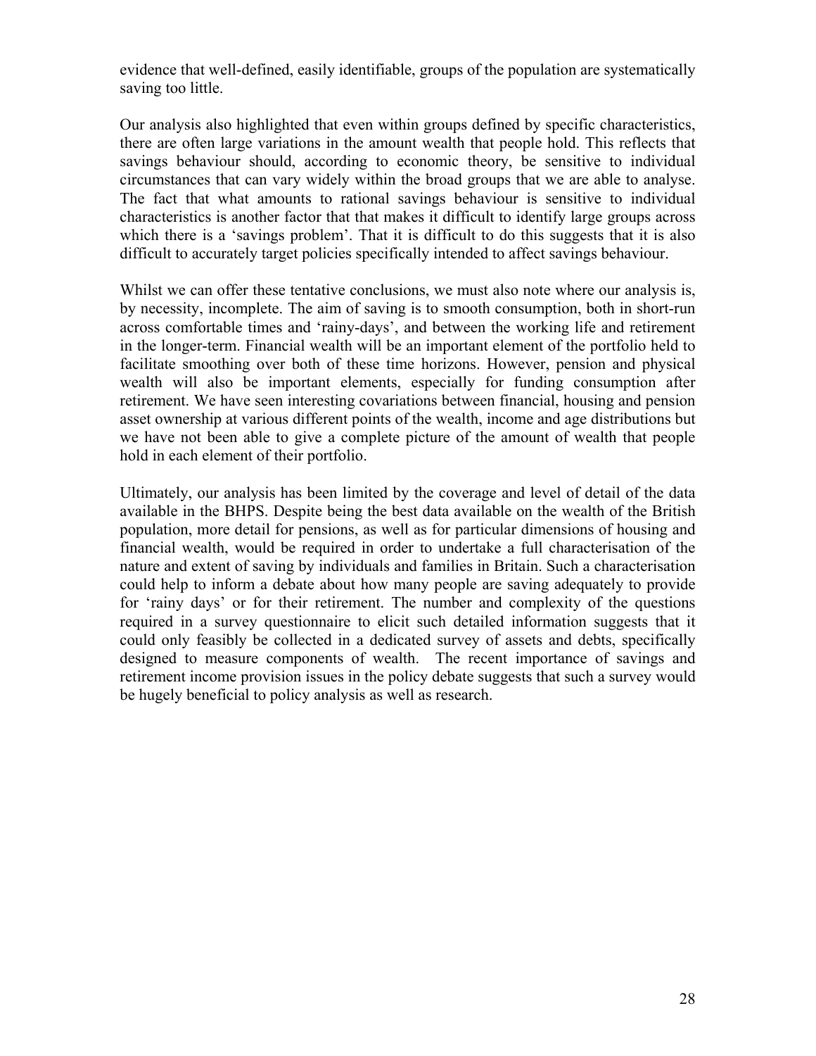evidence that well-defined, easily identifiable, groups of the population are systematically saving too little.

Our analysis also highlighted that even within groups defined by specific characteristics, there are often large variations in the amount wealth that people hold. This reflects that savings behaviour should, according to economic theory, be sensitive to individual circumstances that can vary widely within the broad groups that we are able to analyse. The fact that what amounts to rational savings behaviour is sensitive to individual characteristics is another factor that that makes it difficult to identify large groups across which there is a 'savings problem'. That it is difficult to do this suggests that it is also difficult to accurately target policies specifically intended to affect savings behaviour.

Whilst we can offer these tentative conclusions, we must also note where our analysis is, by necessity, incomplete. The aim of saving is to smooth consumption, both in short-run across comfortable times and 'rainy-days', and between the working life and retirement in the longer-term. Financial wealth will be an important element of the portfolio held to facilitate smoothing over both of these time horizons. However, pension and physical wealth will also be important elements, especially for funding consumption after retirement. We have seen interesting covariations between financial, housing and pension asset ownership at various different points of the wealth, income and age distributions but we have not been able to give a complete picture of the amount of wealth that people hold in each element of their portfolio.

Ultimately, our analysis has been limited by the coverage and level of detail of the data available in the BHPS. Despite being the best data available on the wealth of the British population, more detail for pensions, as well as for particular dimensions of housing and financial wealth, would be required in order to undertake a full characterisation of the nature and extent of saving by individuals and families in Britain. Such a characterisation could help to inform a debate about how many people are saving adequately to provide for 'rainy days' or for their retirement. The number and complexity of the questions required in a survey questionnaire to elicit such detailed information suggests that it could only feasibly be collected in a dedicated survey of assets and debts, specifically designed to measure components of wealth. The recent importance of savings and retirement income provision issues in the policy debate suggests that such a survey would be hugely beneficial to policy analysis as well as research.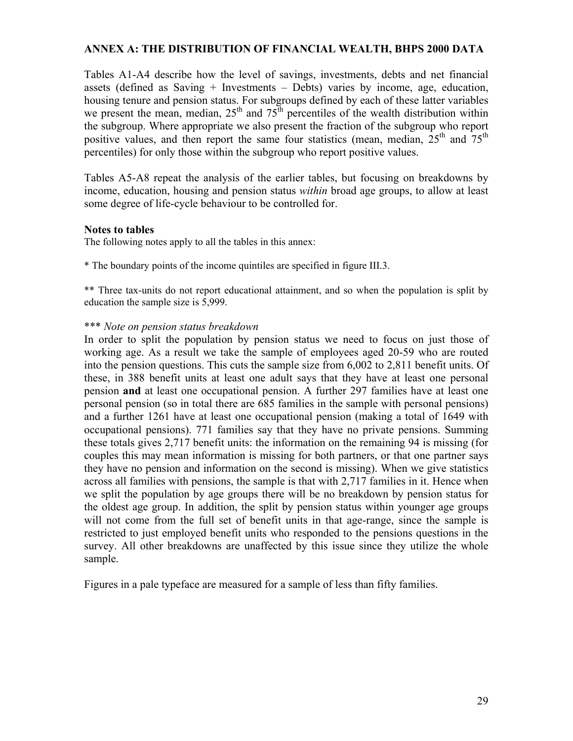## ANNEX A: THE DISTRIBUTION OF FINANCIAL WEALTH, BHPS 2000 DATA

Tables A1-A4 describe how the level of savings, investments, debts and net financial assets (defined as Saving + Investments – Debts) varies by income, age, education, housing tenure and pension status. For subgroups defined by each of these latter variables we present the mean, median, 25th and 75th percentiles of the wealth distribution within the subgroup. Where appropriate we also present the fraction of the subgroup who report positive values, and then report the same four statistics (mean, median, 25th and 75th percentiles) for only those within the subgroup who report positive values.

Tables A5-A8 repeat the analysis of the earlier tables, but focusing on breakdowns by income, education, housing and pension status *within* broad age groups, to allow at least some degree of life-cycle behaviour to be controlled for.

### Notes to tables

The following notes apply to all the tables in this annex:

* The boundary points of the income quintiles are specified in figure III.3.

** Three tax-units do not report educational attainment, and so when the population is split by education the sample size is 5,999.

*** *Note on pension status breakdown*

In order to split the population by pension status we need to focus on just those of working age. As a result we take the sample of employees aged 20-59 who are routed into the pension questions. This cuts the sample size from 6,002 to 2,811 benefit units. Of these, in 388 benefit units at least one adult says that they have at least one personal pension **and** at least one occupational pension. A further 297 families have at least one personal pension (so in total there are 685 families in the sample with personal pensions) and a further 1261 have at least one occupational pension (making a total of 1649 with occupational pensions). 771 families say that they have no private pensions. Summing these totals gives 2,717 benefit units: the information on the remaining 94 is missing (for couples this may mean information is missing for both partners, or that one partner says they have no pension and information on the second is missing). When we give statistics across all families with pensions, the sample is that with 2,717 families in it. Hence when we split the population by age groups there will be no breakdown by pension status for the oldest age group. In addition, the split by pension status within younger age groups will not come from the full set of benefit units in that age-range, since the sample is restricted to just employed benefit units who responded to the pensions questions in the survey. All other breakdowns are unaffected by this issue since they utilize the whole sample.

Figures in a pale typeface are measured for a sample of less than fifty families.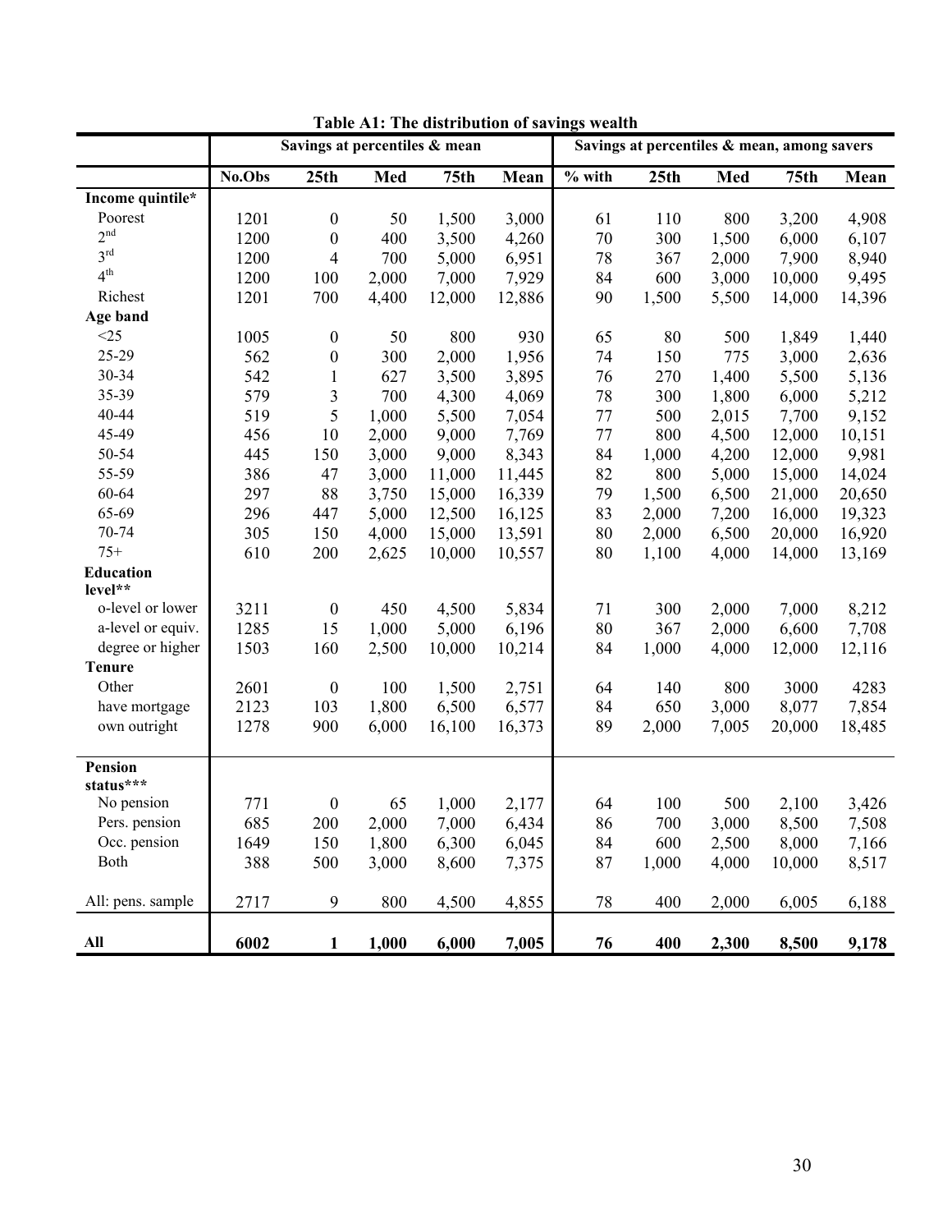**Table A1: The distribution of savings wealth**

| | Savings at percentiles & mean | | | | | Savings at percentiles & mean, among savers | | | | |
|---|---|---|---|---|---|---|---|---|---|---|
| | No.Obs | 25th | Med | 75th | Mean | % with | 25th | Med | 75th | Mean |
| **Income quintile*** | | | | | | | | | | |
| Poorest | 1201 | 0 | 50 | 1,500 | 3,000 | 61 | 110 | 800 | 3,200 | 4,908 |
| 2nd | 1200 | 0 | 400 | 3,500 | 4,260 | 70 | 300 | 1,500 | 6,000 | 6,107 |
| 3rd | 1200 | 4 | 700 | 5,000 | 6,951 | 78 | 367 | 2,000 | 7,900 | 8,940 |
| 4th | 1200 | 100 | 2,000 | 7,000 | 7,929 | 84 | 600 | 3,000 | 10,000 | 9,495 |
| Richest | 1201 | 700 | 4,400 | 12,000 | 12,886 | 90 | 1,500 | 5,500 | 14,000 | 14,396 |
| **Age band** | | | | | | | | | | |
| <25 | 1005 | 0 | 50 | 800 | 930 | 65 | 80 | 500 | 1,849 | 1,440 |
| 25-29 | 562 | 0 | 300 | 2,000 | 1,956 | 74 | 150 | 775 | 3,000 | 2,636 |
| 30-34 | 542 | 1 | 627 | 3,500 | 3,895 | 76 | 270 | 1,400 | 5,500 | 5,136 |
| 35-39 | 579 | 3 | 700 | 4,300 | 4,069 | 78 | 300 | 1,800 | 6,000 | 5,212 |
| 40-44 | 519 | 5 | 1,000 | 5,500 | 7,054 | 77 | 500 | 2,015 | 7,700 | 9,152 |
| 45-49 | 456 | 10 | 2,000 | 9,000 | 7,769 | 77 | 800 | 4,500 | 12,000 | 10,151 |
| 50-54 | 445 | 150 | 3,000 | 9,000 | 8,343 | 84 | 1,000 | 4,200 | 12,000 | 9,981 |
| 55-59 | 386 | 47 | 3,000 | 11,000 | 11,445 | 82 | 800 | 5,000 | 15,000 | 14,024 |
| 60-64 | 297 | 88 | 3,750 | 15,000 | 16,339 | 79 | 1,500 | 6,500 | 21,000 | 20,650 |
| 65-69 | 296 | 447 | 5,000 | 12,500 | 16,125 | 83 | 2,000 | 7,200 | 16,000 | 19,323 |
| 70-74 | 305 | 150 | 4,000 | 15,000 | 13,591 | 80 | 2,000 | 6,500 | 20,000 | 16,920 |
| 75+ | 610 | 200 | 2,625 | 10,000 | 10,557 | 80 | 1,100 | 4,000 | 14,000 | 13,169 |
| **Education level**** | | | | | | | | | | |
| o-level or lower | 3211 | 0 | 450 | 4,500 | 5,834 | 71 | 300 | 2,000 | 7,000 | 8,212 |
| a-level or equiv. | 1285 | 15 | 1,000 | 5,000 | 6,196 | 80 | 367 | 2,000 | 6,600 | 7,708 |
| degree or higher | 1503 | 160 | 2,500 | 10,000 | 10,214 | 84 | 1,000 | 4,000 | 12,000 | 12,116 |
| **Tenure** | | | | | | | | | | |
| Other | 2601 | 0 | 100 | 1,500 | 2,751 | 64 | 140 | 800 | 3000 | 4283 |
| have mortgage | 2123 | 103 | 1,800 | 6,500 | 6,577 | 84 | 650 | 3,000 | 8,077 | 7,854 |
| own outright | 1278 | 900 | 6,000 | 16,100 | 16,373 | 89 | 2,000 | 7,005 | 20,000 | 18,485 |
| **Pension status***** | | | | | | | | | | |
| No pension | 771 | 0 | 65 | 1,000 | 2,177 | 64 | 100 | 500 | 2,100 | 3,426 |
| Pers. pension | 685 | 200 | 2,000 | 7,000 | 6,434 | 86 | 700 | 3,000 | 8,500 | 7,508 |
| Occ. pension | 1649 | 150 | 1,800 | 6,300 | 6,045 | 84 | 600 | 2,500 | 8,000 | 7,166 |
| Both | 388 | 500 | 3,000 | 8,600 | 7,375 | 87 | 1,000 | 4,000 | 10,000 | 8,517 |
| All: pens. sample | 2717 | 9 | 800 | 4,500 | 4,855 | 78 | 400 | 2,000 | 6,005 | 6,188 |
| **All** | **6002** | **1** | **1,000** | **6,000** | **7,005** | **76** | **400** | **2,300** | **8,500** | **9,178** |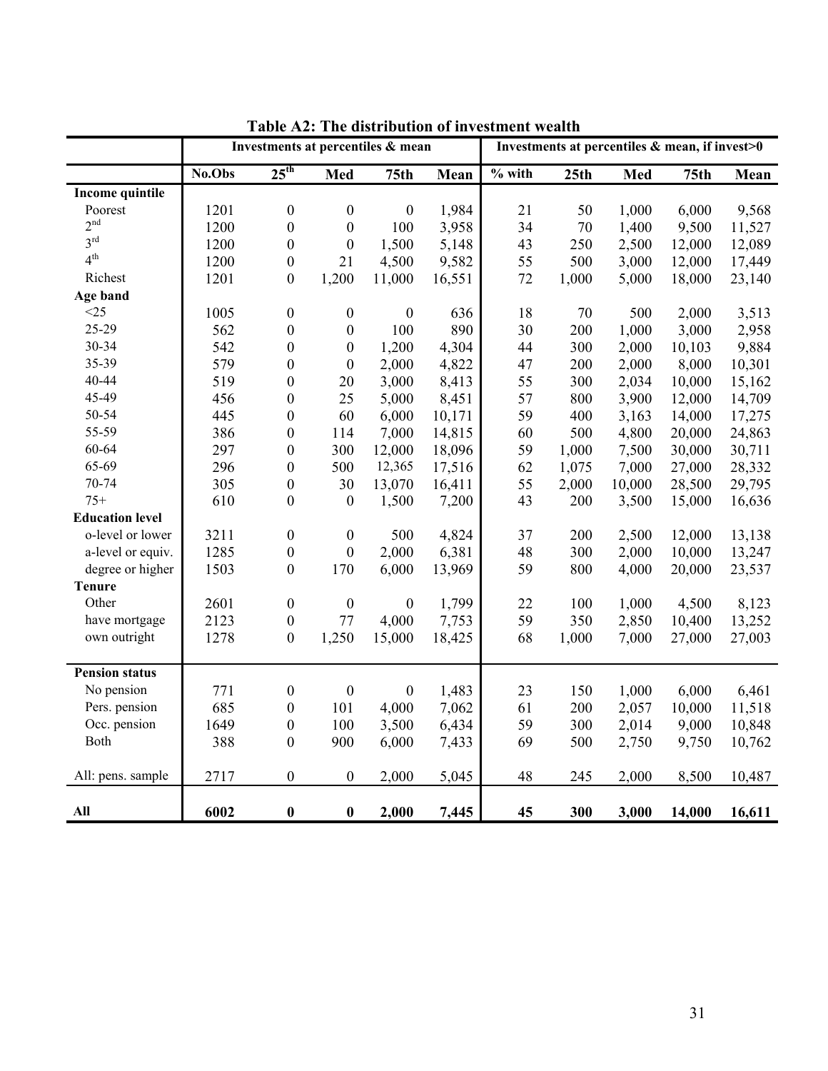**Table A2: The distribution of investment wealth**

| | Investments at percentiles & mean | | | | | Investments at percentiles & mean, if invest>0 | | | | |
|---|---|---|---|---|---|---|---|---|---|---|
| | No.Obs | 25th | Med | 75th | Mean | % with | 25th | Med | 75th | Mean |
| **Income quintile** | | | | | | | | | | |
| Poorest | 1201 | 0 | 0 | 0 | 1,984 | 21 | 50 | 1,000 | 6,000 | 9,568 |
| 2nd | 1200 | 0 | 0 | 100 | 3,958 | 34 | 70 | 1,400 | 9,500 | 11,527 |
| 3rd | 1200 | 0 | 0 | 1,500 | 5,148 | 43 | 250 | 2,500 | 12,000 | 12,089 |
| 4th | 1200 | 0 | 21 | 4,500 | 9,582 | 55 | 500 | 3,000 | 12,000 | 17,449 |
| Richest | 1201 | 0 | 1,200 | 11,000 | 16,551 | 72 | 1,000 | 5,000 | 18,000 | 23,140 |
| **Age band** | | | | | | | | | | |
| <25 | 1005 | 0 | 0 | 0 | 636 | 18 | 70 | 500 | 2,000 | 3,513 |
| 25-29 | 562 | 0 | 0 | 100 | 890 | 30 | 200 | 1,000 | 3,000 | 2,958 |
| 30-34 | 542 | 0 | 0 | 1,200 | 4,304 | 44 | 300 | 2,000 | 10,103 | 9,884 |
| 35-39 | 579 | 0 | 0 | 2,000 | 4,822 | 47 | 200 | 2,000 | 8,000 | 10,301 |
| 40-44 | 519 | 0 | 20 | 3,000 | 8,413 | 55 | 300 | 2,034 | 10,000 | 15,162 |
| 45-49 | 456 | 0 | 25 | 5,000 | 8,451 | 57 | 800 | 3,900 | 12,000 | 14,709 |
| 50-54 | 445 | 0 | 60 | 6,000 | 10,171 | 59 | 400 | 3,163 | 14,000 | 17,275 |
| 55-59 | 386 | 0 | 114 | 7,000 | 14,815 | 60 | 500 | 4,800 | 20,000 | 24,863 |
| 60-64 | 297 | 0 | 300 | 12,000 | 18,096 | 59 | 1,000 | 7,500 | 30,000 | 30,711 |
| 65-69 | 296 | 0 | 500 | 12,365 | 17,516 | 62 | 1,075 | 7,000 | 27,000 | 28,332 |
| 70-74 | 305 | 0 | 30 | 13,070 | 16,411 | 55 | 2,000 | 10,000 | 28,500 | 29,795 |
| 75+ | 610 | 0 | 0 | 1,500 | 7,200 | 43 | 200 | 3,500 | 15,000 | 16,636 |
| **Education level** | | | | | | | | | | |
| o-level or lower | 3211 | 0 | 0 | 500 | 4,824 | 37 | 200 | 2,500 | 12,000 | 13,138 |
| a-level or equiv. | 1285 | 0 | 0 | 2,000 | 6,381 | 48 | 300 | 2,000 | 10,000 | 13,247 |
| degree or higher | 1503 | 0 | 170 | 6,000 | 13,969 | 59 | 800 | 4,000 | 20,000 | 23,537 |
| **Tenure** | | | | | | | | | | |
| Other | 2601 | 0 | 0 | 0 | 1,799 | 22 | 100 | 1,000 | 4,500 | 8,123 |
| have mortgage | 2123 | 0 | 77 | 4,000 | 7,753 | 59 | 350 | 2,850 | 10,400 | 13,252 |
| own outright | 1278 | 0 | 1,250 | 15,000 | 18,425 | 68 | 1,000 | 7,000 | 27,000 | 27,003 |
| **Pension status** | | | | | | | | | | |
| No pension | 771 | 0 | 0 | 0 | 1,483 | 23 | 150 | 1,000 | 6,000 | 6,461 |
| Pers. pension | 685 | 0 | 101 | 4,000 | 7,062 | 61 | 200 | 2,057 | 10,000 | 11,518 |
| Occ. pension | 1649 | 0 | 100 | 3,500 | 6,434 | 59 | 300 | 2,014 | 9,000 | 10,848 |
| Both | 388 | 0 | 900 | 6,000 | 7,433 | 69 | 500 | 2,750 | 9,750 | 10,762 |
| All: pens. sample | 2717 | 0 | 0 | 2,000 | 5,045 | 48 | 245 | 2,000 | 8,500 | 10,487 |
| **All** | **6002** | **0** | **0** | **2,000** | **7,445** | **45** | **300** | **3,000** | **14,000** | **16,611** |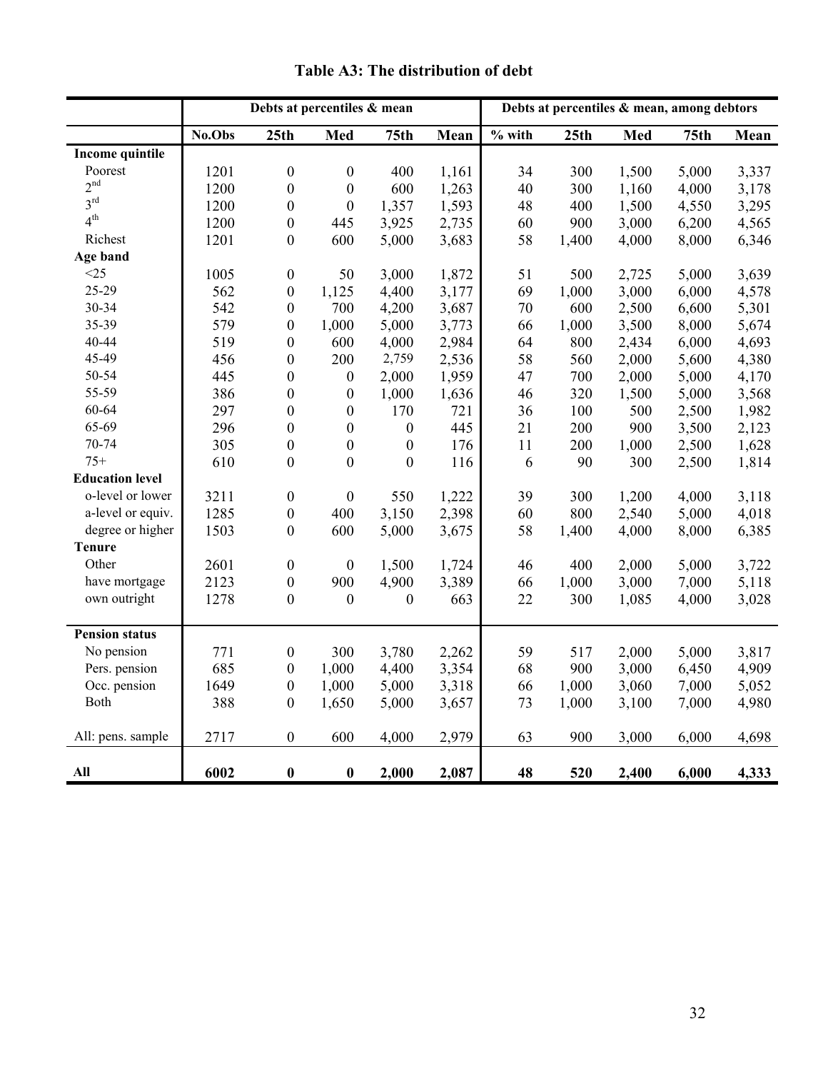# Table A3: The distribution of debt

| | Debts at percentiles & mean | | | | | Debts at percentiles & mean, among debtors | | | | |
|---|---|---|---|---|---|---|---|---|---|---|
| | No.Obs | 25th | Med | 75th | Mean | % with | 25th | Med | 75th | Mean |
| **Income quintile** | | | | | | | | | | |
| Poorest | 1201 | 0 | 0 | 400 | 1,161 | 34 | 300 | 1,500 | 5,000 | 3,337 |
| 2nd | 1200 | 0 | 0 | 600 | 1,263 | 40 | 300 | 1,160 | 4,000 | 3,178 |
| 3rd | 1200 | 0 | 0 | 1,357 | 1,593 | 48 | 400 | 1,500 | 4,550 | 3,295 |
| 4th | 1200 | 0 | 445 | 3,925 | 2,735 | 60 | 900 | 3,000 | 6,200 | 4,565 |
| Richest | 1201 | 0 | 600 | 5,000 | 3,683 | 58 | 1,400 | 4,000 | 8,000 | 6,346 |
| **Age band** | | | | | | | | | | |
| <25 | 1005 | 0 | 50 | 3,000 | 1,872 | 51 | 500 | 2,725 | 5,000 | 3,639 |
| 25-29 | 562 | 0 | 1,125 | 4,400 | 3,177 | 69 | 1,000 | 3,000 | 6,000 | 4,578 |
| 30-34 | 542 | 0 | 700 | 4,200 | 3,687 | 70 | 600 | 2,500 | 6,600 | 5,301 |
| 35-39 | 579 | 0 | 1,000 | 5,000 | 3,773 | 66 | 1,000 | 3,500 | 8,000 | 5,674 |
| 40-44 | 519 | 0 | 600 | 4,000 | 2,984 | 64 | 800 | 2,434 | 6,000 | 4,693 |
| 45-49 | 456 | 0 | 200 | 2,759 | 2,536 | 58 | 560 | 2,000 | 5,600 | 4,380 |
| 50-54 | 445 | 0 | 0 | 2,000 | 1,959 | 47 | 700 | 2,000 | 5,000 | 4,170 |
| 55-59 | 386 | 0 | 0 | 1,000 | 1,636 | 46 | 320 | 1,500 | 5,000 | 3,568 |
| 60-64 | 297 | 0 | 0 | 170 | 721 | 36 | 100 | 500 | 2,500 | 1,982 |
| 65-69 | 296 | 0 | 0 | 0 | 445 | 21 | 200 | 900 | 3,500 | 2,123 |
| 70-74 | 305 | 0 | 0 | 0 | 176 | 11 | 200 | 1,000 | 2,500 | 1,628 |
| 75+ | 610 | 0 | 0 | 0 | 116 | 6 | 90 | 300 | 2,500 | 1,814 |
| **Education level** | | | | | | | | | | |
| o-level or lower | 3211 | 0 | 0 | 550 | 1,222 | 39 | 300 | 1,200 | 4,000 | 3,118 |
| a-level or equiv. | 1285 | 0 | 400 | 3,150 | 2,398 | 60 | 800 | 2,540 | 5,000 | 4,018 |
| degree or higher | 1503 | 0 | 600 | 5,000 | 3,675 | 58 | 1,400 | 4,000 | 8,000 | 6,385 |
| **Tenure** | | | | | | | | | | |
| Other | 2601 | 0 | 0 | 1,500 | 1,724 | 46 | 400 | 2,000 | 5,000 | 3,722 |
| have mortgage | 2123 | 0 | 900 | 4,900 | 3,389 | 66 | 1,000 | 3,000 | 7,000 | 5,118 |
| own outright | 1278 | 0 | 0 | 0 | 663 | 22 | 300 | 1,085 | 4,000 | 3,028 |
| **Pension status** | | | | | | | | | | |
| No pension | 771 | 0 | 300 | 3,780 | 2,262 | 59 | 517 | 2,000 | 5,000 | 3,817 |
| Pers. pension | 685 | 0 | 1,000 | 4,400 | 3,354 | 68 | 900 | 3,000 | 6,450 | 4,909 |
| Occ. pension | 1649 | 0 | 1,000 | 5,000 | 3,318 | 66 | 1,000 | 3,060 | 7,000 | 5,052 |
| Both | 388 | 0 | 1,650 | 5,000 | 3,657 | 73 | 1,000 | 3,100 | 7,000 | 4,980 |
| All: pens. sample | 2717 | 0 | 600 | 4,000 | 2,979 | 63 | 900 | 3,000 | 6,000 | 4,698 |
| **All** | **6002** | **0** | **0** | **2,000** | **2,087** | **48** | **520** | **2,400** | **6,000** | **4,333** |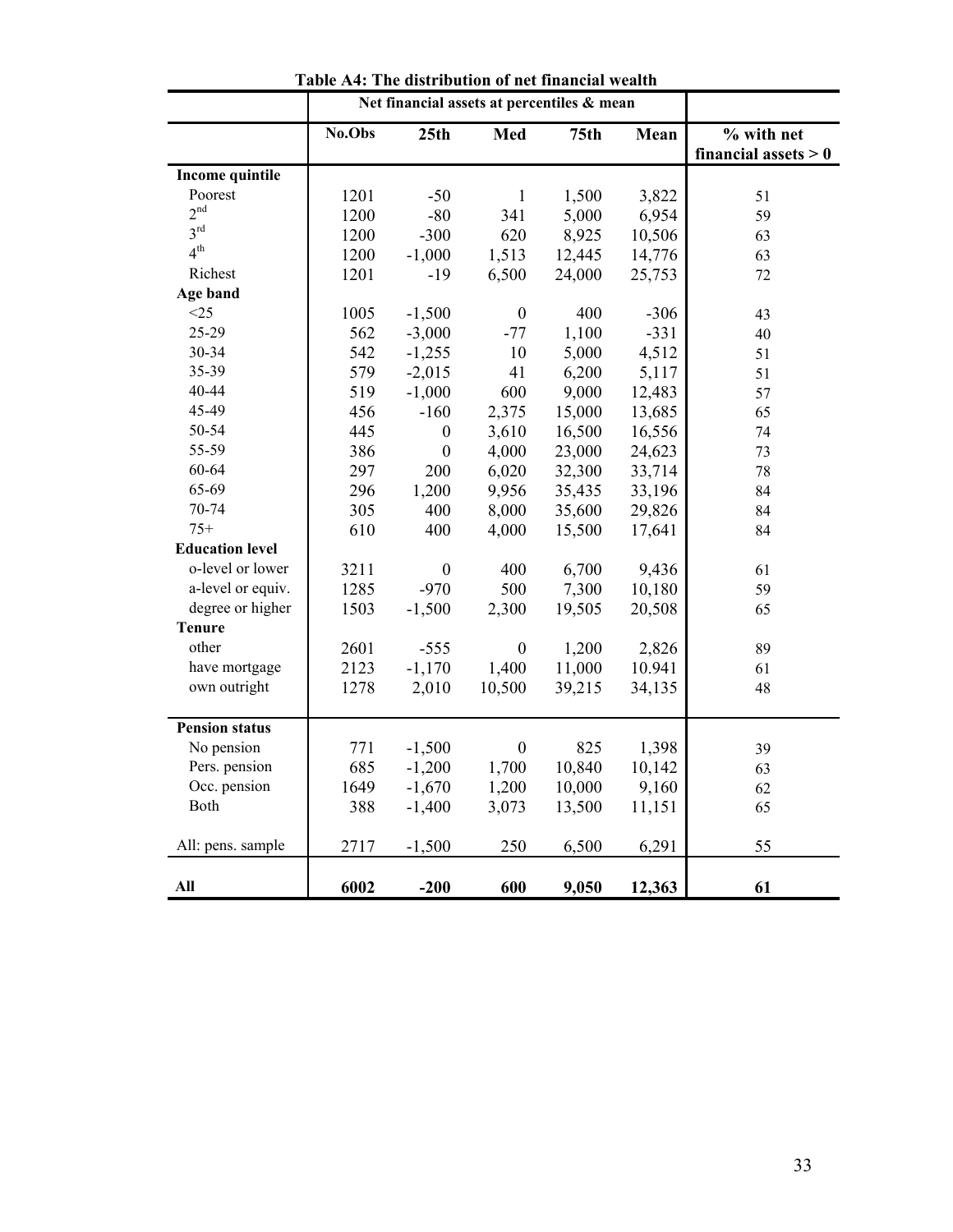**Table A4: The distribution of net financial wealth**

| | Net financial assets at percentiles & mean | | | | | |
|---|---|---|---|---|---|---|
| | No.Obs | 25th | Med | 75th | Mean | % with net financial assets > 0 |
| **Income quintile** | | | | | | |
| Poorest | 1201 | -50 | 1 | 1,500 | 3,822 | 51 |
| 2nd | 1200 | -80 | 341 | 5,000 | 6,954 | 59 |
| 3rd | 1200 | -300 | 620 | 8,925 | 10,506 | 63 |
| 4th | 1200 | -1,000 | 1,513 | 12,445 | 14,776 | 63 |
| Richest | 1201 | -19 | 6,500 | 24,000 | 25,753 | 72 |
| **Age band** | | | | | | |
| <25 | 1005 | -1,500 | 0 | 400 | -306 | 43 |
| 25-29 | 562 | -3,000 | -77 | 1,100 | -331 | 40 |
| 30-34 | 542 | -1,255 | 10 | 5,000 | 4,512 | 51 |
| 35-39 | 579 | -2,015 | 41 | 6,200 | 5,117 | 51 |
| 40-44 | 519 | -1,000 | 600 | 9,000 | 12,483 | 57 |
| 45-49 | 456 | -160 | 2,375 | 15,000 | 13,685 | 65 |
| 50-54 | 445 | 0 | 3,610 | 16,500 | 16,556 | 74 |
| 55-59 | 386 | 0 | 4,000 | 23,000 | 24,623 | 73 |
| 60-64 | 297 | 200 | 6,020 | 32,300 | 33,714 | 78 |
| 65-69 | 296 | 1,200 | 9,956 | 35,435 | 33,196 | 84 |
| 70-74 | 305 | 400 | 8,000 | 35,600 | 29,826 | 84 |
| 75+ | 610 | 400 | 4,000 | 15,500 | 17,641 | 84 |
| **Education level** | | | | | | |
| o-level or lower | 3211 | 0 | 400 | 6,700 | 9,436 | 61 |
| a-level or equiv. | 1285 | -970 | 500 | 7,300 | 10,180 | 59 |
| degree or higher | 1503 | -1,500 | 2,300 | 19,505 | 20,508 | 65 |
| **Tenure** | | | | | | |
| other | 2601 | -555 | 0 | 1,200 | 2,826 | 89 |
| have mortgage | 2123 | -1,170 | 1,400 | 11,000 | 10.941 | 61 |
| own outright | 1278 | 2,010 | 10,500 | 39,215 | 34,135 | 48 |
| **Pension status** | | | | | | |
| No pension | 771 | -1,500 | 0 | 825 | 1,398 | 39 |
| Pers. pension | 685 | -1,200 | 1,700 | 10,840 | 10,142 | 63 |
| Occ. pension | 1649 | -1,670 | 1,200 | 10,000 | 9,160 | 62 |
| Both | 388 | -1,400 | 3,073 | 13,500 | 11,151 | 65 |
| All: pens. sample | 2717 | -1,500 | 250 | 6,500 | 6,291 | 55 |
| **All** | **6002** | **-200** | **600** | **9,050** | **12,363** | **61** |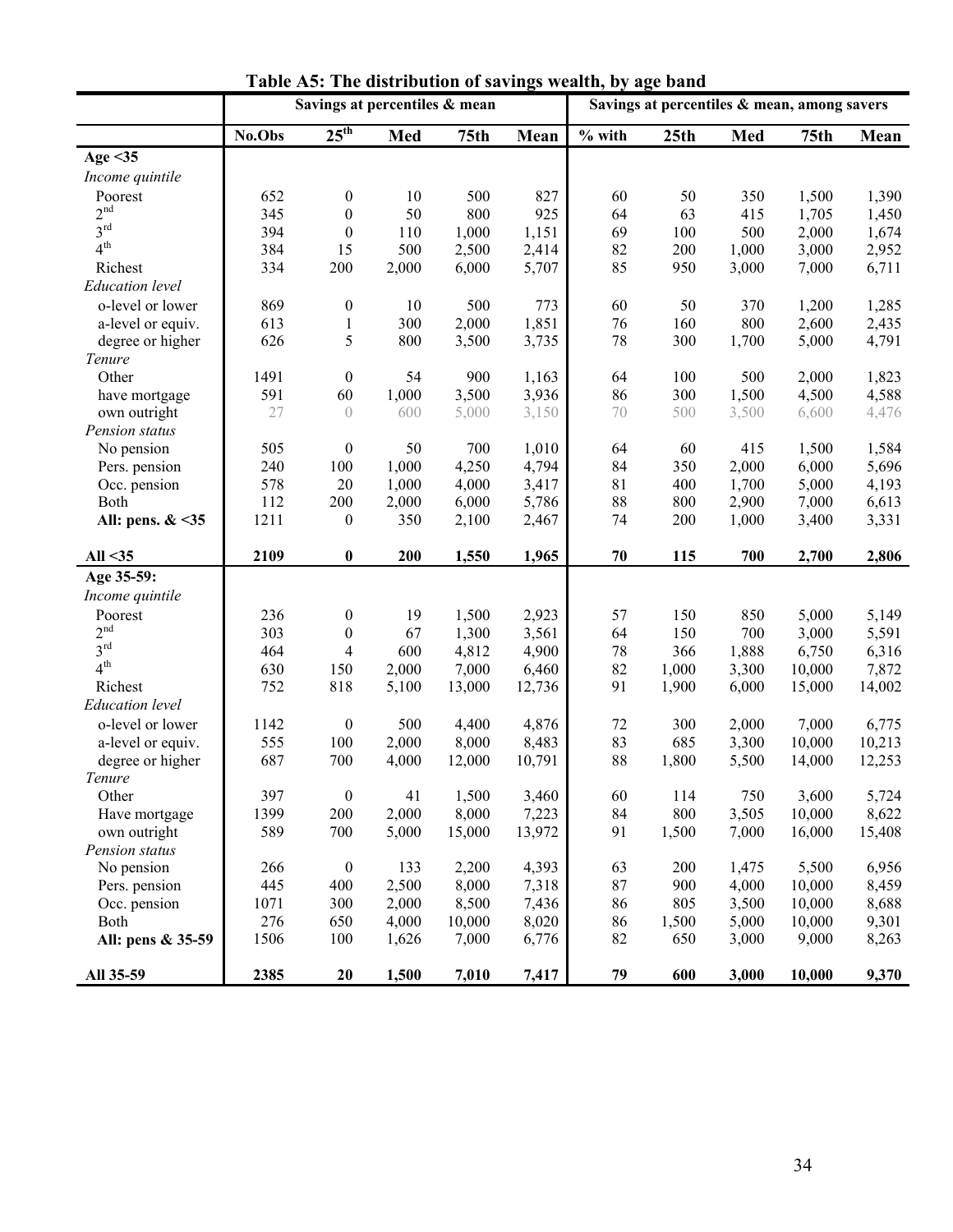**Table A5: The distribution of savings wealth, by age band**

| | Savings at percentiles & mean | | | | | Savings at percentiles & mean, among savers | | | | |
|---|---|---|---|---|---|---|---|---|---|---|
| | No.Obs | 25th | Med | 75th | Mean | % with | 25th | Med | 75th | Mean |
| **Age <35** | | | | | | | | | | |
| *Income quintile* | | | | | | | | | | |
| Poorest | 652 | 0 | 10 | 500 | 827 | 60 | 50 | 350 | 1,500 | 1,390 |
| 2nd | 345 | 0 | 50 | 800 | 925 | 64 | 63 | 415 | 1,705 | 1,450 |
| 3rd | 394 | 0 | 110 | 1,000 | 1,151 | 69 | 100 | 500 | 2,000 | 1,674 |
| 4th | 384 | 15 | 500 | 2,500 | 2,414 | 82 | 200 | 1,000 | 3,000 | 2,952 |
| Richest | 334 | 200 | 2,000 | 6,000 | 5,707 | 85 | 950 | 3,000 | 7,000 | 6,711 |
| *Education level* | | | | | | | | | | |
| o-level or lower | 869 | 0 | 10 | 500 | 773 | 60 | 50 | 370 | 1,200 | 1,285 |
| a-level or equiv. | 613 | 1 | 300 | 2,000 | 1,851 | 76 | 160 | 800 | 2,600 | 2,435 |
| degree or higher | 626 | 5 | 800 | 3,500 | 3,735 | 78 | 300 | 1,700 | 5,000 | 4,791 |
| *Tenure* | | | | | | | | | | |
| Other | 1491 | 0 | 54 | 900 | 1,163 | 64 | 100 | 500 | 2,000 | 1,823 |
| have mortgage | 591 | 60 | 1,000 | 3,500 | 3,936 | 86 | 300 | 1,500 | 4,500 | 4,588 |
| own outright | 27 | 0 | 600 | 5,000 | 3,150 | 70 | 500 | 3,500 | 6,600 | 4,476 |
| *Pension status* | | | | | | | | | | |
| No pension | 505 | 0 | 50 | 700 | 1,010 | 64 | 60 | 415 | 1,500 | 1,584 |
| Pers. pension | 240 | 100 | 1,000 | 4,250 | 4,794 | 84 | 350 | 2,000 | 6,000 | 5,696 |
| Occ. pension | 578 | 20 | 1,000 | 4,000 | 3,417 | 81 | 400 | 1,700 | 5,000 | 4,193 |
| Both | 112 | 200 | 2,000 | 6,000 | 5,786 | 88 | 800 | 2,900 | 7,000 | 6,613 |
| **All: pens. & <35** | 1211 | 0 | 350 | 2,100 | 2,467 | 74 | 200 | 1,000 | 3,400 | 3,331 |
| **All <35** | **2109** | **0** | **200** | **1,550** | **1,965** | **70** | **115** | **700** | **2,700** | **2,806** |
| **Age 35-59:** | | | | | | | | | | |
| *Income quintile* | | | | | | | | | | |
| Poorest | 236 | 0 | 19 | 1,500 | 2,923 | 57 | 150 | 850 | 5,000 | 5,149 |
| 2nd | 303 | 0 | 67 | 1,300 | 3,561 | 64 | 150 | 700 | 3,000 | 5,591 |
| 3rd | 464 | 4 | 600 | 4,812 | 4,900 | 78 | 366 | 1,888 | 6,750 | 6,316 |
| 4th | 630 | 150 | 2,000 | 7,000 | 6,460 | 82 | 1,000 | 3,300 | 10,000 | 7,872 |
| Richest | 752 | 818 | 5,100 | 13,000 | 12,736 | 91 | 1,900 | 6,000 | 15,000 | 14,002 |
| *Education level* | | | | | | | | | | |
| o-level or lower | 1142 | 0 | 500 | 4,400 | 4,876 | 72 | 300 | 2,000 | 7,000 | 6,775 |
| a-level or equiv. | 555 | 100 | 2,000 | 8,000 | 8,483 | 83 | 685 | 3,300 | 10,000 | 10,213 |
| degree or higher | 687 | 700 | 4,000 | 12,000 | 10,791 | 88 | 1,800 | 5,500 | 14,000 | 12,253 |
| *Tenure* | | | | | | | | | | |
| Other | 397 | 0 | 41 | 1,500 | 3,460 | 60 | 114 | 750 | 3,600 | 5,724 |
| Have mortgage | 1399 | 200 | 2,000 | 8,000 | 7,223 | 84 | 800 | 3,505 | 10,000 | 8,622 |
| own outright | 589 | 700 | 5,000 | 15,000 | 13,972 | 91 | 1,500 | 7,000 | 16,000 | 15,408 |
| *Pension status* | | | | | | | | | | |
| No pension | 266 | 0 | 133 | 2,200 | 4,393 | 63 | 200 | 1,475 | 5,500 | 6,956 |
| Pers. pension | 445 | 400 | 2,500 | 8,000 | 7,318 | 87 | 900 | 4,000 | 10,000 | 8,459 |
| Occ. pension | 1071 | 300 | 2,000 | 8,500 | 7,436 | 86 | 805 | 3,500 | 10,000 | 8,688 |
| Both | 276 | 650 | 4,000 | 10,000 | 8,020 | 86 | 1,500 | 5,000 | 10,000 | 9,301 |
| **All: pens & 35-59** | 1506 | 100 | 1,626 | 7,000 | 6,776 | 82 | 650 | 3,000 | 9,000 | 8,263 |
| **All 35-59** | **2385** | **20** | **1,500** | **7,010** | **7,417** | **79** | **600** | **3,000** | **10,000** | **9,370** |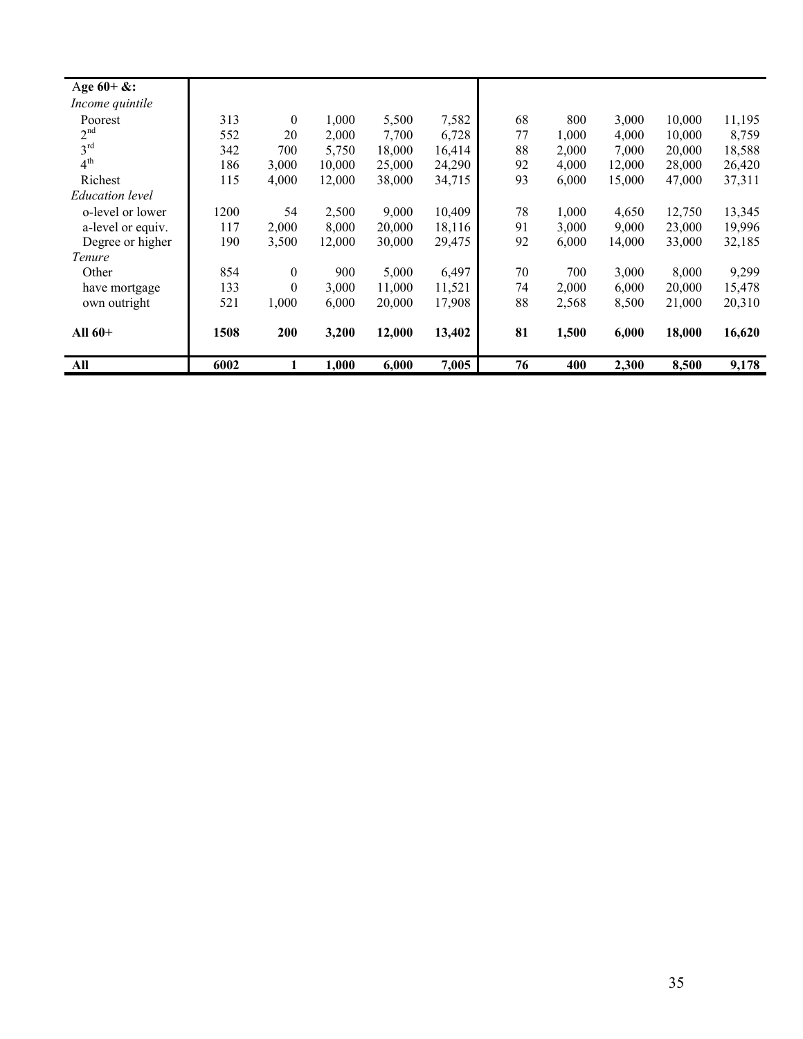| Age 60+ &: | | | | | | | | | | |
|---|---|---|---|---|---|---|---|---|---|---|
| *Income quintile* | | | | | | | | | | |
| Poorest | 313 | 0 | 1,000 | 5,500 | 7,582 | 68 | 800 | 3,000 | 10,000 | 11,195 |
| $2^{nd}$ | 552 | 20 | 2,000 | 7,700 | 6,728 | 77 | 1,000 | 4,000 | 10,000 | 8,759 |
| $3^{rd}$ | 342 | 700 | 5,750 | 18,000 | 16,414 | 88 | 2,000 | 7,000 | 20,000 | 18,588 |
| $4^{th}$ | 186 | 3,000 | 10,000 | 25,000 | 24,290 | 92 | 4,000 | 12,000 | 28,000 | 26,420 |
| Richest | 115 | 4,000 | 12,000 | 38,000 | 34,715 | 93 | 6,000 | 15,000 | 47,000 | 37,311 |
| *Education level* | | | | | | | | | | |
| o-level or lower | 1200 | 54 | 2,500 | 9,000 | 10,409 | 78 | 1,000 | 4,650 | 12,750 | 13,345 |
| a-level or equiv. | 117 | 2,000 | 8,000 | 20,000 | 18,116 | 91 | 3,000 | 9,000 | 23,000 | 19,996 |
| Degree or higher | 190 | 3,500 | 12,000 | 30,000 | 29,475 | 92 | 6,000 | 14,000 | 33,000 | 32,185 |
| *Tenure* | | | | | | | | | | |
| Other | 854 | 0 | 900 | 5,000 | 6,497 | 70 | 700 | 3,000 | 8,000 | 9,299 |
| have mortgage | 133 | 0 | 3,000 | 11,000 | 11,521 | 74 | 2,000 | 6,000 | 20,000 | 15,478 |
| own outright | 521 | 1,000 | 6,000 | 20,000 | 17,908 | 88 | 2,568 | 8,500 | 21,000 | 20,310 |
| **All 60+** | **1508** | **200** | **3,200** | **12,000** | **13,402** | **81** | **1,500** | **6,000** | **18,000** | **16,620** |
| **All** | **6002** | **1** | **1,000** | **6,000** | **7,005** | **76** | **400** | **2,300** | **8,500** | **9,178** |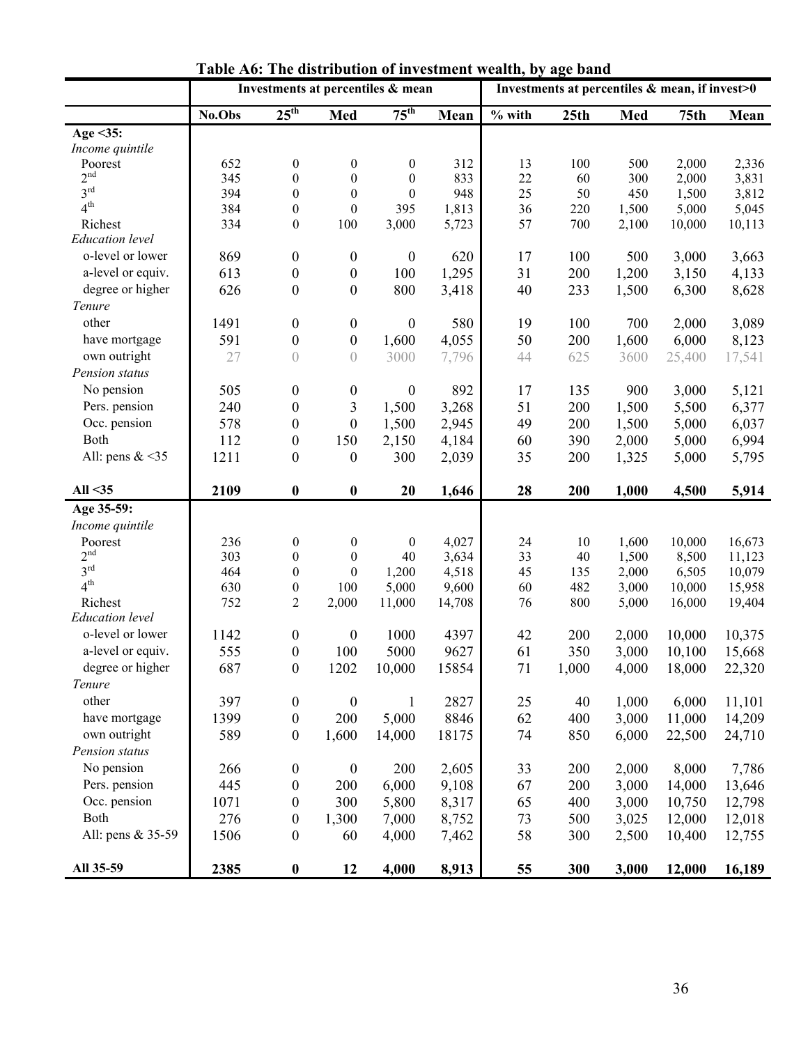**Table A6: The distribution of investment wealth, by age band**

| | Investments at percentiles & mean | | | | | Investments at percentiles & mean, if invest>0 | | | | |
|---|---|---|---|---|---|---|---|---|---|---|
| | No.Obs | 25th | Med | 75th | Mean | % with | 25th | Med | 75th | Mean |
| **Age <35:** | | | | | | | | | | |
| *Income quintile* | | | | | | | | | | |
| Poorest | 652 | 0 | 0 | 0 | 312 | 13 | 100 | 500 | 2,000 | 2,336 |
| 2nd | 345 | 0 | 0 | 0 | 833 | 22 | 60 | 300 | 2,000 | 3,831 |
| 3rd | 394 | 0 | 0 | 0 | 948 | 25 | 50 | 450 | 1,500 | 3,812 |
| 4th | 384 | 0 | 0 | 395 | 1,813 | 36 | 220 | 1,500 | 5,000 | 5,045 |
| Richest | 334 | 0 | 100 | 3,000 | 5,723 | 57 | 700 | 2,100 | 10,000 | 10,113 |
| *Education level* | | | | | | | | | | |
| o-level or lower | 869 | 0 | 0 | 0 | 620 | 17 | 100 | 500 | 3,000 | 3,663 |
| a-level or equiv. | 613 | 0 | 0 | 100 | 1,295 | 31 | 200 | 1,200 | 3,150 | 4,133 |
| degree or higher | 626 | 0 | 0 | 800 | 3,418 | 40 | 233 | 1,500 | 6,300 | 8,628 |
| *Tenure* | | | | | | | | | | |
| other | 1491 | 0 | 0 | 0 | 580 | 19 | 100 | 700 | 2,000 | 3,089 |
| have mortgage | 591 | 0 | 0 | 1,600 | 4,055 | 50 | 200 | 1,600 | 6,000 | 8,123 |
| own outright | 27 | 0 | 0 | 3000 | 7,796 | 44 | 625 | 3600 | 25,400 | 17,541 |
| *Pension status* | | | | | | | | | | |
| No pension | 505 | 0 | 0 | 0 | 892 | 17 | 135 | 900 | 3,000 | 5,121 |
| Pers. pension | 240 | 0 | 3 | 1,500 | 3,268 | 51 | 200 | 1,500 | 5,500 | 6,377 |
| Occ. pension | 578 | 0 | 0 | 1,500 | 2,945 | 49 | 200 | 1,500 | 5,000 | 6,037 |
| Both | 112 | 0 | 150 | 2,150 | 4,184 | 60 | 390 | 2,000 | 5,000 | 6,994 |
| All: pens & <35 | 1211 | 0 | 0 | 300 | 2,039 | 35 | 200 | 1,325 | 5,000 | 5,795 |
| **All <35** | **2109** | **0** | **0** | **20** | **1,646** | **28** | **200** | **1,000** | **4,500** | **5,914** |
| **Age 35-59:** | | | | | | | | | | |
| *Income quintile* | | | | | | | | | | |
| Poorest | 236 | 0 | 0 | 0 | 4,027 | 24 | 10 | 1,600 | 10,000 | 16,673 |
| 2nd | 303 | 0 | 0 | 40 | 3,634 | 33 | 40 | 1,500 | 8,500 | 11,123 |
| 3rd | 464 | 0 | 0 | 1,200 | 4,518 | 45 | 135 | 2,000 | 6,505 | 10,079 |
| 4th | 630 | 0 | 100 | 5,000 | 9,600 | 60 | 482 | 3,000 | 10,000 | 15,958 |
| Richest | 752 | 2 | 2,000 | 11,000 | 14,708 | 76 | 800 | 5,000 | 16,000 | 19,404 |
| *Education level* | | | | | | | | | | |
| o-level or lower | 1142 | 0 | 0 | 1000 | 4397 | 42 | 200 | 2,000 | 10,000 | 10,375 |
| a-level or equiv. | 555 | 0 | 100 | 5000 | 9627 | 61 | 350 | 3,000 | 10,100 | 15,668 |
| degree or higher | 687 | 0 | 1202 | 10,000 | 15854 | 71 | 1,000 | 4,000 | 18,000 | 22,320 |
| *Tenure* | | | | | | | | | | |
| other | 397 | 0 | 0 | 1 | 2827 | 25 | 40 | 1,000 | 6,000 | 11,101 |
| have mortgage | 1399 | 0 | 200 | 5,000 | 8846 | 62 | 400 | 3,000 | 11,000 | 14,209 |
| own outright | 589 | 0 | 1,600 | 14,000 | 18175 | 74 | 850 | 6,000 | 22,500 | 24,710 |
| *Pension status* | | | | | | | | | | |
| No pension | 266 | 0 | 0 | 200 | 2,605 | 33 | 200 | 2,000 | 8,000 | 7,786 |
| Pers. pension | 445 | 0 | 200 | 6,000 | 9,108 | 67 | 200 | 3,000 | 14,000 | 13,646 |
| Occ. pension | 1071 | 0 | 300 | 5,800 | 8,317 | 65 | 400 | 3,000 | 10,750 | 12,798 |
| Both | 276 | 0 | 1,300 | 7,000 | 8,752 | 73 | 500 | 3,025 | 12,000 | 12,018 |
| All: pens & 35-59 | 1506 | 0 | 60 | 4,000 | 7,462 | 58 | 300 | 2,500 | 10,400 | 12,755 |
| **All 35-59** | **2385** | **0** | **12** | **4,000** | **8,913** | **55** | **300** | **3,000** | **12,000** | **16,189** |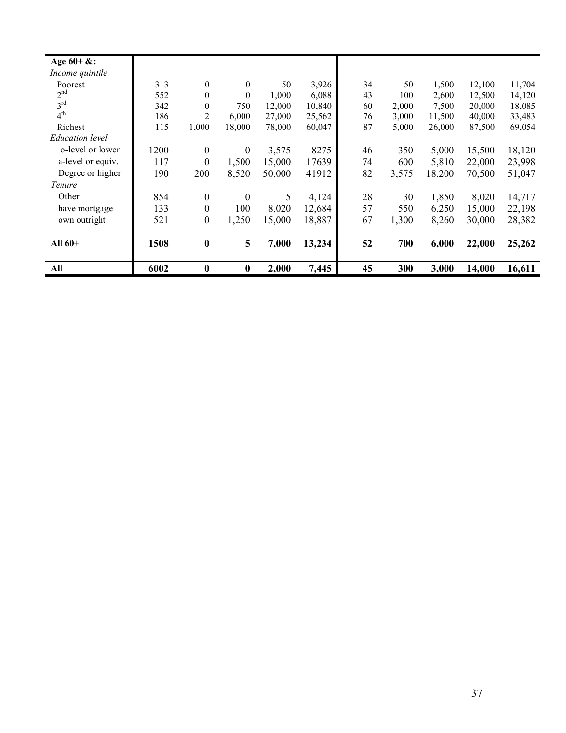| Age 60+ &: | | | | | | | | | | |
|---|---|---|---|---|---|---|---|---|---|---|
| *Income quintile* | | | | | | | | | | |
| Poorest | 313 | 0 | 0 | 50 | 3,926 | 34 | 50 | 1,500 | 12,100 | 11,704 |
| 2nd | 552 | 0 | 0 | 1,000 | 6,088 | 43 | 100 | 2,600 | 12,500 | 14,120 |
| 3rd | 342 | 0 | 750 | 12,000 | 10,840 | 60 | 2,000 | 7,500 | 20,000 | 18,085 |
| 4th | 186 | 2 | 6,000 | 27,000 | 25,562 | 76 | 3,000 | 11,500 | 40,000 | 33,483 |
| Richest | 115 | 1,000 | 18,000 | 78,000 | 60,047 | 87 | 5,000 | 26,000 | 87,500 | 69,054 |
| *Education level* | | | | | | | | | | |
| o-level or lower | 1200 | 0 | 0 | 3,575 | 8275 | 46 | 350 | 5,000 | 15,500 | 18,120 |
| a-level or equiv. | 117 | 0 | 1,500 | 15,000 | 17639 | 74 | 600 | 5,810 | 22,000 | 23,998 |
| Degree or higher | 190 | 200 | 8,520 | 50,000 | 41912 | 82 | 3,575 | 18,200 | 70,500 | 51,047 |
| *Tenure* | | | | | | | | | | |
| Other | 854 | 0 | 0 | 5 | 4,124 | 28 | 30 | 1,850 | 8,020 | 14,717 |
| have mortgage | 133 | 0 | 100 | 8,020 | 12,684 | 57 | 550 | 6,250 | 15,000 | 22,198 |
| own outright | 521 | 0 | 1,250 | 15,000 | 18,887 | 67 | 1,300 | 8,260 | 30,000 | 28,382 |
| **All 60+** | **1508** | **0** | **5** | **7,000** | **13,234** | **52** | **700** | **6,000** | **22,000** | **25,262** |
| **All** | **6002** | **0** | **0** | **2,000** | **7,445** | **45** | **300** | **3,000** | **14,000** | **16,611** |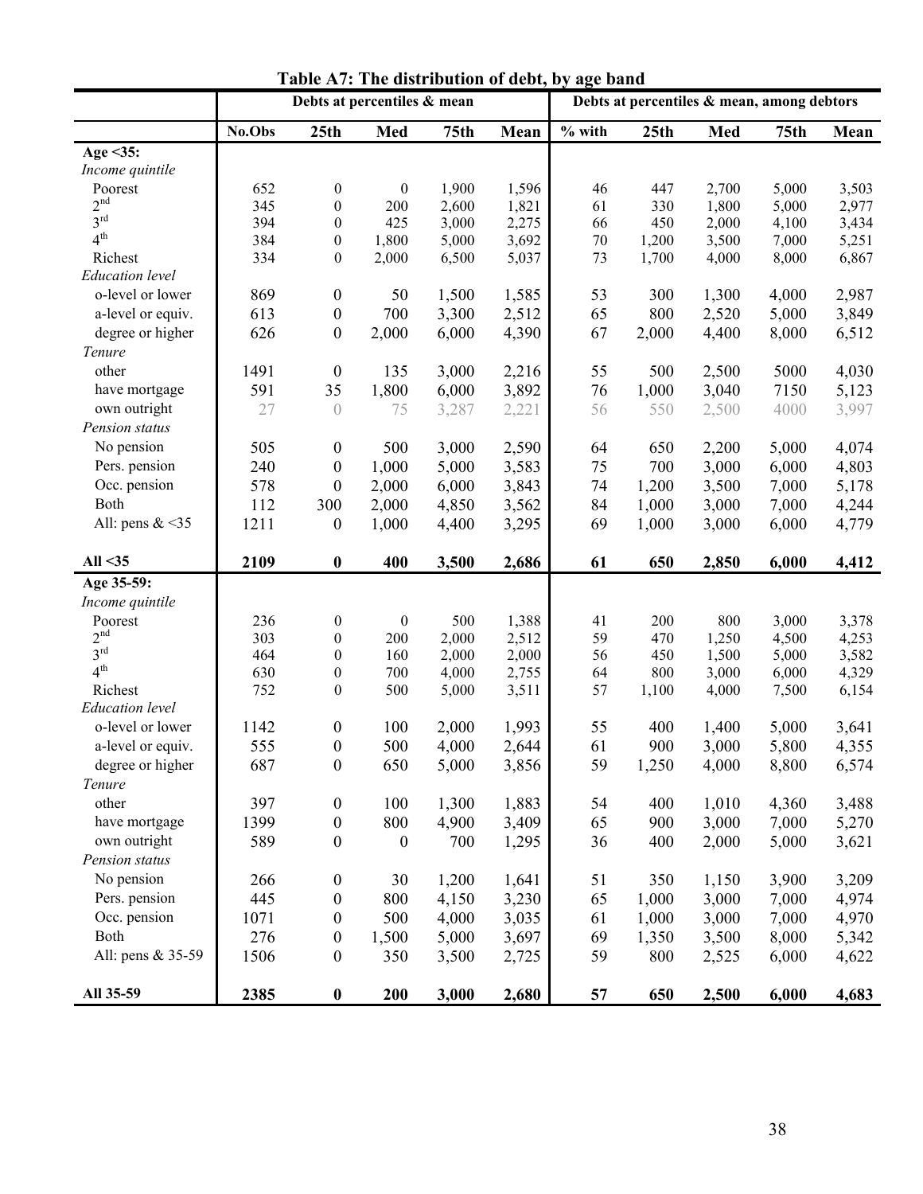**Table A7: The distribution of debt, by age band**

| | Debts at percentiles & mean | | | | | Debts at percentiles & mean, among debtors | | | | |
|---|---|---|---|---|---|---|---|---|---|---|
| | No.Obs | 25th | Med | 75th | Mean | % with | 25th | Med | 75th | Mean |
| **Age <35:** | | | | | | | | | | |
| *Income quintile* | | | | | | | | | | |
| Poorest | 652 | 0 | 0 | 1,900 | 1,596 | 46 | 447 | 2,700 | 5,000 | 3,503 |
| 2nd | 345 | 0 | 200 | 2,600 | 1,821 | 61 | 330 | 1,800 | 5,000 | 2,977 |
| 3rd | 394 | 0 | 425 | 3,000 | 2,275 | 66 | 450 | 2,000 | 4,100 | 3,434 |
| 4th | 384 | 0 | 1,800 | 5,000 | 3,692 | 70 | 1,200 | 3,500 | 7,000 | 5,251 |
| Richest | 334 | 0 | 2,000 | 6,500 | 5,037 | 73 | 1,700 | 4,000 | 8,000 | 6,867 |
| *Education level* | | | | | | | | | | |
| o-level or lower | 869 | 0 | 50 | 1,500 | 1,585 | 53 | 300 | 1,300 | 4,000 | 2,987 |
| a-level or equiv. | 613 | 0 | 700 | 3,300 | 2,512 | 65 | 800 | 2,520 | 5,000 | 3,849 |
| degree or higher | 626 | 0 | 2,000 | 6,000 | 4,390 | 67 | 2,000 | 4,400 | 8,000 | 6,512 |
| *Tenure* | | | | | | | | | | |
| other | 1491 | 0 | 135 | 3,000 | 2,216 | 55 | 500 | 2,500 | 5000 | 4,030 |
| have mortgage | 591 | 35 | 1,800 | 6,000 | 3,892 | 76 | 1,000 | 3,040 | 7150 | 5,123 |
| own outright | 27 | 0 | 75 | 3,287 | 2,221 | 56 | 550 | 2,500 | 4000 | 3,997 |
| *Pension status* | | | | | | | | | | |
| No pension | 505 | 0 | 500 | 3,000 | 2,590 | 64 | 650 | 2,200 | 5,000 | 4,074 |
| Pers. pension | 240 | 0 | 1,000 | 5,000 | 3,583 | 75 | 700 | 3,000 | 6,000 | 4,803 |
| Occ. pension | 578 | 0 | 2,000 | 6,000 | 3,843 | 74 | 1,200 | 3,500 | 7,000 | 5,178 |
| Both | 112 | 300 | 2,000 | 4,850 | 3,562 | 84 | 1,000 | 3,000 | 7,000 | 4,244 |
| All: pens & <35 | 1211 | 0 | 1,000 | 4,400 | 3,295 | 69 | 1,000 | 3,000 | 6,000 | 4,779 |
| **All <35** | **2109** | **0** | **400** | **3,500** | **2,686** | **61** | **650** | **2,850** | **6,000** | **4,412** |
| **Age 35-59:** | | | | | | | | | | |
| *Income quintile* | | | | | | | | | | |
| Poorest | 236 | 0 | 0 | 500 | 1,388 | 41 | 200 | 800 | 3,000 | 3,378 |
| 2nd | 303 | 0 | 200 | 2,000 | 2,512 | 59 | 470 | 1,250 | 4,500 | 4,253 |
| 3rd | 464 | 0 | 160 | 2,000 | 2,000 | 56 | 450 | 1,500 | 5,000 | 3,582 |
| 4th | 630 | 0 | 700 | 4,000 | 2,755 | 64 | 800 | 3,000 | 6,000 | 4,329 |
| Richest | 752 | 0 | 500 | 5,000 | 3,511 | 57 | 1,100 | 4,000 | 7,500 | 6,154 |
| *Education level* | | | | | | | | | | |
| o-level or lower | 1142 | 0 | 100 | 2,000 | 1,993 | 55 | 400 | 1,400 | 5,000 | 3,641 |
| a-level or equiv. | 555 | 0 | 500 | 4,000 | 2,644 | 61 | 900 | 3,000 | 5,800 | 4,355 |
| degree or higher | 687 | 0 | 650 | 5,000 | 3,856 | 59 | 1,250 | 4,000 | 8,800 | 6,574 |
| *Tenure* | | | | | | | | | | |
| other | 397 | 0 | 100 | 1,300 | 1,883 | 54 | 400 | 1,010 | 4,360 | 3,488 |
| have mortgage | 1399 | 0 | 800 | 4,900 | 3,409 | 65 | 900 | 3,000 | 7,000 | 5,270 |
| own outright | 589 | 0 | 0 | 700 | 1,295 | 36 | 400 | 2,000 | 5,000 | 3,621 |
| *Pension status* | | | | | | | | | | |
| No pension | 266 | 0 | 30 | 1,200 | 1,641 | 51 | 350 | 1,150 | 3,900 | 3,209 |
| Pers. pension | 445 | 0 | 800 | 4,150 | 3,230 | 65 | 1,000 | 3,000 | 7,000 | 4,974 |
| Occ. pension | 1071 | 0 | 500 | 4,000 | 3,035 | 61 | 1,000 | 3,000 | 7,000 | 4,970 |
| Both | 276 | 0 | 1,500 | 5,000 | 3,697 | 69 | 1,350 | 3,500 | 8,000 | 5,342 |
| All: pens & 35-59 | 1506 | 0 | 350 | 3,500 | 2,725 | 59 | 800 | 2,525 | 6,000 | 4,622 |
| **All 35-59** | **2385** | **0** | **200** | **3,000** | **2,680** | **57** | **650** | **2,500** | **6,000** | **4,683** |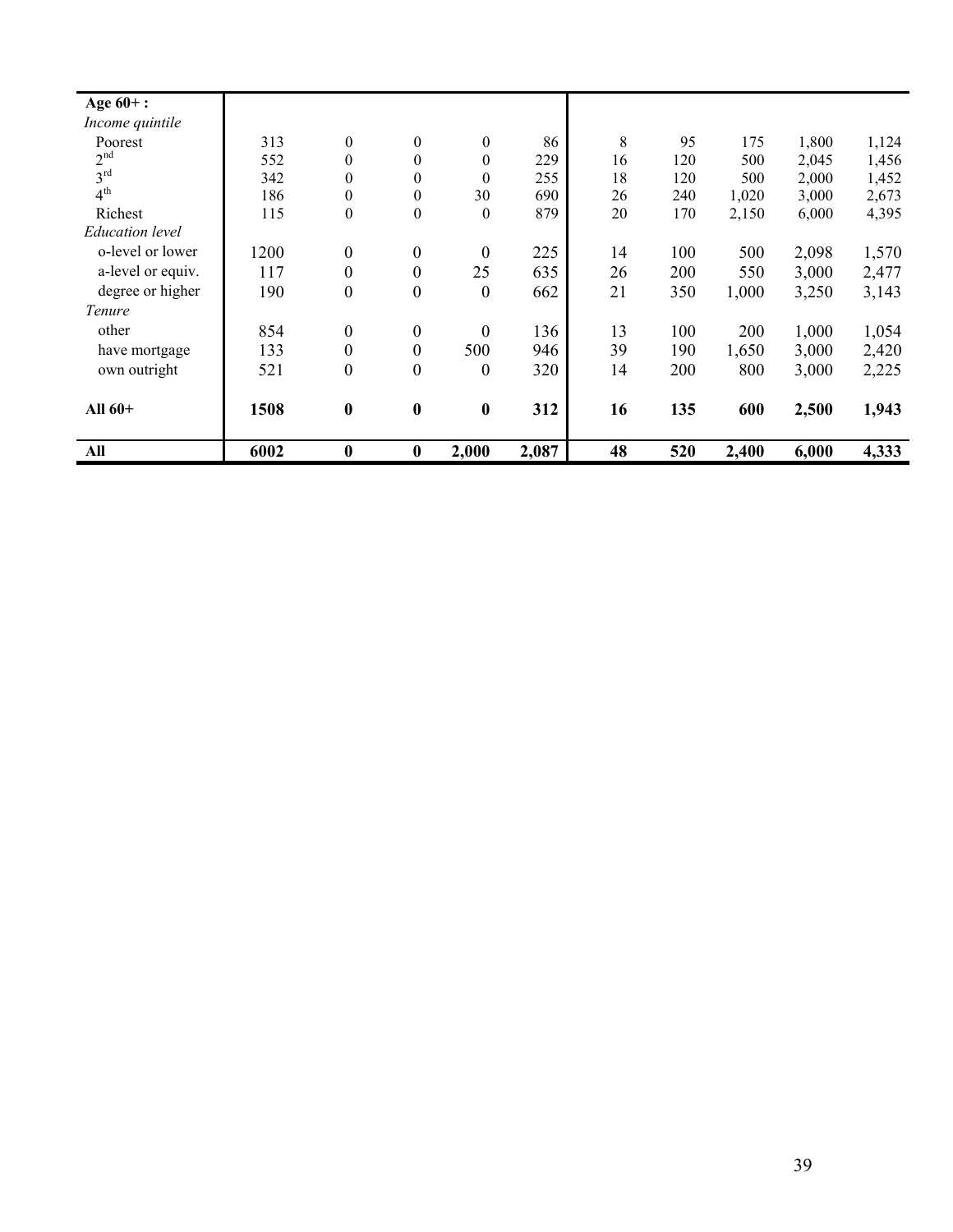| | | | | | | | | | | |
|---|---|---|---|---|---|---|---|---|---|---|
| **Age 60+ :** | | | | | | | | | | |
| *Income quintile* | | | | | | | | | | |
| Poorest | 313 | 0 | 0 | 0 | 86 | 8 | 95 | 175 | 1,800 | 1,124 |
| 2nd | 552 | 0 | 0 | 0 | 229 | 16 | 120 | 500 | 2,045 | 1,456 |
| 3rd | 342 | 0 | 0 | 0 | 255 | 18 | 120 | 500 | 2,000 | 1,452 |
| 4th | 186 | 0 | 0 | 30 | 690 | 26 | 240 | 1,020 | 3,000 | 2,673 |
| Richest | 115 | 0 | 0 | 0 | 879 | 20 | 170 | 2,150 | 6,000 | 4,395 |
| *Education level* | | | | | | | | | | |
| o-level or lower | 1200 | 0 | 0 | 0 | 225 | 14 | 100 | 500 | 2,098 | 1,570 |
| a-level or equiv. | 117 | 0 | 0 | 25 | 635 | 26 | 200 | 550 | 3,000 | 2,477 |
| degree or higher | 190 | 0 | 0 | 0 | 662 | 21 | 350 | 1,000 | 3,250 | 3,143 |
| *Tenure* | | | | | | | | | | |
| other | 854 | 0 | 0 | 0 | 136 | 13 | 100 | 200 | 1,000 | 1,054 |
| have mortgage | 133 | 0 | 0 | 500 | 946 | 39 | 190 | 1,650 | 3,000 | 2,420 |
| own outright | 521 | 0 | 0 | 0 | 320 | 14 | 200 | 800 | 3,000 | 2,225 |
| **All 60+** | **1508** | **0** | **0** | **0** | **312** | **16** | **135** | **600** | **2,500** | **1,943** |
| **All** | **6002** | **0** | **0** | **2,000** | **2,087** | **48** | **520** | **2,400** | **6,000** | **4,333** |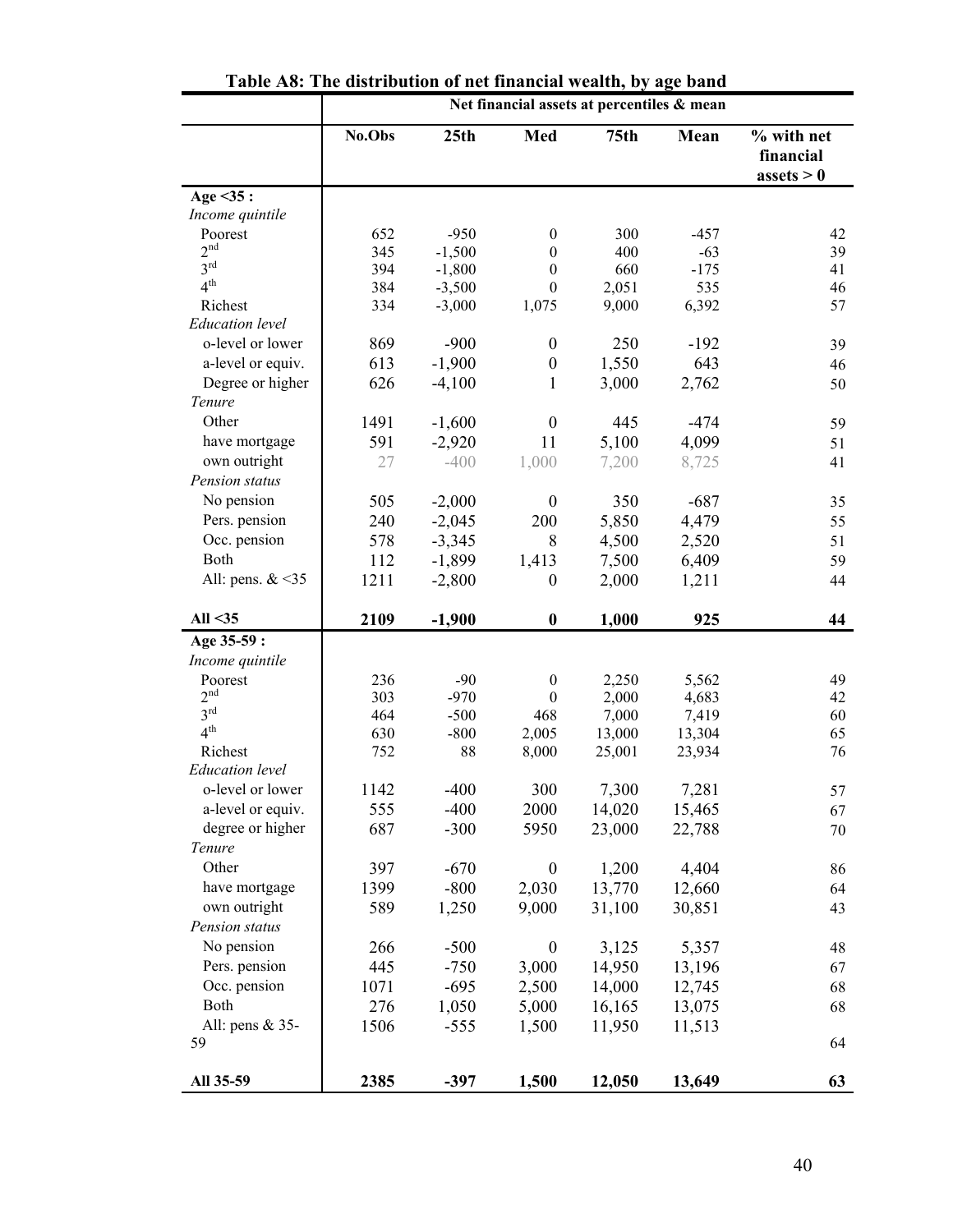**Table A8: The distribution of net financial wealth, by age band**

| | Net financial assets at percentiles & mean | | | | | |
|---|---|---|---|---|---|---|
| | No.Obs | 25th | Med | 75th | Mean | % with net financial assets > 0 |
| **Age <35 :** | | | | | | |
| *Income quintile* | | | | | | |
| Poorest | 652 | -950 | 0 | 300 | -457 | 42 |
| 2nd | 345 | -1,500 | 0 | 400 | -63 | 39 |
| 3rd | 394 | -1,800 | 0 | 660 | -175 | 41 |
| 4th | 384 | -3,500 | 0 | 2,051 | 535 | 46 |
| Richest | 334 | -3,000 | 1,075 | 9,000 | 6,392 | 57 |
| *Education level* | | | | | | |
| o-level or lower | 869 | -900 | 0 | 250 | -192 | 39 |
| a-level or equiv. | 613 | -1,900 | 0 | 1,550 | 643 | 46 |
| Degree or higher | 626 | -4,100 | 1 | 3,000 | 2,762 | 50 |
| *Tenure* | | | | | | |
| Other | 1491 | -1,600 | 0 | 445 | -474 | 59 |
| have mortgage | 591 | -2,920 | 11 | 5,100 | 4,099 | 51 |
| own outright | 27 | -400 | 1,000 | 7,200 | 8,725 | 41 |
| *Pension status* | | | | | | |
| No pension | 505 | -2,000 | 0 | 350 | -687 | 35 |
| Pers. pension | 240 | -2,045 | 200 | 5,850 | 4,479 | 55 |
| Occ. pension | 578 | -3,345 | 8 | 4,500 | 2,520 | 51 |
| Both | 112 | -1,899 | 1,413 | 7,500 | 6,409 | 59 |
| All: pens. & <35 | 1211 | -2,800 | 0 | 2,000 | 1,211 | 44 |
| **All <35** | **2109** | **-1,900** | **0** | **1,000** | **925** | **44** |
| **Age 35-59 :** | | | | | | |
| *Income quintile* | | | | | | |
| Poorest | 236 | -90 | 0 | 2,250 | 5,562 | 49 |
| 2nd | 303 | -970 | 0 | 2,000 | 4,683 | 42 |
| 3rd | 464 | -500 | 468 | 7,000 | 7,419 | 60 |
| 4th | 630 | -800 | 2,005 | 13,000 | 13,304 | 65 |
| Richest | 752 | 88 | 8,000 | 25,001 | 23,934 | 76 |
| *Education level* | | | | | | |
| o-level or lower | 1142 | -400 | 300 | 7,300 | 7,281 | 57 |
| a-level or equiv. | 555 | -400 | 2000 | 14,020 | 15,465 | 67 |
| degree or higher | 687 | -300 | 5950 | 23,000 | 22,788 | 70 |
| *Tenure* | | | | | | |
| Other | 397 | -670 | 0 | 1,200 | 4,404 | 86 |
| have mortgage | 1399 | -800 | 2,030 | 13,770 | 12,660 | 64 |
| own outright | 589 | 1,250 | 9,000 | 31,100 | 30,851 | 43 |
| *Pension status* | | | | | | |
| No pension | 266 | -500 | 0 | 3,125 | 5,357 | 48 |
| Pers. pension | 445 | -750 | 3,000 | 14,950 | 13,196 | 67 |
| Occ. pension | 1071 | -695 | 2,500 | 14,000 | 12,745 | 68 |
| Both | 276 | 1,050 | 5,000 | 16,165 | 13,075 | 68 |
| All: pens & 35-59 | 1506 | -555 | 1,500 | 11,950 | 11,513 | 64 |
| **All 35-59** | **2385** | **-397** | **1,500** | **12,050** | **13,649** | **63** |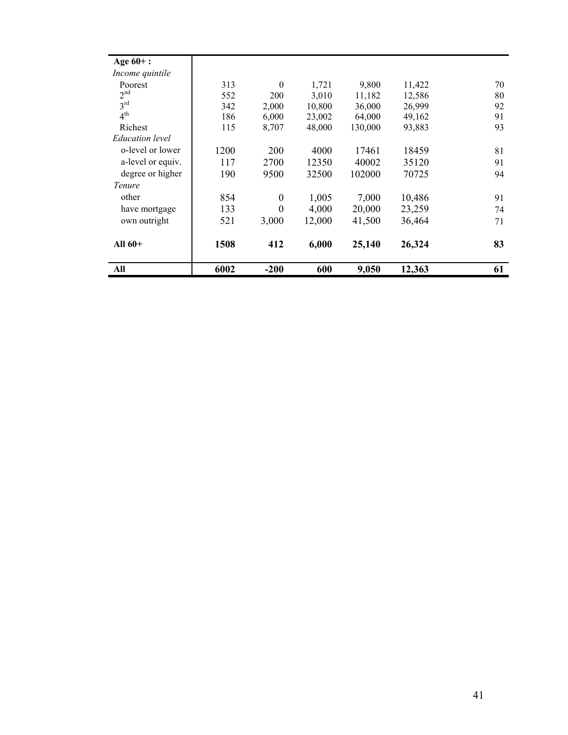| | | | | | | |
|---|---|---|---|---|---|---|
| **Age 60+ :** | | | | | | |
| *Income quintile* | | | | | | |
| Poorest | 313 | 0 | 1,721 | 9,800 | 11,422 | 70 |
| 2nd | 552 | 200 | 3,010 | 11,182 | 12,586 | 80 |
| 3rd | 342 | 2,000 | 10,800 | 36,000 | 26,999 | 92 |
| 4th | 186 | 6,000 | 23,002 | 64,000 | 49,162 | 91 |
| Richest | 115 | 8,707 | 48,000 | 130,000 | 93,883 | 93 |
| *Education level* | | | | | | |
| o-level or lower | 1200 | 200 | 4000 | 17461 | 18459 | 81 |
| a-level or equiv. | 117 | 2700 | 12350 | 40002 | 35120 | 91 |
| degree or higher | 190 | 9500 | 32500 | 102000 | 70725 | 94 |
| *Tenure* | | | | | | |
| other | 854 | 0 | 1,005 | 7,000 | 10,486 | 91 |
| have mortgage | 133 | 0 | 4,000 | 20,000 | 23,259 | 74 |
| own outright | 521 | 3,000 | 12,000 | 41,500 | 36,464 | 71 |
| **All 60+** | **1508** | **412** | **6,000** | **25,140** | **26,324** | **83** |
| **All** | **6002** | **-200** | **600** | **9,050** | **12,363** | **61** |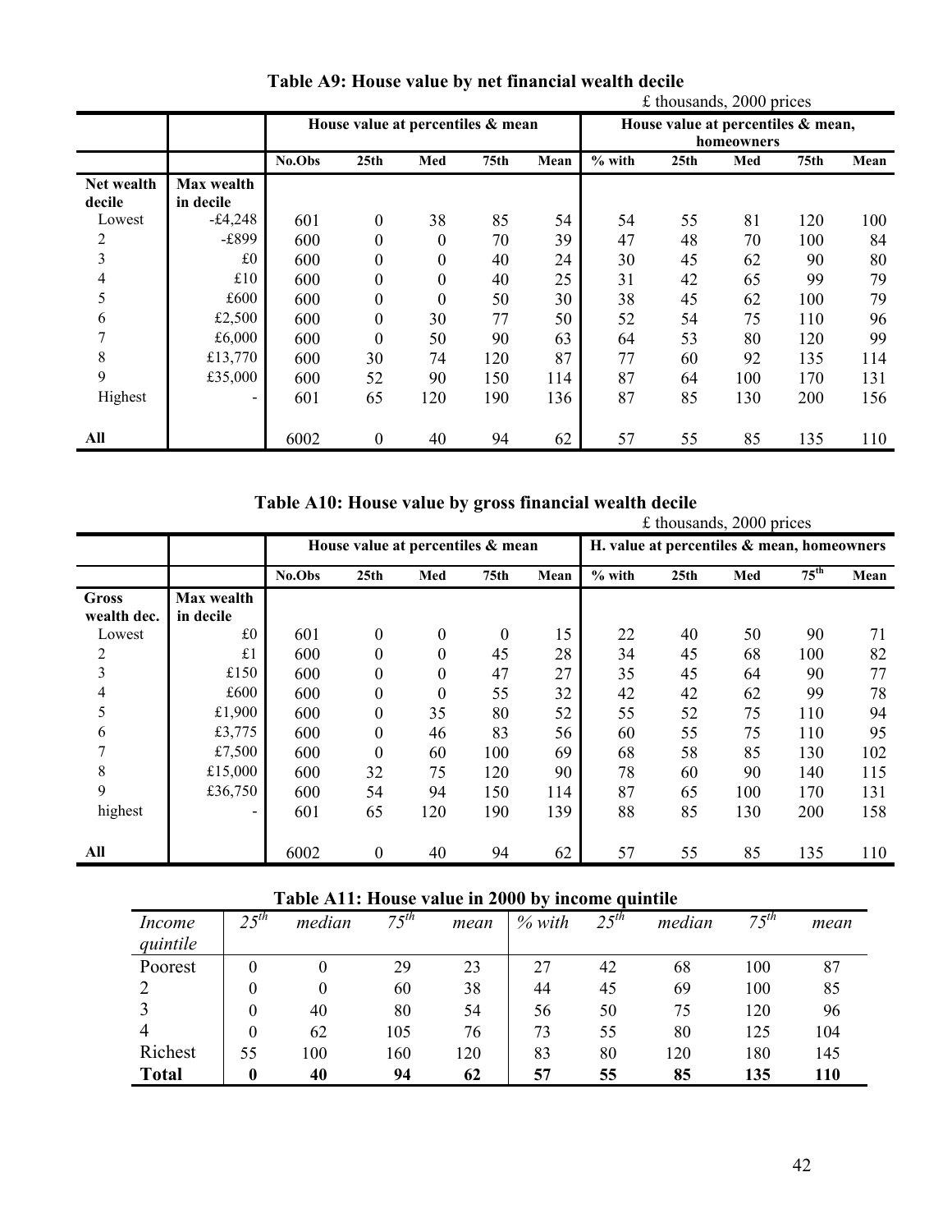## Table A9: House value by net financial wealth decile

£ thousands, 2000 prices

| | | House value at percentiles & mean | | | | | House value at percentiles & mean, homeowners | | | | |
|---|---|---|---|---|---|---|---|---|---|---|---|
| | | No.Obs | 25th | Med | 75th | Mean | % with | 25th | Med | 75th | Mean |
| **Net wealth decile** | **Max wealth in decile** | | | | | | | | | | |
| Lowest | -£4,248 | 601 | 0 | 38 | 85 | 54 | 54 | 55 | 81 | 120 | 100 |
| 2 | -£899 | 600 | 0 | 0 | 70 | 39 | 47 | 48 | 70 | 100 | 84 |
| 3 | £0 | 600 | 0 | 0 | 40 | 24 | 30 | 45 | 62 | 90 | 80 |
| 4 | £10 | 600 | 0 | 0 | 40 | 25 | 31 | 42 | 65 | 99 | 79 |
| 5 | £600 | 600 | 0 | 0 | 50 | 30 | 38 | 45 | 62 | 100 | 79 |
| 6 | £2,500 | 600 | 0 | 30 | 77 | 50 | 52 | 54 | 75 | 110 | 96 |
| 7 | £6,000 | 600 | 0 | 50 | 90 | 63 | 64 | 53 | 80 | 120 | 99 |
| 8 | £13,770 | 600 | 30 | 74 | 120 | 87 | 77 | 60 | 92 | 135 | 114 |
| 9 | £35,000 | 600 | 52 | 90 | 150 | 114 | 87 | 64 | 100 | 170 | 131 |
| Highest | - | 601 | 65 | 120 | 190 | 136 | 87 | 85 | 130 | 200 | 156 |
| **All** | | 6002 | 0 | 40 | 94 | 62 | 57 | 55 | 85 | 135 | 110 |

## Table A10: House value by gross financial wealth decile

£ thousands, 2000 prices

| | | House value at percentiles & mean | | | | | H. value at percentiles & mean, homeowners | | | | |
|---|---|---|---|---|---|---|---|---|---|---|---|
| | | No.Obs | 25th | Med | 75th | Mean | % with | 25th | Med | 75th | Mean |
| **Gross wealth dec.** | **Max wealth in decile** | | | | | | | | | | |
| Lowest | £0 | 601 | 0 | 0 | 0 | 15 | 22 | 40 | 50 | 90 | 71 |
| 2 | £1 | 600 | 0 | 0 | 45 | 28 | 34 | 45 | 68 | 100 | 82 |
| 3 | £150 | 600 | 0 | 0 | 47 | 27 | 35 | 45 | 64 | 90 | 77 |
| 4 | £600 | 600 | 0 | 0 | 55 | 32 | 42 | 42 | 62 | 99 | 78 |
| 5 | £1,900 | 600 | 0 | 35 | 80 | 52 | 55 | 52 | 75 | 110 | 94 |
| 6 | £3,775 | 600 | 0 | 46 | 83 | 56 | 60 | 55 | 75 | 110 | 95 |
| 7 | £7,500 | 600 | 0 | 60 | 100 | 69 | 68 | 58 | 85 | 130 | 102 |
| 8 | £15,000 | 600 | 32 | 75 | 120 | 90 | 78 | 60 | 90 | 140 | 115 |
| 9 | £36,750 | 600 | 54 | 94 | 150 | 114 | 87 | 65 | 100 | 170 | 131 |
| highest | - | 601 | 65 | 120 | 190 | 139 | 88 | 85 | 130 | 200 | 158 |
| **All** | | 6002 | 0 | 40 | 94 | 62 | 57 | 55 | 85 | 135 | 110 |

## Table A11: House value in 2000 by income quintile

| *Income quintile* | *25th* | *median* | *75th* | *mean* | *% with* | *25th* | *median* | *75th* | *mean* |
|---|---|---|---|---|---|---|---|---|---|
| Poorest | 0 | 0 | 29 | 23 | 27 | 42 | 68 | 100 | 87 |
| 2 | 0 | 0 | 60 | 38 | 44 | 45 | 69 | 100 | 85 |
| 3 | 0 | 40 | 80 | 54 | 56 | 50 | 75 | 120 | 96 |
| 4 | 0 | 62 | 105 | 76 | 73 | 55 | 80 | 125 | 104 |
| Richest | 55 | 100 | 160 | 120 | 83 | 80 | 120 | 180 | 145 |
| **Total** | **0** | **40** | **94** | **62** | **57** | **55** | **85** | **135** | **110** |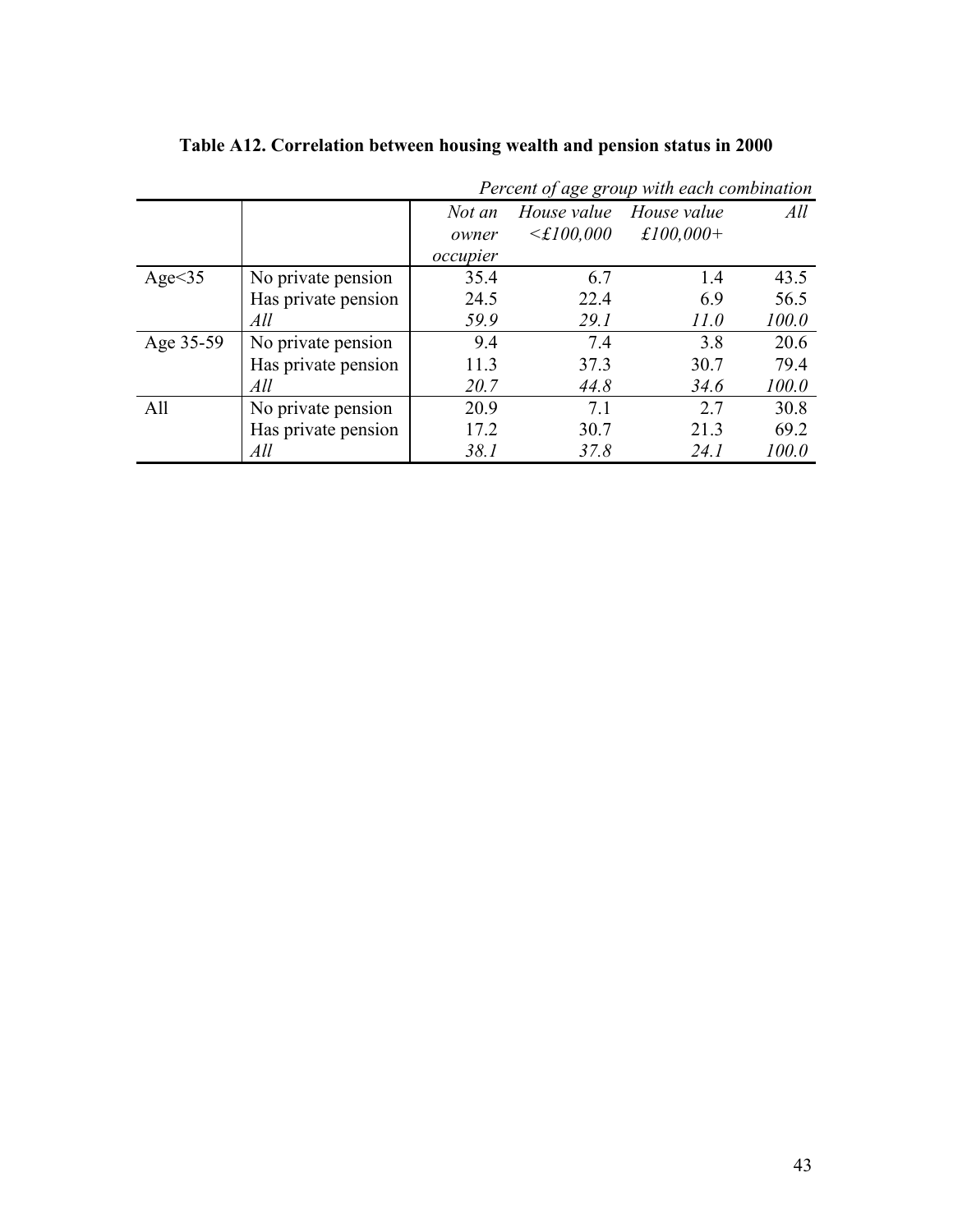**Table A12. Correlation between housing wealth and pension status in 2000**

*Percent of age group with each combination*

| | | *Not an owner occupier* | *House value <£100,000* | *House value £100,000+* | *All* |
|---|---|---|---|---|---|
| Age<35 | No private pension | 35.4 | 6.7 | 1.4 | 43.5 |
| | Has private pension | 24.5 | 22.4 | 6.9 | 56.5 |
| | *All* | *59.9* | *29.1* | *11.0* | *100.0* |
| Age 35-59 | No private pension | 9.4 | 7.4 | 3.8 | 20.6 |
| | Has private pension | 11.3 | 37.3 | 30.7 | 79.4 |
| | *All* | *20.7* | *44.8* | *34.6* | *100.0* |
| All | No private pension | 20.9 | 7.1 | 2.7 | 30.8 |
| | Has private pension | 17.2 | 30.7 | 21.3 | 69.2 |
| | *All* | *38.1* | *37.8* | *24.1* | *100.0* |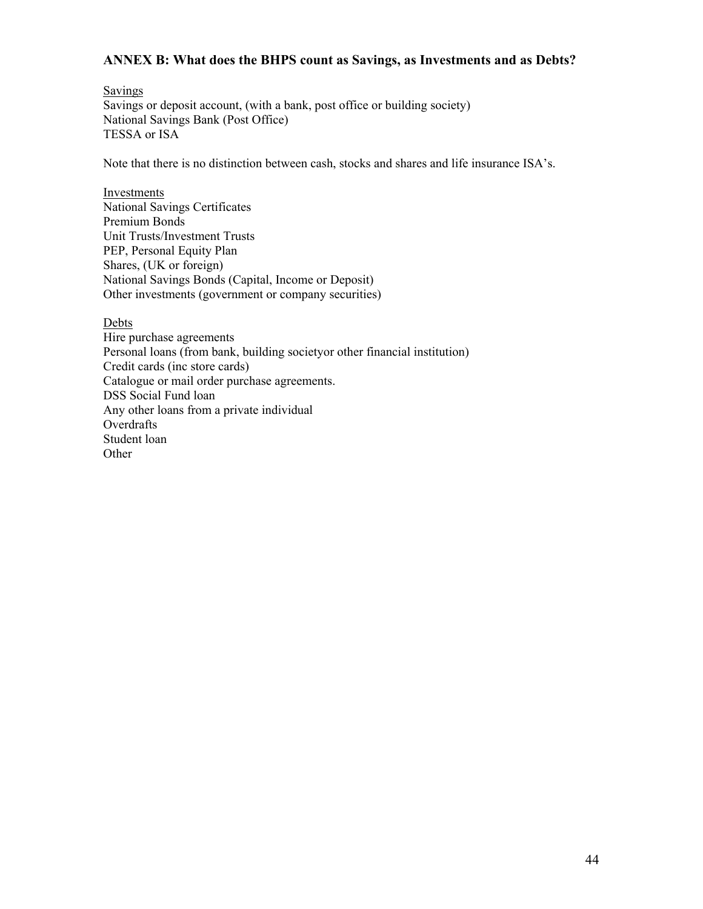## ANNEX B: What does the BHPS count as Savings, as Investments and as Debts?

<u>Savings</u>
Savings or deposit account, (with a bank, post office or building society)
National Savings Bank (Post Office)
TESSA or ISA

Note that there is no distinction between cash, stocks and shares and life insurance ISA's.

<u>Investments</u>
National Savings Certificates
Premium Bonds
Unit Trusts/Investment Trusts
PEP, Personal Equity Plan
Shares, (UK or foreign)
National Savings Bonds (Capital, Income or Deposit)
Other investments (government or company securities)

<u>Debts</u>
Hire purchase agreements
Personal loans (from bank, building societyor other financial institution)
Credit cards (inc store cards)
Catalogue or mail order purchase agreements.
DSS Social Fund loan
Any other loans from a private individual
Overdrafts
Student loan
Other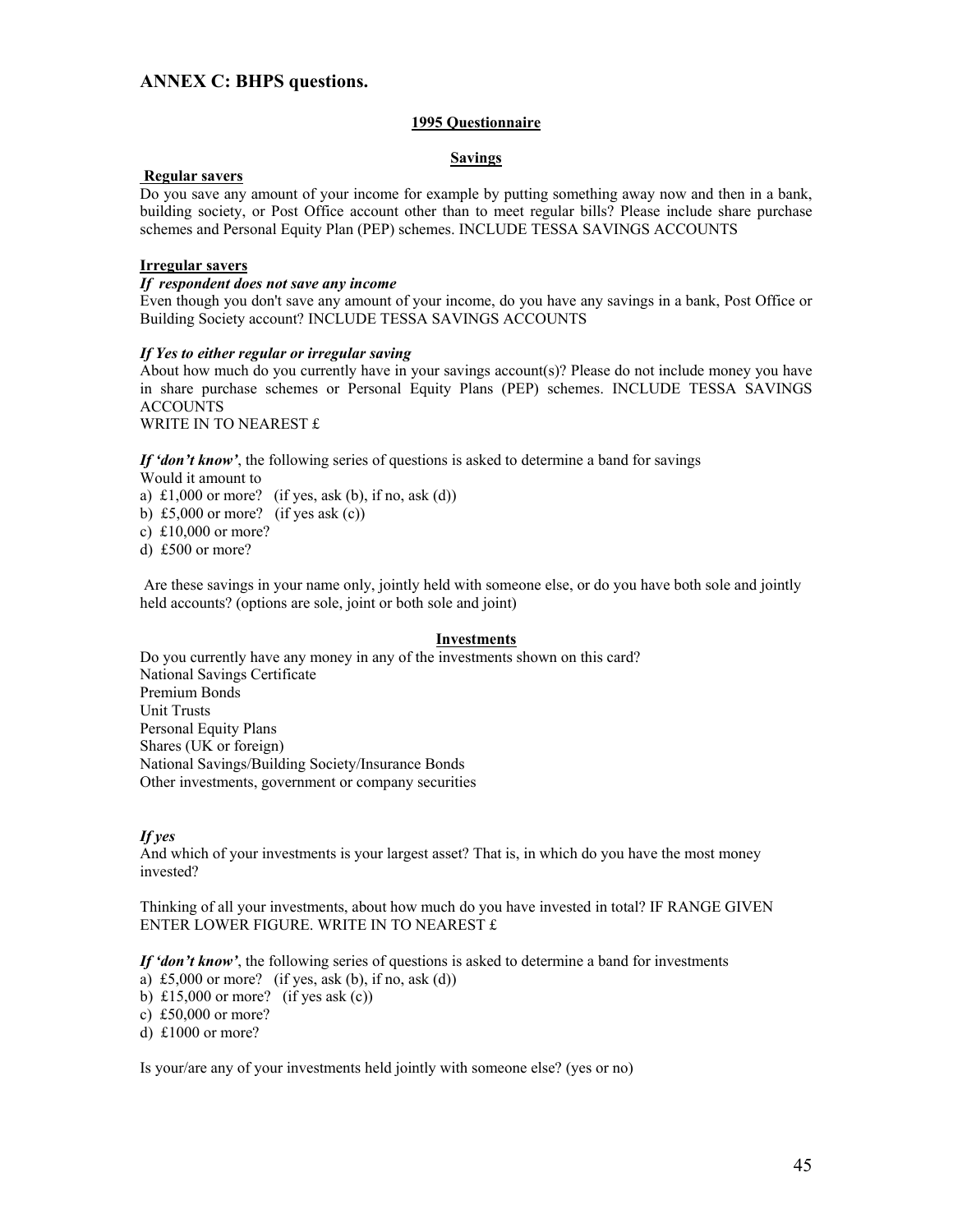## ANNEX C: BHPS questions.

### 1995 Questionnaire

#### Savings

**Regular savers**

Do you save any amount of your income for example by putting something away now and then in a bank, building society, or Post Office account other than to meet regular bills? Please include share purchase schemes and Personal Equity Plan (PEP) schemes. INCLUDE TESSA SAVINGS ACCOUNTS

**Irregular savers**

***If respondent does not save any income***

Even though you don't save any amount of your income, do you have any savings in a bank, Post Office or Building Society account? INCLUDE TESSA SAVINGS ACCOUNTS

***If Yes to either regular or irregular saving***

About how much do you currently have in your savings account(s)? Please do not include money you have in share purchase schemes or Personal Equity Plans (PEP) schemes. INCLUDE TESSA SAVINGS ACCOUNTS

WRITE IN TO NEAREST £

***If 'don't know'***, the following series of questions is asked to determine a band for savings

Would it amount to

a) £1,000 or more? (if yes, ask (b), if no, ask (d))

b) £5,000 or more? (if yes ask (c))

c) £10,000 or more?

d) £500 or more?

Are these savings in your name only, jointly held with someone else, or do you have both sole and jointly held accounts? (options are sole, joint or both sole and joint)

#### Investments

Do you currently have any money in any of the investments shown on this card?

National Savings Certificate

Premium Bonds

Unit Trusts

Personal Equity Plans

Shares (UK or foreign)

National Savings/Building Society/Insurance Bonds

Other investments, government or company securities

***If yes***

And which of your investments is your largest asset? That is, in which do you have the most money invested?

Thinking of all your investments, about how much do you have invested in total? IF RANGE GIVEN ENTER LOWER FIGURE. WRITE IN TO NEAREST £

***If 'don't know'***, the following series of questions is asked to determine a band for investments

a) £5,000 or more? (if yes, ask (b), if no, ask (d))

b) £15,000 or more? (if yes ask (c))

c) £50,000 or more?

d) £1000 or more?

Is your/are any of your investments held jointly with someone else? (yes or no)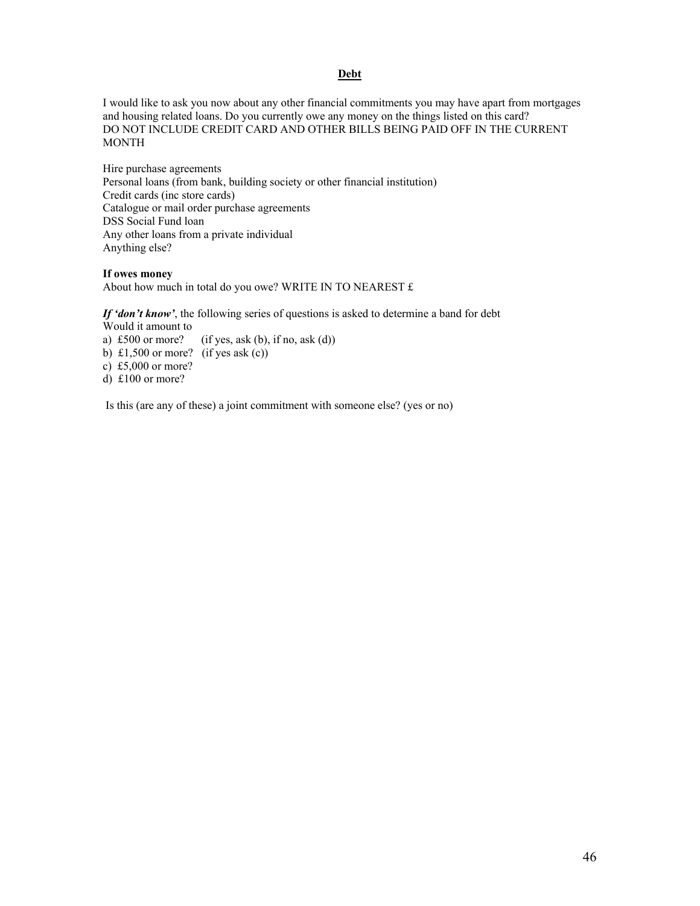## Debt

I would like to ask you now about any other financial commitments you may have apart from mortgages and housing related loans. Do you currently owe any money on the things listed on this card?
DO NOT INCLUDE CREDIT CARD AND OTHER BILLS BEING PAID OFF IN THE CURRENT MONTH

Hire purchase agreements
Personal loans (from bank, building society or other financial institution)
Credit cards (inc store cards)
Catalogue or mail order purchase agreements
DSS Social Fund loan
Any other loans from a private individual
Anything else?

**If owes money**
About how much in total do you owe? WRITE IN TO NEAREST £

***If 'don't know'***, the following series of questions is asked to determine a band for debt
Would it amount to
a) £500 or more? (if yes, ask (b), if no, ask (d))
b) £1,500 or more? (if yes ask (c))
c) £5,000 or more?
d) £100 or more?

Is this (are any of these) a joint commitment with someone else? (yes or no)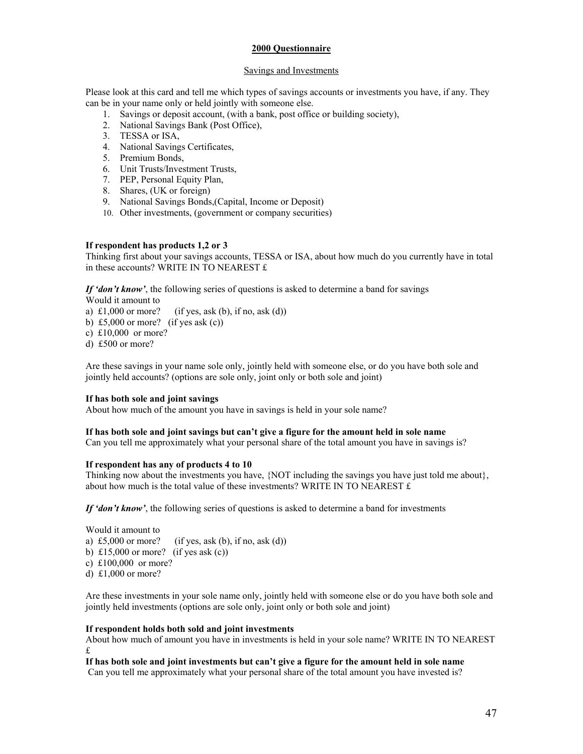**2000 Questionnaire**

Savings and Investments

Please look at this card and tell me which types of savings accounts or investments you have, if any. They can be in your name only or held jointly with someone else.

1. Savings or deposit account, (with a bank, post office or building society),
2. National Savings Bank (Post Office),
3. TESSA or ISA,
4. National Savings Certificates,
5. Premium Bonds,
6. Unit Trusts/Investment Trusts,
7. PEP, Personal Equity Plan,
8. Shares, (UK or foreign)
9. National Savings Bonds,(Capital, Income or Deposit)
10. Other investments, (government or company securities)

**If respondent has products 1,2 or 3**
Thinking first about your savings accounts, TESSA or ISA, about how much do you currently have in total in these accounts? WRITE IN TO NEAREST £

***If 'don't know'***, the following series of questions is asked to determine a band for savings
Would it amount to
a) £1,000 or more? (if yes, ask (b), if no, ask (d))
b) £5,000 or more? (if yes ask (c))
c) £10,000 or more?
d) £500 or more?

Are these savings in your name sole only, jointly held with someone else, or do you have both sole and jointly held accounts? (options are sole only, joint only or both sole and joint)

**If has both sole and joint savings**
About how much of the amount you have in savings is held in your sole name?

**If has both sole and joint savings but can't give a figure for the amount held in sole name**
Can you tell me approximately what your personal share of the total amount you have in savings is?

**If respondent has any of products 4 to 10**
Thinking now about the investments you have, {NOT including the savings you have just told me about}, about how much is the total value of these investments? WRITE IN TO NEAREST £

***If 'don't know'***, the following series of questions is asked to determine a band for investments

Would it amount to
a) £5,000 or more? (if yes, ask (b), if no, ask (d))
b) £15,000 or more? (if yes ask (c))
c) £100,000 or more?
d) £1,000 or more?

Are these investments in your sole name only, jointly held with someone else or do you have both sole and jointly held investments (options are sole only, joint only or both sole and joint)

**If respondent holds both sold and joint investments**
About how much of amount you have in investments is held in your sole name? WRITE IN TO NEAREST £

**If has both sole and joint investments but can't give a figure for the amount held in sole name**
Can you tell me approximately what your personal share of the total amount you have invested is?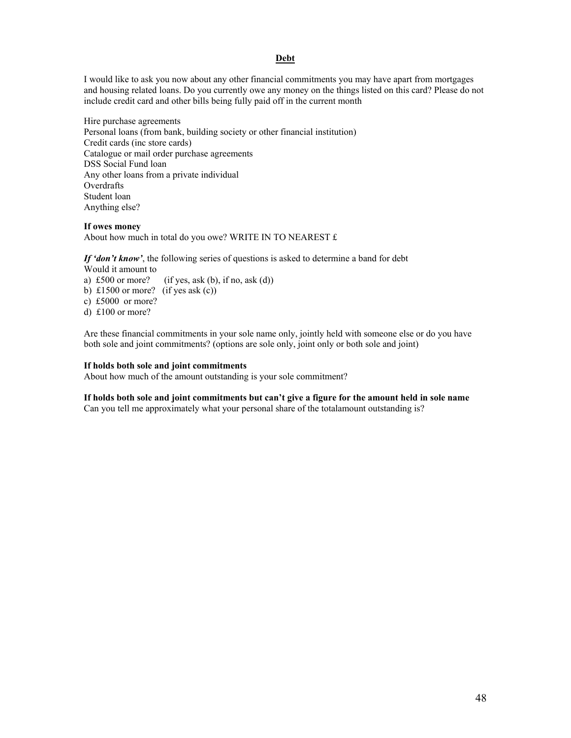## Debt

I would like to ask you now about any other financial commitments you may have apart from mortgages and housing related loans. Do you currently owe any money on the things listed on this card? Please do not include credit card and other bills being fully paid off in the current month

Hire purchase agreements
Personal loans (from bank, building society or other financial institution)
Credit cards (inc store cards)
Catalogue or mail order purchase agreements
DSS Social Fund loan
Any other loans from a private individual
Overdrafts
Student loan
Anything else?

**If owes money**
About how much in total do you owe? WRITE IN TO NEAREST £

***If 'don't know'***, the following series of questions is asked to determine a band for debt
Would it amount to
a) £500 or more? (if yes, ask (b), if no, ask (d))
b) £1500 or more? (if yes ask (c))
c) £5000 or more?
d) £100 or more?

Are these financial commitments in your sole name only, jointly held with someone else or do you have both sole and joint commitments? (options are sole only, joint only or both sole and joint)

**If holds both sole and joint commitments**
About how much of the amount outstanding is your sole commitment?

**If holds both sole and joint commitments but can't give a figure for the amount held in sole name**
Can you tell me approximately what your personal share of the totalamount outstanding is?